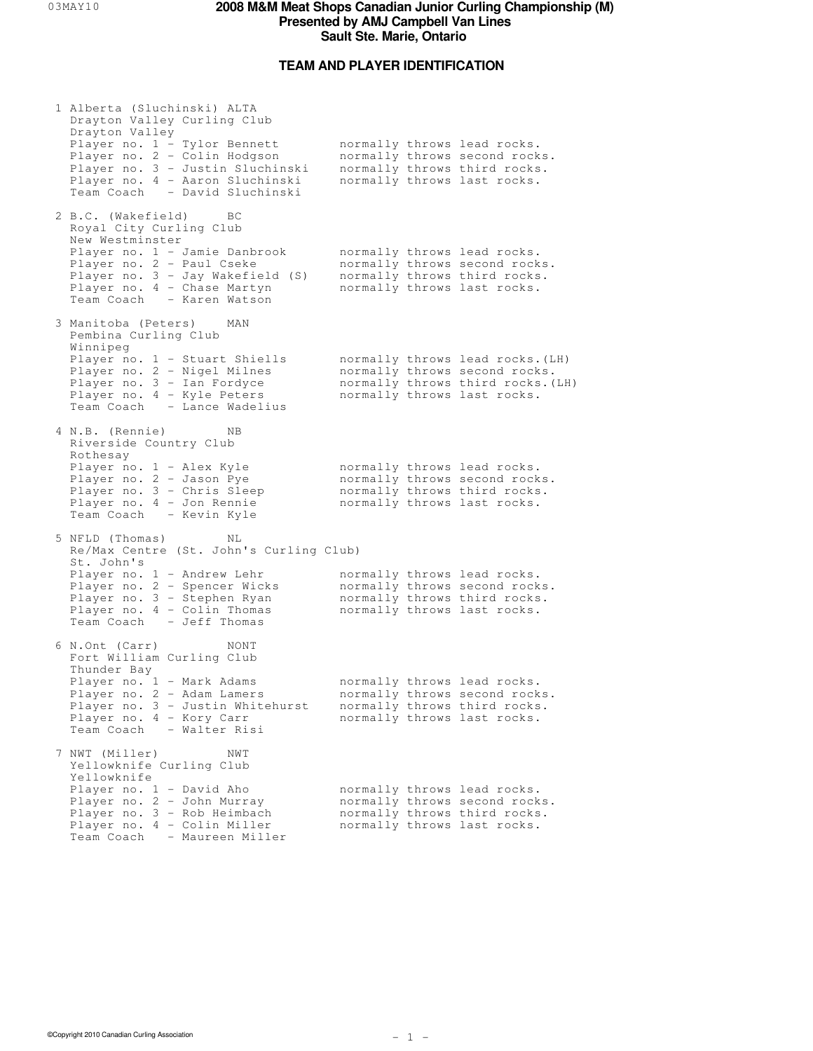# 2008 M&M Meat Shops Canadian Junior Curling Championship (M)
## Presented by AMJ Campbell Van Lines
## Sault Ste. Marie, Ontario

### TEAM AND PLAYER IDENTIFICATION

1 Alberta (Sluchinski) ALTA
Drayton Valley Curling Club
Drayton Valley
Player no. 1 - Tylor Bennett — normally throws lead rocks.
Player no. 2 - Colin Hodgson — normally throws second rocks.
Player no. 3 - Justin Sluchinski — normally throws third rocks.
Player no. 4 - Aaron Sluchinski — normally throws last rocks.
Team Coach - David Sluchinski

2 B.C. (Wakefield) BC
Royal City Curling Club
New Westminster
Player no. 1 - Jamie Danbrook — normally throws lead rocks.
Player no. 2 - Paul Cseke — normally throws second rocks.
Player no. 3 - Jay Wakefield (S) — normally throws third rocks.
Player no. 4 - Chase Martyn — normally throws last rocks.
Team Coach - Karen Watson

3 Manitoba (Peters) MAN
Pembina Curling Club
Winnipeg
Player no. 1 - Stuart Shiells — normally throws lead rocks.(LH)
Player no. 2 - Nigel Milnes — normally throws second rocks.
Player no. 3 - Ian Fordyce — normally throws third rocks.(LH)
Player no. 4 - Kyle Peters — normally throws last rocks.
Team Coach - Lance Wadelius

4 N.B. (Rennie) NB
Riverside Country Club
Rothesay
Player no. 1 - Alex Kyle — normally throws lead rocks.
Player no. 2 - Jason Pye — normally throws second rocks.
Player no. 3 - Chris Sleep — normally throws third rocks.
Player no. 4 - Jon Rennie — normally throws last rocks.
Team Coach - Kevin Kyle

5 NFLD (Thomas) NL
Re/Max Centre (St. John's Curling Club)
St. John's
Player no. 1 - Andrew Lehr — normally throws lead rocks.
Player no. 2 - Spencer Wicks — normally throws second rocks.
Player no. 3 - Stephen Ryan — normally throws third rocks.
Player no. 4 - Colin Thomas — normally throws last rocks.
Team Coach - Jeff Thomas

6 N.Ont (Carr) NONT
Fort William Curling Club
Thunder Bay
Player no. 1 - Mark Adams — normally throws lead rocks.
Player no. 2 - Adam Lamers — normally throws second rocks.
Player no. 3 - Justin Whitehurst — normally throws third rocks.
Player no. 4 - Kory Carr — normally throws last rocks.
Team Coach - Walter Risi

7 NWT (Miller) NWT
Yellowknife Curling Club
Yellowknife
Player no. 1 - David Aho — normally throws lead rocks.
Player no. 2 - John Murray — normally throws second rocks.
Player no. 3 - Rob Heimbach — normally throws third rocks.
Player no. 4 - Colin Miller — normally throws last rocks.
Team Coach - Maureen Miller

©Copyright 2010 Canadian Curling Association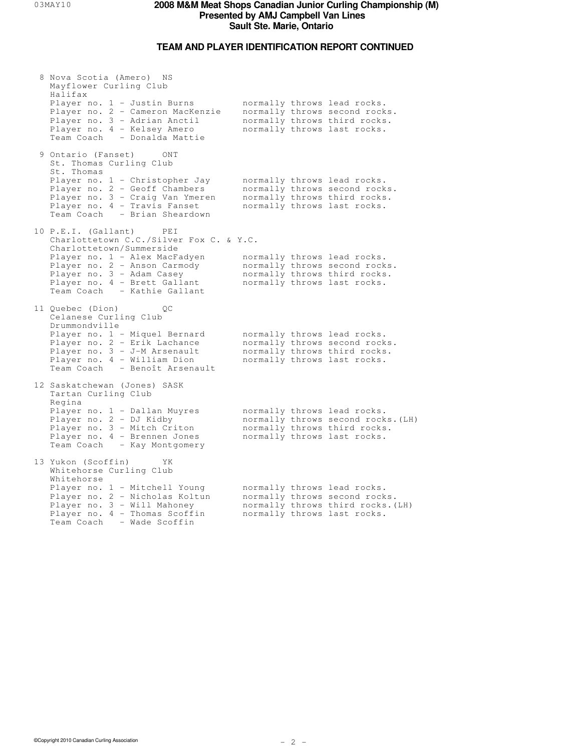# 2008 M&M Meat Shops Canadian Junior Curling Championship (M)
## Presented by AMJ Campbell Van Lines
## Sault Ste. Marie, Ontario

### TEAM AND PLAYER IDENTIFICATION REPORT CONTINUED

```
 8 Nova Scotia (Amero)  NS
   Mayflower Curling Club
   Halifax
   Player no. 1 - Justin Burns          normally throws lead rocks.
   Player no. 2 - Cameron MacKenzie     normally throws second rocks.
   Player no. 3 - Adrian Anctil         normally throws third rocks.
   Player no. 4 - Kelsey Amero          normally throws last rocks.
   Team Coach   - Donalda Mattie

 9 Ontario (Fanset)     ONT
   St. Thomas Curling Club
   St. Thomas
   Player no. 1 - Christopher Jay       normally throws lead rocks.
   Player no. 2 - Geoff Chambers        normally throws second rocks.
   Player no. 3 - Craig Van Ymeren      normally throws third rocks.
   Player no. 4 - Travis Fanset         normally throws last rocks.
   Team Coach   - Brian Sheardown

10 P.E.I. (Gallant)     PEI
   Charlottetown C.C./Silver Fox C. & Y.C.
   Charlottetown/Summerside
   Player no. 1 - Alex MacFadyen        normally throws lead rocks.
   Player no. 2 - Anson Carmody         normally throws second rocks.
   Player no. 3 - Adam Casey            normally throws third rocks.
   Player no. 4 - Brett Gallant         normally throws last rocks.
   Team Coach   - Kathie Gallant

11 Quebec (Dion)        QC
   Celanese Curling Club
   Drummondville
   Player no. 1 - Miquel Bernard        normally throws lead rocks.
   Player no. 2 - Erik Lachance         normally throws second rocks.
   Player no. 3 - J-M Arsenault         normally throws third rocks.
   Player no. 4 - William Dion          normally throws last rocks.
   Team Coach   - Benoît Arsenault

12 Saskatchewan (Jones) SASK
   Tartan Curling Club
   Regina
   Player no. 1 - Dallan Muyres         normally throws lead rocks.
   Player no. 2 - DJ Kidby              normally throws second rocks.(LH)
   Player no. 3 - Mitch Criton          normally throws third rocks.
   Player no. 4 - Brennen Jones         normally throws last rocks.
   Team Coach   - Kay Montgomery

13 Yukon (Scoffin)      YK
   Whitehorse Curling Club
   Whitehorse
   Player no. 1 - Mitchell Young        normally throws lead rocks.
   Player no. 2 - Nicholas Koltun       normally throws second rocks.
   Player no. 3 - Will Mahoney          normally throws third rocks.(LH)
   Player no. 4 - Thomas Scoffin        normally throws last rocks.
   Team Coach   - Wade Scoffin
```

©Copyright 2010 Canadian Curling Association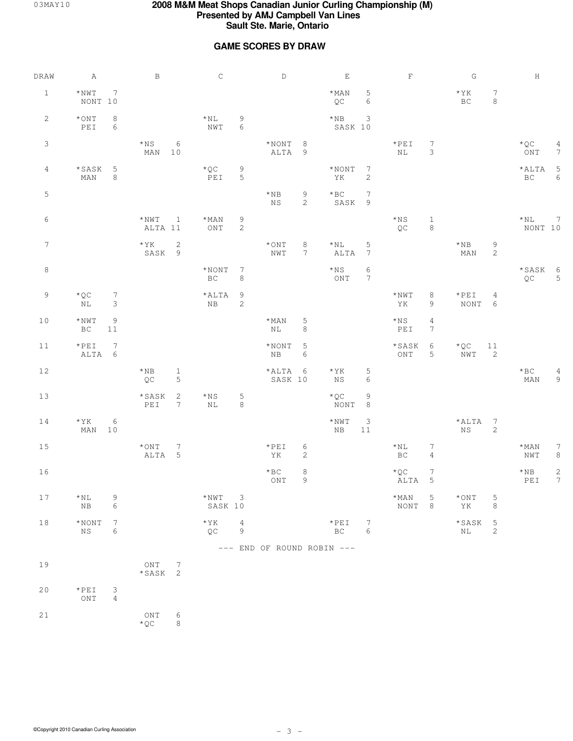# 2008 M&M Meat Shops Canadian Junior Curling Championship (M)

**Presented by AMJ Campbell Van Lines**

**Sault Ste. Marie, Ontario**

## GAME SCORES BY DRAW

| DRAW | A | B | C | D | E | F | G | H |
|---|---|---|---|---|---|---|---|---|
| 1 | *NWT 7<br>NONT 10 | | | | *MAN 5<br>QC 6 | | *YK 7<br>BC 8 | |
| 2 | *ONT 8<br>PEI 6 | | *NL 9<br>NWT 6 | | *NB 3<br>SASK 10 | | | |
| 3 | | *NS 6<br>MAN 10 | | *NONT 8<br>ALTA 9 | | *PEI 7<br>NL 3 | | *QC 4<br>ONT 7 |
| 4 | *SASK 5<br>MAN 8 | | *QC 9<br>PEI 5 | | *NONT 7<br>YK 2 | | | *ALTA 5<br>BC 6 |
| 5 | | | | *NB 9<br>NS 2 | *BC 7<br>SASK 9 | | | |
| 6 | | *NWT 1<br>ALTA 11 | *MAN 9<br>ONT 2 | | | *NS 1<br>QC 8 | | *NL 7<br>NONT 10 |
| 7 | | *YK 2<br>SASK 9 | | *ONT 8<br>NWT 7 | *NL 5<br>ALTA 7 | | *NB 9<br>MAN 2 | |
| 8 | | | *NONT 7<br>BC 8 | | *NS 6<br>ONT 7 | | | *SASK 6<br>QC 5 |
| 9 | *QC 7<br>NL 3 | | *ALTA 9<br>NB 2 | | | *NWT 8<br>YK 9 | *PEI 4<br>NONT 6 | |
| 10 | *NWT 9<br>BC 11 | | | *MAN 5<br>NL 8 | | *NS 4<br>PEI 7 | | |
| 11 | *PEI 7<br>ALTA 6 | | | *NONT 5<br>NB 6 | | *SASK 6<br>ONT 5 | *QC 11<br>NWT 2 | |
| 12 | | *NB 1<br>QC 5 | | *ALTA 6<br>SASK 10 | *YK 5<br>NS 6 | | | *BC 4<br>MAN 9 |
| 13 | | *SASK 2<br>PEI 7 | *NS 5<br>NL 8 | | *QC 9<br>NONT 8 | | | |
| 14 | *YK 6<br>MAN 10 | | | | *NWT 3<br>NB 11 | | *ALTA 7<br>NS 2 | |
| 15 | | *ONT 7<br>ALTA 5 | | *PEI 6<br>YK 2 | | *NL 7<br>BC 4 | | *MAN 7<br>NWT 8 |
| 16 | | | | *BC 8<br>ONT 9 | | *QC 7<br>ALTA 5 | | *NB 2<br>PEI 7 |
| 17 | *NL 9<br>NB 6 | | *NWT 3<br>SASK 10 | | | *MAN 5<br>NONT 8 | *ONT 5<br>YK 8 | |
| 18 | *NONT 7<br>NS 6 | | *YK 4<br>QC 9 | | *PEI 7<br>BC 6 | | *SASK 5<br>NL 2 | |

--- END OF ROUND ROBIN ---

| DRAW | A | B | C | D | E | F | G | H |
|---|---|---|---|---|---|---|---|---|
| 19 | | ONT 7<br>*SASK 2 | | | | | | |
| 20 | *PEI 3<br>ONT 4 | | | | | | | |
| 21 | | ONT 6<br>*QC 8 | | | | | | |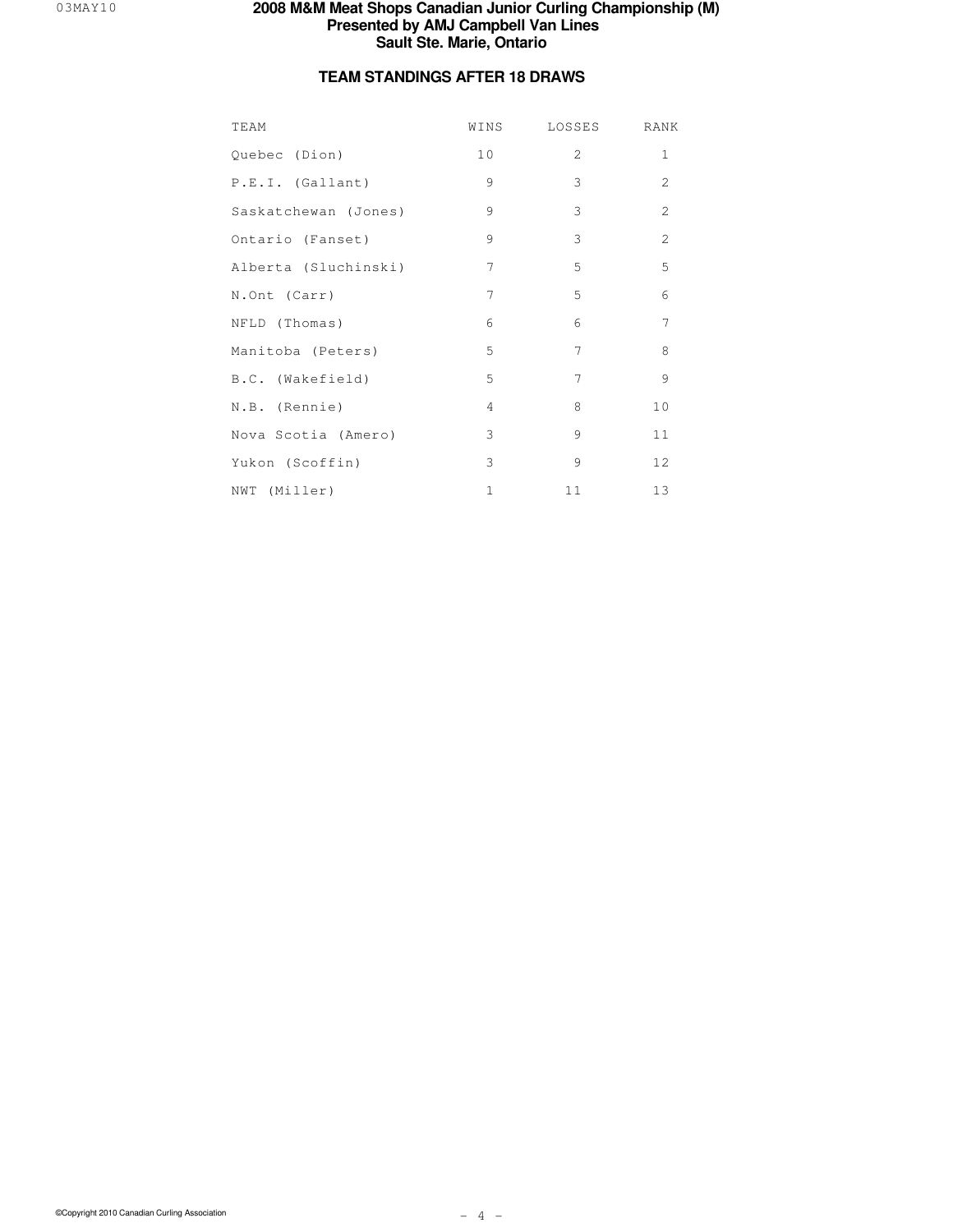# 2008 M&M Meat Shops Canadian Junior Curling Championship (M)
## Presented by AMJ Campbell Van Lines
## Sault Ste. Marie, Ontario

### TEAM STANDINGS AFTER 18 DRAWS

| TEAM | WINS | LOSSES | RANK |
|---|---|---|---|
| Quebec (Dion) | 10 | 2 | 1 |
| P.E.I. (Gallant) | 9 | 3 | 2 |
| Saskatchewan (Jones) | 9 | 3 | 2 |
| Ontario (Fanset) | 9 | 3 | 2 |
| Alberta (Sluchinski) | 7 | 5 | 5 |
| N.Ont (Carr) | 7 | 5 | 6 |
| NFLD (Thomas) | 6 | 6 | 7 |
| Manitoba (Peters) | 5 | 7 | 8 |
| B.C. (Wakefield) | 5 | 7 | 9 |
| N.B. (Rennie) | 4 | 8 | 10 |
| Nova Scotia (Amero) | 3 | 9 | 11 |
| Yukon (Scoffin) | 3 | 9 | 12 |
| NWT (Miller) | 1 | 11 | 13 |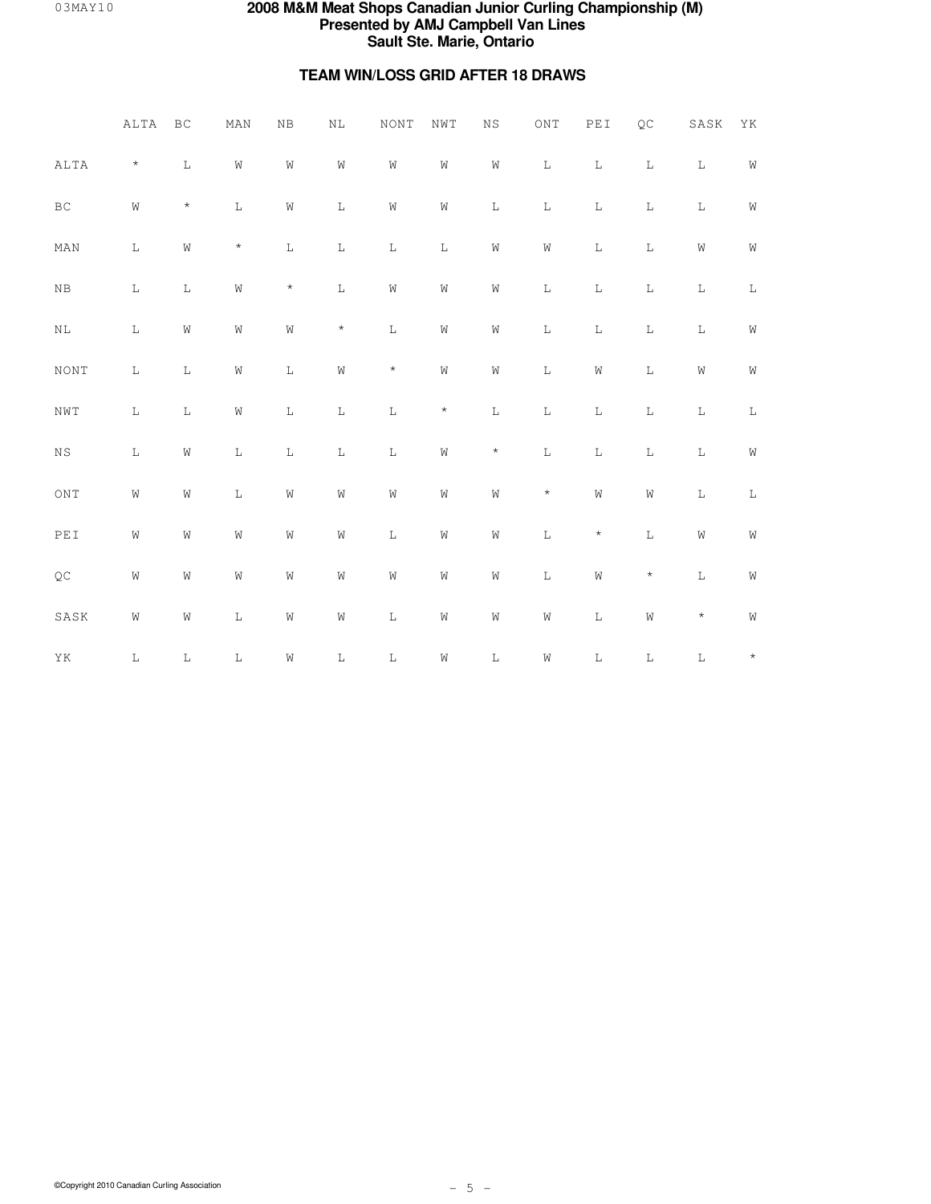# 2008 M&M Meat Shops Canadian Junior Curling Championship (M)
## Presented by AMJ Campbell Van Lines
## Sault Ste. Marie, Ontario

### TEAM WIN/LOSS GRID AFTER 18 DRAWS

| | ALTA | BC | MAN | NB | NL | NONT | NWT | NS | ONT | PEI | QC | SASK | YK |
|---|---|---|---|---|---|---|---|---|---|---|---|---|---|
| ALTA | * | L | W | W | W | W | W | W | L | L | L | L | W |
| BC | W | * | L | W | L | W | W | L | L | L | L | L | W |
| MAN | L | W | * | L | L | L | L | W | W | L | L | W | W |
| NB | L | L | W | * | L | W | W | W | L | L | L | L | L |
| NL | L | W | W | W | * | L | W | W | L | L | L | L | W |
| NONT | L | L | W | L | W | * | W | W | L | W | L | W | W |
| NWT | L | L | W | L | L | L | * | L | L | L | L | L | L |
| NS | L | W | L | L | L | L | W | * | L | L | L | L | W |
| ONT | W | W | L | W | W | W | W | W | * | W | W | L | L |
| PEI | W | W | W | W | W | L | W | W | L | * | L | W | W |
| QC | W | W | W | W | W | W | W | W | L | W | * | L | W |
| SASK | W | W | L | W | W | L | W | W | W | L | W | * | W |
| YK | L | L | L | W | L | L | W | L | W | L | L | L | * |

©Copyright 2010 Canadian Curling Association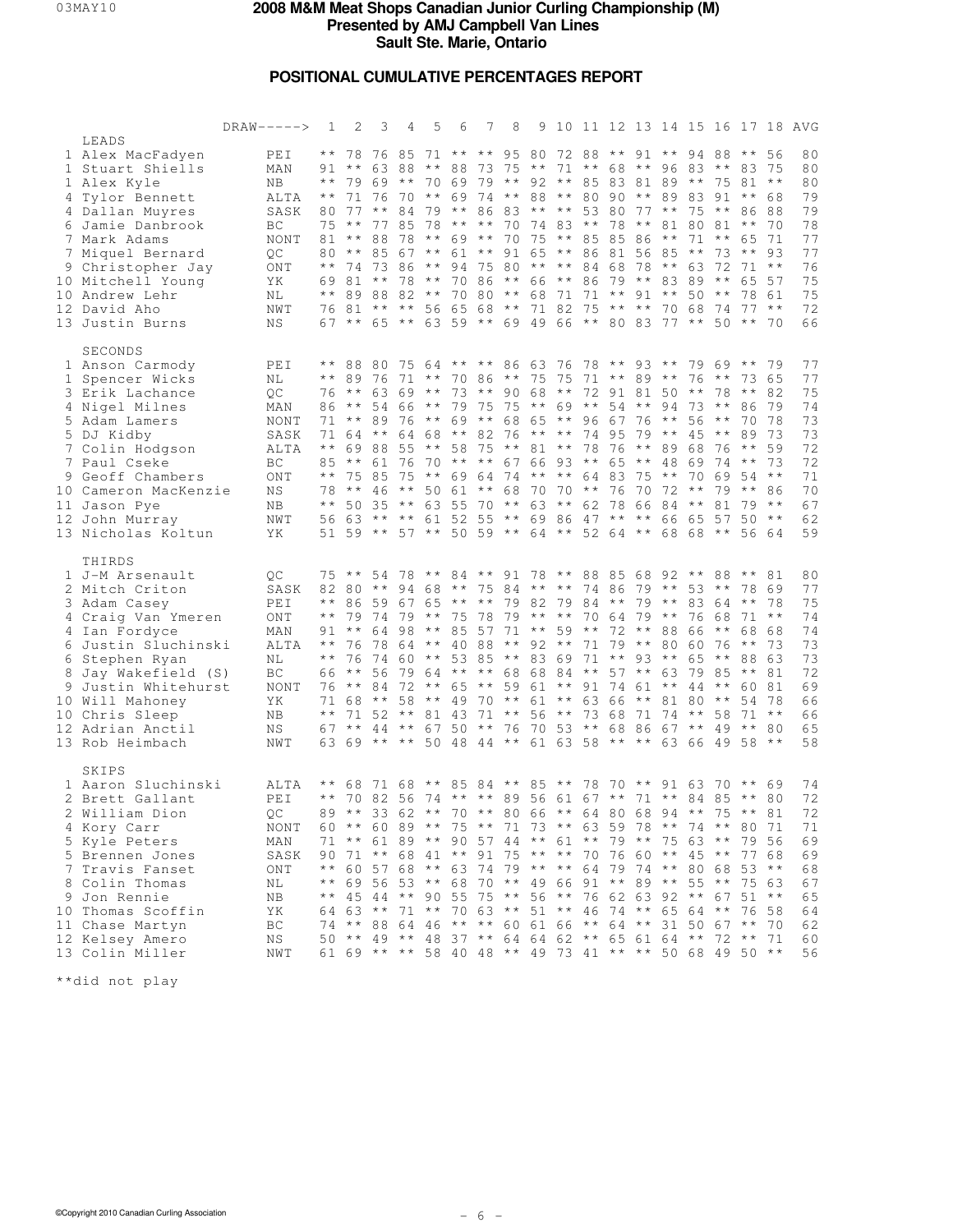# 2008 M&M Meat Shops Canadian Junior Curling Championship (M)

**Presented by AMJ Campbell Van Lines**

**Sault Ste. Marie, Ontario**

## POSITIONAL CUMULATIVE PERCENTAGES REPORT

| | | DRAW-----> | 1 | 2 | 3 | 4 | 5 | 6 | 7 | 8 | 9 | 10 | 11 | 12 | 13 | 14 | 15 | 16 | 17 | 18 | AVG |
|---|---|---|---|---|---|---|---|---|---|---|---|---|---|---|---|---|---|---|---|---|---|
| | **LEADS** | | | | | | | | | | | | | | | | | | | | |
| 1 | Alex MacFadyen | PEI | ** | 78 | 76 | 85 | 71 | ** | ** | 95 | 80 | 72 | 88 | ** | 91 | ** | 94 | 88 | ** | 56 | 80 |
| 1 | Stuart Shiells | MAN | 91 | ** | 63 | 88 | ** | 88 | 73 | 75 | ** | 71 | ** | 68 | ** | 96 | 83 | ** | 83 | 75 | 80 |
| 1 | Alex Kyle | NB | ** | 79 | 69 | ** | 70 | 69 | 79 | ** | 92 | ** | 85 | 83 | 81 | 89 | ** | 75 | 81 | ** | 80 |
| 4 | Tylor Bennett | ALTA | ** | 71 | 76 | 70 | ** | 69 | 74 | ** | 88 | ** | 80 | 90 | ** | 89 | 83 | 91 | ** | 68 | 79 |
| 4 | Dallan Muyres | SASK | 80 | 77 | ** | 84 | 79 | ** | 86 | 83 | ** | ** | 53 | 80 | 77 | ** | 75 | ** | 86 | 88 | 79 |
| 6 | Jamie Danbrook | BC | 75 | ** | 77 | 85 | 78 | ** | ** | 70 | 74 | 83 | ** | 78 | ** | 81 | 80 | 81 | ** | 70 | 78 |
| 7 | Mark Adams | NONT | 81 | ** | 88 | 78 | ** | 69 | ** | 70 | 75 | ** | 85 | 85 | 86 | ** | 71 | ** | 65 | 71 | 77 |
| 7 | Miquel Bernard | QC | 80 | ** | 85 | 67 | ** | 61 | ** | 91 | 65 | ** | 86 | 81 | 56 | 85 | ** | 73 | ** | 93 | 77 |
| 9 | Christopher Jay | ONT | ** | 74 | 73 | 86 | ** | 94 | 75 | 80 | ** | ** | 84 | 68 | 78 | ** | 63 | 72 | 71 | ** | 76 |
| 10 | Mitchell Young | YK | 69 | 81 | ** | 78 | ** | 70 | 86 | ** | 66 | ** | 86 | 79 | ** | 83 | 89 | ** | 65 | 57 | 75 |
| 10 | Andrew Lehr | NL | ** | 89 | 88 | 82 | ** | 70 | 80 | ** | 68 | 71 | 71 | ** | 91 | ** | 50 | ** | 78 | 61 | 75 |
| 12 | David Aho | NWT | 76 | 81 | ** | ** | 56 | 65 | 68 | ** | 71 | 82 | 75 | ** | ** | 70 | 68 | 74 | 77 | ** | 72 |
| 13 | Justin Burns | NS | 67 | ** | 65 | ** | 63 | 59 | ** | 69 | 49 | 66 | ** | 80 | 83 | 77 | ** | 50 | ** | 70 | 66 |
| | **SECONDS** | | | | | | | | | | | | | | | | | | | | |
| 1 | Anson Carmody | PEI | ** | 88 | 80 | 75 | 64 | ** | ** | 86 | 63 | 76 | 78 | ** | 93 | ** | 79 | 69 | ** | 79 | 77 |
| 1 | Spencer Wicks | NL | ** | 89 | 76 | 71 | ** | 70 | 86 | ** | 75 | 75 | 71 | ** | 89 | ** | 76 | ** | 73 | 65 | 77 |
| 3 | Erik Lachance | QC | 76 | ** | 63 | 69 | ** | 73 | ** | 90 | 68 | ** | 72 | 91 | 81 | 50 | ** | 78 | ** | 82 | 75 |
| 4 | Nigel Milnes | MAN | 86 | ** | 54 | 66 | ** | 79 | 75 | 75 | ** | 69 | ** | 54 | ** | 94 | 73 | ** | 86 | 79 | 74 |
| 5 | Adam Lamers | NONT | 71 | ** | 89 | 76 | ** | 69 | ** | 68 | 65 | ** | 96 | 67 | 76 | ** | 56 | ** | 70 | 78 | 73 |
| 5 | DJ Kidby | SASK | 71 | 64 | ** | 64 | 68 | ** | 82 | 76 | ** | ** | 74 | 95 | 79 | ** | 45 | ** | 89 | 73 | 73 |
| 7 | Colin Hodgson | ALTA | ** | 69 | 88 | 55 | ** | 58 | 75 | ** | 81 | ** | 78 | 76 | ** | 89 | 68 | 76 | ** | 59 | 72 |
| 7 | Paul Cseke | BC | 85 | ** | 61 | 76 | 70 | ** | ** | 67 | 66 | 93 | ** | 65 | ** | 48 | 69 | 74 | ** | 73 | 72 |
| 9 | Geoff Chambers | ONT | ** | 75 | 85 | 75 | ** | 69 | 64 | 74 | ** | ** | 64 | 83 | 75 | ** | 70 | 69 | 54 | ** | 71 |
| 10 | Cameron MacKenzie | NS | 78 | ** | 46 | ** | 50 | 61 | ** | 68 | 70 | 70 | ** | 76 | 70 | 72 | ** | 79 | ** | 86 | 70 |
| 11 | Jason Pye | NB | ** | 50 | 35 | ** | 63 | 55 | 70 | ** | 63 | ** | 62 | 78 | 66 | 84 | ** | 81 | 79 | ** | 67 |
| 12 | John Murray | NWT | 56 | 63 | ** | ** | 61 | 52 | 55 | ** | 69 | 86 | 47 | ** | ** | 66 | 65 | 57 | 50 | ** | 62 |
| 13 | Nicholas Koltun | YK | 51 | 59 | ** | 57 | ** | 50 | 59 | ** | 64 | ** | 52 | 64 | ** | 68 | 68 | ** | 56 | 64 | 59 |
| | **THIRDS** | | | | | | | | | | | | | | | | | | | | |
| 1 | J-M Arsenault | QC | 75 | ** | 54 | 78 | ** | 84 | ** | 91 | 78 | ** | 88 | 85 | 68 | 92 | ** | 88 | ** | 81 | 80 |
| 2 | Mitch Criton | SASK | 82 | 80 | ** | 94 | 68 | ** | 75 | 84 | ** | ** | 74 | 86 | 79 | ** | 53 | ** | 78 | 69 | 77 |
| 3 | Adam Casey | PEI | ** | 86 | 59 | 67 | 65 | ** | ** | 79 | 82 | 79 | 84 | ** | 79 | ** | 83 | 64 | ** | 78 | 75 |
| 4 | Craig Van Ymeren | ONT | ** | 79 | 74 | 79 | ** | 75 | 78 | 79 | ** | ** | 70 | 64 | 79 | ** | 76 | 68 | 71 | ** | 74 |
| 4 | Ian Fordyce | MAN | 91 | ** | 64 | 98 | ** | 85 | 57 | 71 | ** | 59 | ** | 72 | ** | 88 | 66 | ** | 68 | 68 | 74 |
| 6 | Justin Sluchinski | ALTA | ** | 76 | 78 | 64 | ** | 40 | 88 | ** | 92 | ** | 71 | 79 | ** | 80 | 60 | 76 | ** | 73 | 73 |
| 6 | Stephen Ryan | NL | ** | 76 | 74 | 60 | ** | 53 | 85 | ** | 83 | 69 | 71 | ** | 93 | ** | 65 | ** | 88 | 63 | 73 |
| 8 | Jay Wakefield (S) | BC | 66 | ** | 56 | 79 | 64 | ** | ** | 68 | 68 | 84 | ** | 57 | ** | 63 | 79 | 85 | ** | 81 | 72 |
| 9 | Justin Whitehurst | NONT | 76 | ** | 84 | 72 | ** | 65 | ** | 59 | 61 | ** | 91 | 74 | 61 | ** | 44 | ** | 60 | 81 | 69 |
| 10 | Will Mahoney | YK | 71 | 68 | ** | 58 | ** | 49 | 70 | ** | 61 | ** | 63 | 66 | ** | 81 | 80 | ** | 54 | 78 | 66 |
| 10 | Chris Sleep | NB | ** | 71 | 52 | ** | 81 | 43 | 71 | ** | 56 | ** | 73 | 68 | 71 | 74 | ** | 58 | 71 | ** | 66 |
| 12 | Adrian Anctil | NS | 67 | ** | 44 | ** | 67 | 50 | ** | 76 | 70 | 53 | ** | 68 | 86 | 67 | ** | 49 | ** | 80 | 65 |
| 13 | Rob Heimbach | NWT | 63 | 69 | ** | ** | 50 | 48 | 44 | ** | 61 | 63 | 58 | ** | ** | 63 | 66 | 49 | 58 | ** | 58 |
| | **SKIPS** | | | | | | | | | | | | | | | | | | | | |
| 1 | Aaron Sluchinski | ALTA | ** | 68 | 71 | 68 | ** | 85 | 84 | ** | 85 | ** | 78 | 70 | ** | 91 | 63 | 70 | ** | 69 | 74 |
| 2 | Brett Gallant | PEI | ** | 70 | 82 | 56 | 74 | ** | ** | 89 | 56 | 61 | 67 | ** | 71 | ** | 84 | 85 | ** | 80 | 72 |
| 2 | William Dion | QC | 89 | ** | 33 | 62 | ** | 70 | ** | 80 | 66 | ** | 64 | 80 | 68 | 94 | ** | 75 | ** | 81 | 72 |
| 4 | Kory Carr | NONT | 60 | ** | 60 | 89 | ** | 75 | ** | 71 | 73 | ** | 63 | 59 | 78 | ** | 74 | ** | 80 | 71 | 71 |
| 5 | Kyle Peters | MAN | 71 | ** | 61 | 89 | ** | 90 | 57 | 44 | ** | 61 | ** | 79 | ** | 75 | 63 | ** | 79 | 56 | 69 |
| 5 | Brennen Jones | SASK | 90 | 71 | ** | 68 | 41 | ** | 91 | 75 | ** | ** | 70 | 76 | 60 | ** | 45 | ** | 77 | 68 | 69 |
| 7 | Travis Fanset | ONT | ** | 60 | 57 | 68 | ** | 63 | 74 | 79 | ** | ** | 64 | 79 | 74 | ** | 80 | 68 | 53 | ** | 68 |
| 8 | Colin Thomas | NL | ** | 69 | 56 | 53 | ** | 68 | 70 | ** | 49 | 66 | 91 | ** | 89 | ** | 55 | ** | 75 | 63 | 67 |
| 9 | Jon Rennie | NB | ** | 45 | 44 | ** | 90 | 55 | 75 | ** | 56 | ** | 76 | 62 | 63 | 92 | ** | 67 | 51 | ** | 65 |
| 10 | Thomas Scoffin | YK | 64 | 63 | ** | 71 | ** | 70 | 63 | ** | 51 | ** | 46 | 74 | ** | 65 | 64 | ** | 76 | 58 | 64 |
| 11 | Chase Martyn | BC | 74 | ** | 88 | 64 | 46 | ** | ** | 60 | 61 | 66 | ** | 64 | ** | 31 | 50 | 67 | ** | 70 | 62 |
| 12 | Kelsey Amero | NS | 50 | ** | 49 | ** | 48 | 37 | ** | 64 | 64 | 62 | ** | 65 | 61 | 64 | ** | 72 | ** | 71 | 60 |
| 13 | Colin Miller | NWT | 61 | 69 | ** | ** | 58 | 40 | 48 | ** | 49 | 73 | 41 | ** | ** | 50 | 68 | 49 | 50 | ** | 56 |

**did not play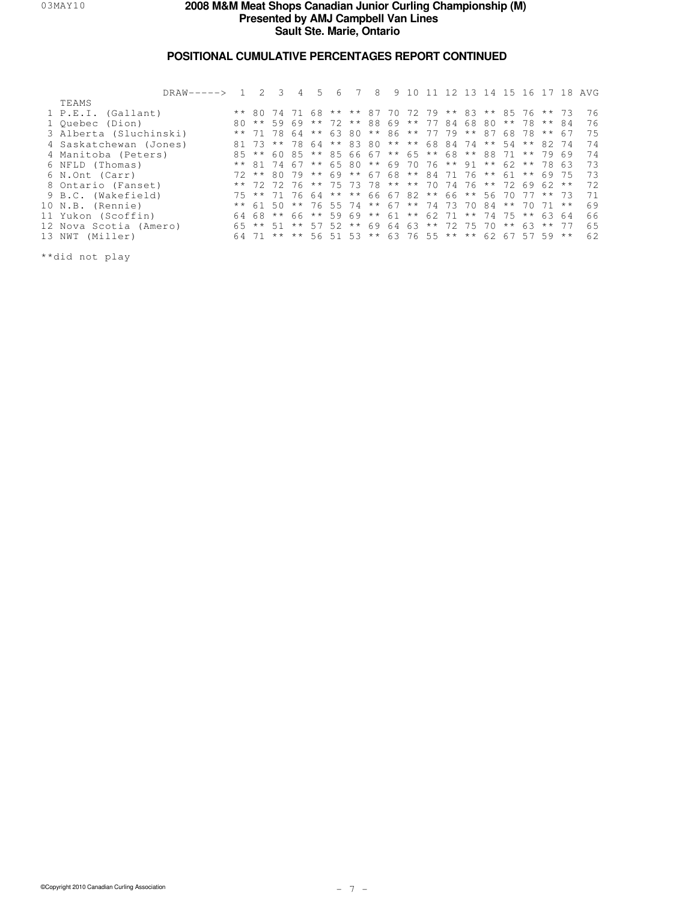# 2008 M&M Meat Shops Canadian Junior Curling Championship (M)

**Presented by AMJ Campbell Van Lines**

**Sault Ste. Marie, Ontario**

## POSITIONAL CUMULATIVE PERCENTAGES REPORT CONTINUED

| TEAMS | 1 | 2 | 3 | 4 | 5 | 6 | 7 | 8 | 9 | 10 | 11 | 12 | 13 | 14 | 15 | 16 | 17 | 18 | AVG |
|---|---|---|---|---|---|---|---|---|---|---|---|---|---|---|---|---|---|---|---|
| 1 P.E.I. (Gallant) | ** | 80 | 74 | 71 | 68 | ** | ** | 87 | 70 | 72 | 79 | ** | 83 | ** | 85 | 76 | ** | 73 | 76 |
| 1 Quebec (Dion) | 80 | ** | 59 | 69 | ** | 72 | ** | 88 | 69 | ** | 77 | 84 | 68 | 80 | ** | 78 | ** | 84 | 76 |
| 3 Alberta (Sluchinski) | ** | 71 | 78 | 64 | ** | 63 | 80 | ** | 86 | ** | 77 | 79 | ** | 87 | 68 | 78 | ** | 67 | 75 |
| 4 Saskatchewan (Jones) | 81 | 73 | ** | 78 | 64 | ** | 83 | 80 | ** | ** | 68 | 84 | 74 | ** | 54 | ** | 82 | 74 | 74 |
| 4 Manitoba (Peters) | 85 | ** | 60 | 85 | ** | 85 | 66 | 67 | ** | 65 | ** | 68 | ** | 88 | 71 | ** | 79 | 69 | 74 |
| 6 NFLD (Thomas) | ** | 81 | 74 | 67 | ** | 65 | 80 | ** | 69 | 70 | 76 | ** | 91 | ** | 62 | ** | 78 | 63 | 73 |
| 6 N.Ont (Carr) | 72 | ** | 80 | 79 | ** | 69 | ** | 67 | 68 | ** | 84 | 71 | 76 | ** | 61 | ** | 69 | 75 | 73 |
| 8 Ontario (Fanset) | ** | 72 | 72 | 76 | ** | 75 | 73 | 78 | ** | ** | 70 | 74 | 76 | ** | 72 | 69 | 62 | ** | 72 |
| 9 B.C. (Wakefield) | 75 | ** | 71 | 76 | 64 | ** | ** | 66 | 67 | 82 | ** | 66 | ** | 56 | 70 | 77 | ** | 73 | 71 |
| 10 N.B. (Rennie) | ** | 61 | 50 | ** | 76 | 55 | 74 | ** | 67 | ** | 74 | 73 | 70 | 84 | ** | 70 | 71 | ** | 69 |
| 11 Yukon (Scoffin) | 64 | 68 | ** | 66 | ** | 59 | 69 | ** | 61 | ** | 62 | 71 | ** | 74 | 75 | ** | 63 | 64 | 66 |
| 12 Nova Scotia (Amero) | 65 | ** | 51 | ** | 57 | 52 | ** | 69 | 64 | 63 | ** | 72 | 75 | 70 | ** | 63 | ** | 77 | 65 |
| 13 NWT (Miller) | 64 | 71 | ** | ** | 56 | 51 | 53 | ** | 63 | 76 | 55 | ** | ** | 62 | 67 | 57 | 59 | ** | 62 |

**did not play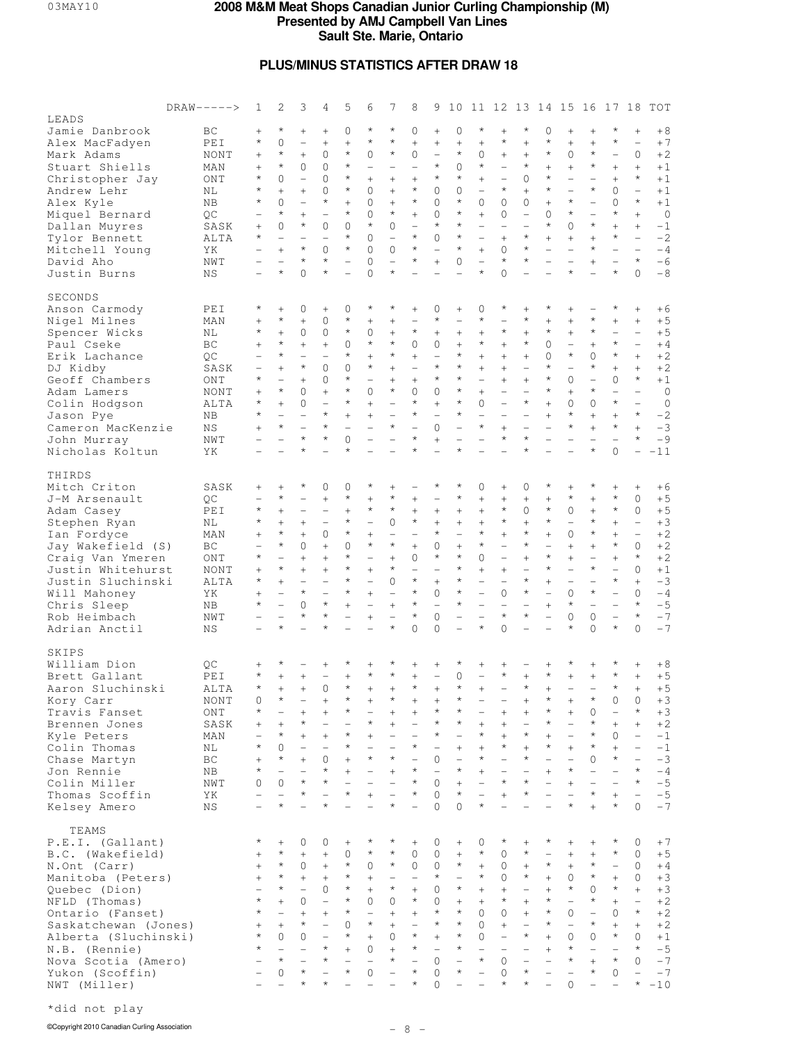# 2008 M&M Meat Shops Canadian Junior Curling Championship (M)

## Presented by AMJ Campbell Van Lines

## Sault Ste. Marie, Ontario

### PLUS/MINUS STATISTICS AFTER DRAW 18

| DRAW-----> | | 1 | 2 | 3 | 4 | 5 | 6 | 7 | 8 | 9 | 10 | 11 | 12 | 13 | 14 | 15 | 16 | 17 | 18 | TOT |
|---|---|---|---|---|---|---|---|---|---|---|---|---|---|---|---|---|---|---|---|---|
| **LEADS** | | | | | | | | | | | | | | | | | | | | |
| Jamie Danbrook | BC | + | * | + | + | 0 | * | * | 0 | + | 0 | * | + | * | 0 | + | + | * | + | +8 |
| Alex MacFadyen | PEI | * | 0 | – | + | + | * | * | + | + | + | + | * | + | * | + | + | * | – | +7 |
| Mark Adams | NONT | + | * | + | 0 | * | 0 | * | 0 | – | * | 0 | + | + | * | 0 | * | – | 0 | +2 |
| Stuart Shiells | MAN | + | * | 0 | 0 | * | – | – | – | * | 0 | * | – | * | + | + | * | + | + | +1 |
| Christopher Jay | ONT | * | 0 | – | 0 | * | + | + | + | * | * | + | – | 0 | * | – | – | + | * | +1 |
| Andrew Lehr | NL | * | + | + | 0 | * | 0 | + | * | 0 | 0 | – | * | + | * | – | * | 0 | – | +1 |
| Alex Kyle | NB | * | 0 | – | * | + | 0 | + | * | 0 | * | 0 | 0 | 0 | + | * | – | 0 | * | +1 |
| Miquel Bernard | QC | – | * | + | – | * | 0 | * | + | 0 | * | + | 0 | – | 0 | * | – | * | + | 0 |
| Dallan Muyres | SASK | + | 0 | * | 0 | 0 | * | 0 | – | * | * | – | – | – | * | 0 | * | + | + | –1 |
| Tylor Bennett | ALTA | * | – | – | – | * | 0 | – | * | 0 | * | – | + | * | + | + | + | * | – | –2 |
| Mitchell Young | YK | – | + | * | 0 | * | 0 | 0 | * | – | * | + | 0 | * | – | – | * | – | – | –4 |
| David Aho | NWT | – | – | * | * | – | 0 | – | * | + | 0 | – | * | * | – | – | + | – | * | –6 |
| Justin Burns | NS | – | * | 0 | * | – | 0 | * | – | – | – | * | 0 | – | – | * | – | * | 0 | –8 |
| **SECONDS** | | | | | | | | | | | | | | | | | | | | |
| Anson Carmody | PEI | * | + | 0 | + | 0 | * | * | + | 0 | + | 0 | * | + | * | + | – | * | + | +6 |
| Nigel Milnes | MAN | + | * | + | 0 | * | + | + | – | * | – | * | – | * | + | + | * | + | + | +5 |
| Spencer Wicks | NL | * | + | 0 | 0 | * | 0 | + | * | + | + | + | * | + | * | + | * | – | – | +5 |
| Paul Cseke | BC | + | * | + | + | 0 | * | * | 0 | 0 | + | * | + | * | 0 | – | + | * | – | +4 |
| Erik Lachance | QC | – | * | – | – | * | + | * | + | – | * | + | + | + | 0 | * | 0 | * | + | +2 |
| DJ Kidby | SASK | – | + | * | 0 | 0 | * | + | – | * | * | + | + | – | * | – | * | + | + | +2 |
| Geoff Chambers | ONT | * | – | + | 0 | * | – | + | + | * | * | – | + | + | * | 0 | – | 0 | * | +1 |
| Adam Lamers | NONT | + | * | 0 | + | * | 0 | * | 0 | 0 | * | + | – | – | * | + | * | – | – | 0 |
| Colin Hodgson | ALTA | * | + | 0 | – | * | + | – | * | + | * | 0 | – | * | + | 0 | 0 | * | – | 0 |
| Jason Pye | NB | * | – | – | * | + | + | – | * | – | * | – | – | – | + | * | + | + | * | –2 |
| Cameron MacKenzie | NS | + | * | – | * | – | – | * | – | 0 | – | * | + | – | – | * | + | * | + | –3 |
| John Murray | NWT | – | – | * | * | 0 | – | – | * | + | – | – | * | * | – | – | – | – | * | –9 |
| Nicholas Koltun | YK | – | – | * | – | * | – | – | * | – | * | – | – | * | – | – | * | 0 | – | –11 |
| **THIRDS** | | | | | | | | | | | | | | | | | | | | |
| Mitch Criton | SASK | + | + | * | 0 | 0 | * | + | – | * | * | 0 | + | 0 | * | + | * | + | + | +6 |
| J-M Arsenault | QC | – | * | – | + | * | + | * | + | – | * | + | + | + | + | * | + | * | 0 | +5 |
| Adam Casey | PEI | * | + | – | – | + | * | * | + | + | + | + | * | 0 | * | 0 | + | * | 0 | +5 |
| Stephen Ryan | NL | * | + | + | – | * | – | 0 | * | + | + | + | * | + | * | – | * | + | – | +3 |
| Ian Fordyce | MAN | + | * | + | 0 | * | + | – | – | * | – | * | + | * | + | 0 | * | + | – | +2 |
| Jay Wakefield (S) | BC | – | * | 0 | + | 0 | * | * | + | 0 | + | * | – | * | – | + | + | * | 0 | +2 |
| Craig Van Ymeren | ONT | * | – | + | + | * | – | + | 0 | * | * | 0 | – | + | * | + | – | + | * | +2 |
| Justin Whitehurst | NONT | + | * | + | + | * | + | * | – | – | * | + | + | – | * | – | * | – | 0 | +1 |
| Justin Sluchinski | ALTA | * | + | – | – | * | – | 0 | * | + | * | – | – | * | + | – | – | * | + | –3 |
| Will Mahoney | YK | + | – | * | – | * | + | – | * | 0 | * | – | 0 | * | – | 0 | * | – | 0 | –4 |
| Chris Sleep | NB | * | – | 0 | * | + | – | + | * | – | * | – | – | – | + | * | – | – | * | –5 |
| Rob Heimbach | NWT | – | – | * | * | – | + | – | * | 0 | – | – | * | * | – | 0 | 0 | – | * | –7 |
| Adrian Anctil | NS | – | * | – | * | – | – | * | 0 | 0 | – | * | 0 | – | – | * | 0 | * | 0 | –7 |
| **SKIPS** | | | | | | | | | | | | | | | | | | | | |
| William Dion | QC | + | * | – | + | * | + | * | + | + | * | + | + | – | + | * | + | * | + | +8 |
| Brett Gallant | PEI | * | + | + | – | + | * | * | + | – | 0 | – | * | + | * | + | + | * | + | +5 |
| Aaron Sluchinski | ALTA | * | + | + | 0 | * | + | + | * | + | * | + | – | * | + | – | – | * | + | +5 |
| Kory Carr | NONT | 0 | * | – | + | * | + | * | + | + | * | – | – | + | * | + | * | 0 | 0 | +3 |
| Travis Fanset | ONT | * | – | + | + | * | – | + | + | * | * | – | + | + | * | + | 0 | – | * | +3 |
| Brennen Jones | SASK | + | + | * | – | – | * | + | – | * | * | + | + | – | * | – | * | + | + | +2 |
| Kyle Peters | MAN | – | * | + | + | * | + | – | – | * | – | * | + | * | + | – | * | 0 | – | –1 |
| Colin Thomas | NL | * | 0 | – | – | * | – | – | * | – | + | + | * | + | * | + | * | + | – | –1 |
| Chase Martyn | BC | + | * | + | 0 | + | * | * | – | 0 | – | * | – | * | – | – | 0 | * | – | –3 |
| Jon Rennie | NB | * | – | – | * | + | – | + | * | – | * | + | – | – | + | * | – | – | * | –4 |
| Colin Miller | NWT | 0 | 0 | * | * | – | – | – | * | 0 | + | – | * | * | – | + | – | – | * | –5 |
| Thomas Scoffin | YK | – | – | * | – | * | + | – | * | 0 | * | – | + | * | – | – | * | + | – | –5 |
| Kelsey Amero | NS | – | * | – | * | – | – | * | – | 0 | 0 | * | – | – | – | * | + | * | 0 | –7 |
| **TEAMS** | | | | | | | | | | | | | | | | | | | | |
| P.E.I. (Gallant) | | * | + | 0 | 0 | + | * | * | + | 0 | + | 0 | * | + | * | + | + | * | 0 | +7 |
| B.C. (Wakefield) | | + | * | + | + | 0 | * | * | 0 | 0 | + | * | 0 | * | – | + | + | * | 0 | +5 |
| N.Ont (Carr) | | + | * | 0 | + | * | 0 | * | 0 | 0 | * | + | 0 | + | * | + | * | – | 0 | +4 |
| Manitoba (Peters) | | + | * | + | + | * | + | – | – | * | – | * | 0 | * | + | 0 | * | + | 0 | +3 |
| Quebec (Dion) | | – | * | – | 0 | * | + | * | + | 0 | * | + | + | – | + | * | 0 | * | + | +3 |
| NFLD (Thomas) | | * | + | 0 | – | * | 0 | 0 | * | 0 | + | + | * | + | * | – | * | + | – | +2 |
| Ontario (Fanset) | | * | – | + | + | * | – | + | + | * | * | 0 | 0 | + | * | 0 | – | 0 | * | +2 |
| Saskatchewan (Jones) | | + | + | * | – | 0 | * | + | – | * | * | 0 | + | – | * | – | * | + | + | +2 |
| Alberta (Sluchinski) | | * | 0 | 0 | – | * | + | 0 | * | + | * | 0 | – | * | + | 0 | 0 | * | 0 | +1 |
| N.B. (Rennie) | | * | – | – | * | + | 0 | + | * | – | * | – | – | – | + | * | – | – | * | –5 |
| Nova Scotia (Amero) | | – | * | – | * | – | – | * | – | 0 | – | * | 0 | – | – | * | + | * | 0 | –7 |
| Yukon (Scoffin) | | – | 0 | * | – | * | 0 | – | * | 0 | * | – | 0 | * | – | – | * | 0 | – | –7 |
| NWT (Miller) | | – | – | * | * | – | – | – | * | 0 | – | – | * | * | – | 0 | – | – | * | –10 |

*did not play

©Copyright 2010 Canadian Curling Association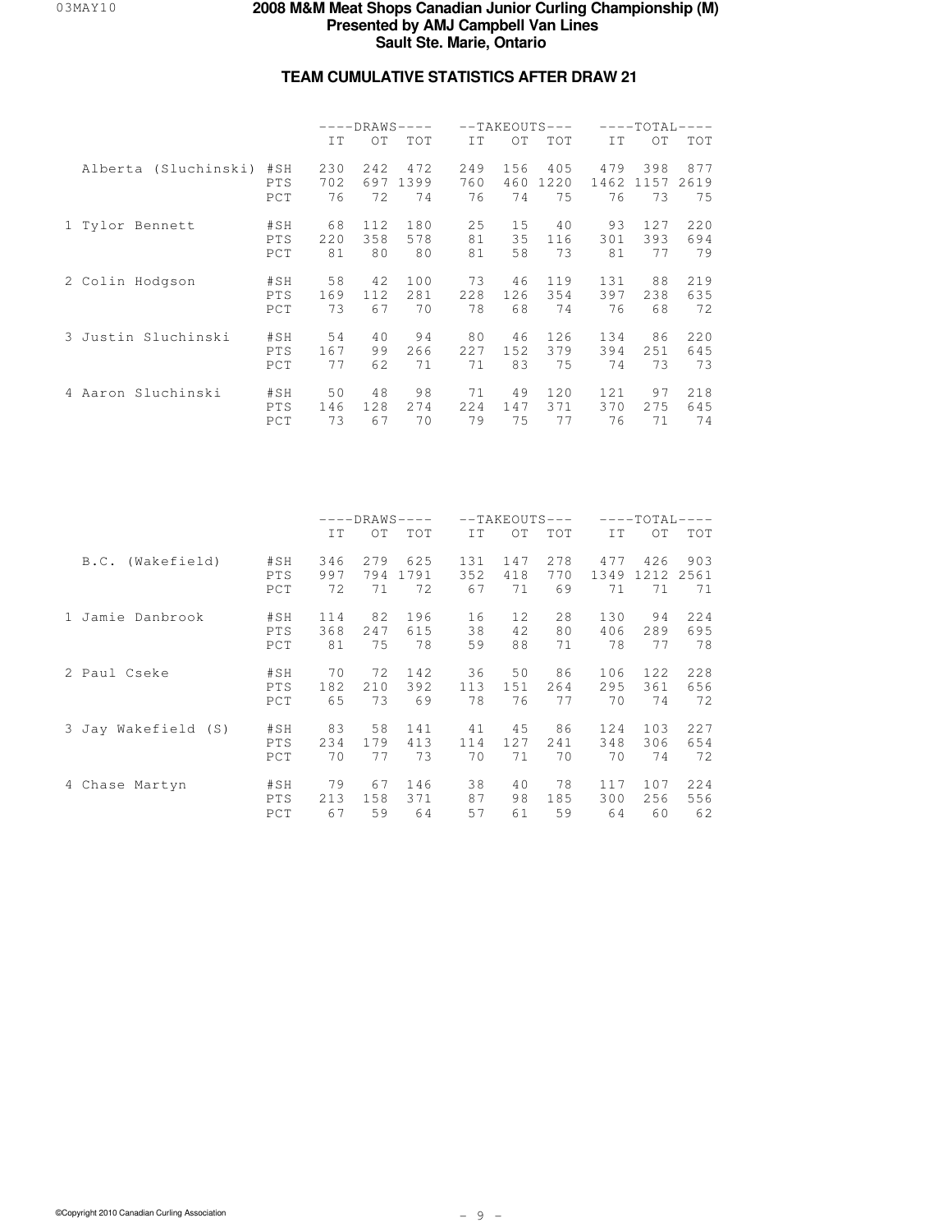# 2008 M&M Meat Shops Canadian Junior Curling Championship (M)
**Presented by AMJ Campbell Van Lines**
**Sault Ste. Marie, Ontario**

## TEAM CUMULATIVE STATISTICS AFTER DRAW 21

| | | DRAWS | | | TAKEOUTS | | | TOTAL | | |
|---|---|---|---|---|---|---|---|---|---|---|
| | | IT | OT | TOT | IT | OT | TOT | IT | OT | TOT |
| Alberta (Sluchinski) | #SH | 230 | 242 | 472 | 249 | 156 | 405 | 479 | 398 | 877 |
| | PTS | 702 | 697 | 1399 | 760 | 460 | 1220 | 1462 | 1157 | 2619 |
| | PCT | 76 | 72 | 74 | 76 | 74 | 75 | 76 | 73 | 75 |
| 1 Tylor Bennett | #SH | 68 | 112 | 180 | 25 | 15 | 40 | 93 | 127 | 220 |
| | PTS | 220 | 358 | 578 | 81 | 35 | 116 | 301 | 393 | 694 |
| | PCT | 81 | 80 | 80 | 81 | 58 | 73 | 81 | 77 | 79 |
| 2 Colin Hodgson | #SH | 58 | 42 | 100 | 73 | 46 | 119 | 131 | 88 | 219 |
| | PTS | 169 | 112 | 281 | 228 | 126 | 354 | 397 | 238 | 635 |
| | PCT | 73 | 67 | 70 | 78 | 68 | 74 | 76 | 68 | 72 |
| 3 Justin Sluchinski | #SH | 54 | 40 | 94 | 80 | 46 | 126 | 134 | 86 | 220 |
| | PTS | 167 | 99 | 266 | 227 | 152 | 379 | 394 | 251 | 645 |
| | PCT | 77 | 62 | 71 | 71 | 83 | 75 | 74 | 73 | 73 |
| 4 Aaron Sluchinski | #SH | 50 | 48 | 98 | 71 | 49 | 120 | 121 | 97 | 218 |
| | PTS | 146 | 128 | 274 | 224 | 147 | 371 | 370 | 275 | 645 |
| | PCT | 73 | 67 | 70 | 79 | 75 | 77 | 76 | 71 | 74 |

| | | DRAWS | | | TAKEOUTS | | | TOTAL | | |
|---|---|---|---|---|---|---|---|---|---|---|
| | | IT | OT | TOT | IT | OT | TOT | IT | OT | TOT |
| B.C. (Wakefield) | #SH | 346 | 279 | 625 | 131 | 147 | 278 | 477 | 426 | 903 |
| | PTS | 997 | 794 | 1791 | 352 | 418 | 770 | 1349 | 1212 | 2561 |
| | PCT | 72 | 71 | 72 | 67 | 71 | 69 | 71 | 71 | 71 |
| 1 Jamie Danbrook | #SH | 114 | 82 | 196 | 16 | 12 | 28 | 130 | 94 | 224 |
| | PTS | 368 | 247 | 615 | 38 | 42 | 80 | 406 | 289 | 695 |
| | PCT | 81 | 75 | 78 | 59 | 88 | 71 | 78 | 77 | 78 |
| 2 Paul Cseke | #SH | 70 | 72 | 142 | 36 | 50 | 86 | 106 | 122 | 228 |
| | PTS | 182 | 210 | 392 | 113 | 151 | 264 | 295 | 361 | 656 |
| | PCT | 65 | 73 | 69 | 78 | 76 | 77 | 70 | 74 | 72 |
| 3 Jay Wakefield (S) | #SH | 83 | 58 | 141 | 41 | 45 | 86 | 124 | 103 | 227 |
| | PTS | 234 | 179 | 413 | 114 | 127 | 241 | 348 | 306 | 654 |
| | PCT | 70 | 77 | 73 | 70 | 71 | 70 | 70 | 74 | 72 |
| 4 Chase Martyn | #SH | 79 | 67 | 146 | 38 | 40 | 78 | 117 | 107 | 224 |
| | PTS | 213 | 158 | 371 | 87 | 98 | 185 | 300 | 256 | 556 |
| | PCT | 67 | 59 | 64 | 57 | 61 | 59 | 64 | 60 | 62 |

©Copyright 2010 Canadian Curling Association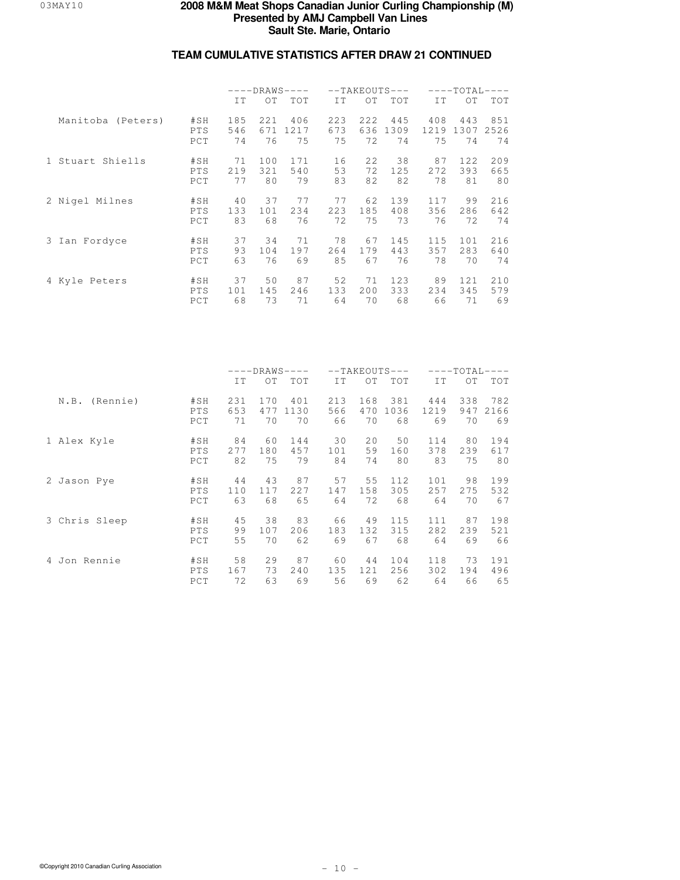# 2008 M&M Meat Shops Canadian Junior Curling Championship (M)

**Presented by AMJ Campbell Van Lines**

**Sault Ste. Marie, Ontario**

## TEAM CUMULATIVE STATISTICS AFTER DRAW 21 CONTINUED

| | | DRAWS | | | TAKEOUTS | | | TOTAL | | |
|---|---|---|---|---|---|---|---|---|---|---|
| | | IT | OT | TOT | IT | OT | TOT | IT | OT | TOT |
| Manitoba (Peters) | #SH | 185 | 221 | 406 | 223 | 222 | 445 | 408 | 443 | 851 |
| | PTS | 546 | 671 | 1217 | 673 | 636 | 1309 | 1219 | 1307 | 2526 |
| | PCT | 74 | 76 | 75 | 75 | 72 | 74 | 75 | 74 | 74 |
| 1 Stuart Shiells | #SH | 71 | 100 | 171 | 16 | 22 | 38 | 87 | 122 | 209 |
| | PTS | 219 | 321 | 540 | 53 | 72 | 125 | 272 | 393 | 665 |
| | PCT | 77 | 80 | 79 | 83 | 82 | 82 | 78 | 81 | 80 |
| 2 Nigel Milnes | #SH | 40 | 37 | 77 | 77 | 62 | 139 | 117 | 99 | 216 |
| | PTS | 133 | 101 | 234 | 223 | 185 | 408 | 356 | 286 | 642 |
| | PCT | 83 | 68 | 76 | 72 | 75 | 73 | 76 | 72 | 74 |
| 3 Ian Fordyce | #SH | 37 | 34 | 71 | 78 | 67 | 145 | 115 | 101 | 216 |
| | PTS | 93 | 104 | 197 | 264 | 179 | 443 | 357 | 283 | 640 |
| | PCT | 63 | 76 | 69 | 85 | 67 | 76 | 78 | 70 | 74 |
| 4 Kyle Peters | #SH | 37 | 50 | 87 | 52 | 71 | 123 | 89 | 121 | 210 |
| | PTS | 101 | 145 | 246 | 133 | 200 | 333 | 234 | 345 | 579 |
| | PCT | 68 | 73 | 71 | 64 | 70 | 68 | 66 | 71 | 69 |

| | | DRAWS | | | TAKEOUTS | | | TOTAL | | |
|---|---|---|---|---|---|---|---|---|---|---|
| | | IT | OT | TOT | IT | OT | TOT | IT | OT | TOT |
| N.B. (Rennie) | #SH | 231 | 170 | 401 | 213 | 168 | 381 | 444 | 338 | 782 |
| | PTS | 653 | 477 | 1130 | 566 | 470 | 1036 | 1219 | 947 | 2166 |
| | PCT | 71 | 70 | 70 | 66 | 70 | 68 | 69 | 70 | 69 |
| 1 Alex Kyle | #SH | 84 | 60 | 144 | 30 | 20 | 50 | 114 | 80 | 194 |
| | PTS | 277 | 180 | 457 | 101 | 59 | 160 | 378 | 239 | 617 |
| | PCT | 82 | 75 | 79 | 84 | 74 | 80 | 83 | 75 | 80 |
| 2 Jason Pye | #SH | 44 | 43 | 87 | 57 | 55 | 112 | 101 | 98 | 199 |
| | PTS | 110 | 117 | 227 | 147 | 158 | 305 | 257 | 275 | 532 |
| | PCT | 63 | 68 | 65 | 64 | 72 | 68 | 64 | 70 | 67 |
| 3 Chris Sleep | #SH | 45 | 38 | 83 | 66 | 49 | 115 | 111 | 87 | 198 |
| | PTS | 99 | 107 | 206 | 183 | 132 | 315 | 282 | 239 | 521 |
| | PCT | 55 | 70 | 62 | 69 | 67 | 68 | 64 | 69 | 66 |
| 4 Jon Rennie | #SH | 58 | 29 | 87 | 60 | 44 | 104 | 118 | 73 | 191 |
| | PTS | 167 | 73 | 240 | 135 | 121 | 256 | 302 | 194 | 496 |
| | PCT | 72 | 63 | 69 | 56 | 69 | 62 | 64 | 66 | 65 |

©Copyright 2010 Canadian Curling Association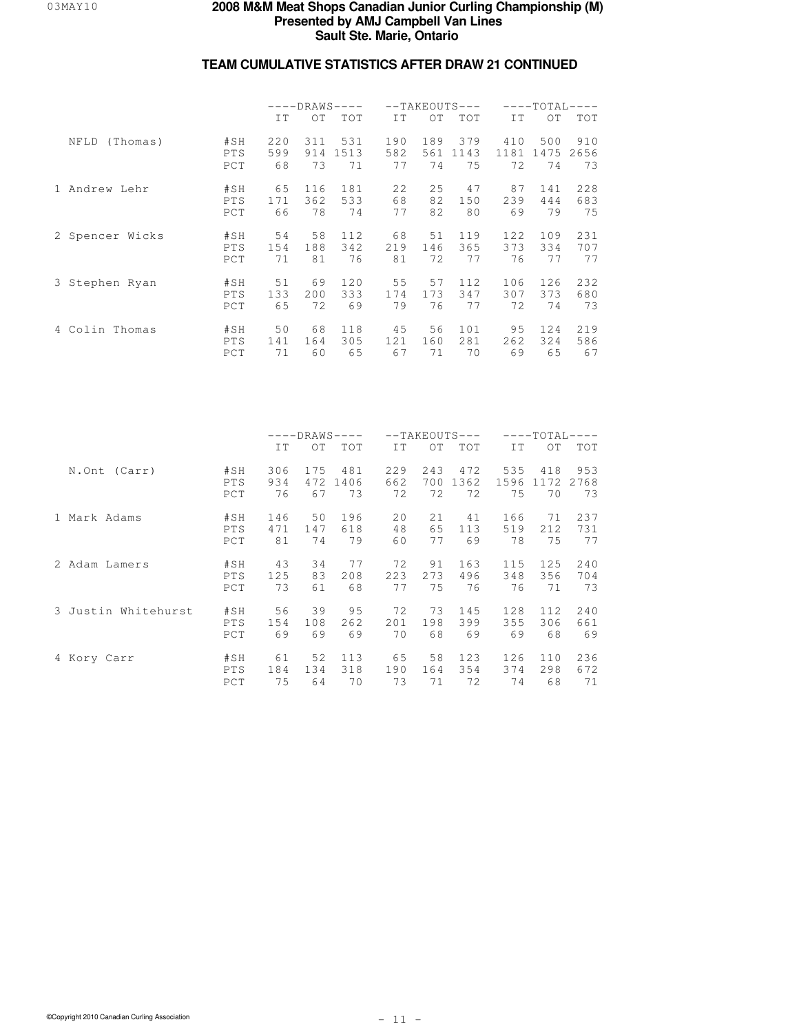# 2008 M&M Meat Shops Canadian Junior Curling Championship (M)

**Presented by AMJ Campbell Van Lines**
**Sault Ste. Marie, Ontario**

## TEAM CUMULATIVE STATISTICS AFTER DRAW 21 CONTINUED

| | | DRAWS | | | TAKEOUTS | | | TOTAL | | |
|---|---|---|---|---|---|---|---|---|---|---|
| | | IT | OT | TOT | IT | OT | TOT | IT | OT | TOT |
| NFLD (Thomas) | #SH | 220 | 311 | 531 | 190 | 189 | 379 | 410 | 500 | 910 |
| | PTS | 599 | 914 | 1513 | 582 | 561 | 1143 | 1181 | 1475 | 2656 |
| | PCT | 68 | 73 | 71 | 77 | 74 | 75 | 72 | 74 | 73 |
| 1 Andrew Lehr | #SH | 65 | 116 | 181 | 22 | 25 | 47 | 87 | 141 | 228 |
| | PTS | 171 | 362 | 533 | 68 | 82 | 150 | 239 | 444 | 683 |
| | PCT | 66 | 78 | 74 | 77 | 82 | 80 | 69 | 79 | 75 |
| 2 Spencer Wicks | #SH | 54 | 58 | 112 | 68 | 51 | 119 | 122 | 109 | 231 |
| | PTS | 154 | 188 | 342 | 219 | 146 | 365 | 373 | 334 | 707 |
| | PCT | 71 | 81 | 76 | 81 | 72 | 77 | 76 | 77 | 77 |
| 3 Stephen Ryan | #SH | 51 | 69 | 120 | 55 | 57 | 112 | 106 | 126 | 232 |
| | PTS | 133 | 200 | 333 | 174 | 173 | 347 | 307 | 373 | 680 |
| | PCT | 65 | 72 | 69 | 79 | 76 | 77 | 72 | 74 | 73 |
| 4 Colin Thomas | #SH | 50 | 68 | 118 | 45 | 56 | 101 | 95 | 124 | 219 |
| | PTS | 141 | 164 | 305 | 121 | 160 | 281 | 262 | 324 | 586 |
| | PCT | 71 | 60 | 65 | 67 | 71 | 70 | 69 | 65 | 67 |

| | | DRAWS | | | TAKEOUTS | | | TOTAL | | |
|---|---|---|---|---|---|---|---|---|---|---|
| | | IT | OT | TOT | IT | OT | TOT | IT | OT | TOT |
| N.Ont (Carr) | #SH | 306 | 175 | 481 | 229 | 243 | 472 | 535 | 418 | 953 |
| | PTS | 934 | 472 | 1406 | 662 | 700 | 1362 | 1596 | 1172 | 2768 |
| | PCT | 76 | 67 | 73 | 72 | 72 | 72 | 75 | 70 | 73 |
| 1 Mark Adams | #SH | 146 | 50 | 196 | 20 | 21 | 41 | 166 | 71 | 237 |
| | PTS | 471 | 147 | 618 | 48 | 65 | 113 | 519 | 212 | 731 |
| | PCT | 81 | 74 | 79 | 60 | 77 | 69 | 78 | 75 | 77 |
| 2 Adam Lamers | #SH | 43 | 34 | 77 | 72 | 91 | 163 | 115 | 125 | 240 |
| | PTS | 125 | 83 | 208 | 223 | 273 | 496 | 348 | 356 | 704 |
| | PCT | 73 | 61 | 68 | 77 | 75 | 76 | 76 | 71 | 73 |
| 3 Justin Whitehurst | #SH | 56 | 39 | 95 | 72 | 73 | 145 | 128 | 112 | 240 |
| | PTS | 154 | 108 | 262 | 201 | 198 | 399 | 355 | 306 | 661 |
| | PCT | 69 | 69 | 69 | 70 | 68 | 69 | 69 | 68 | 69 |
| 4 Kory Carr | #SH | 61 | 52 | 113 | 65 | 58 | 123 | 126 | 110 | 236 |
| | PTS | 184 | 134 | 318 | 190 | 164 | 354 | 374 | 298 | 672 |
| | PCT | 75 | 64 | 70 | 73 | 71 | 72 | 74 | 68 | 71 |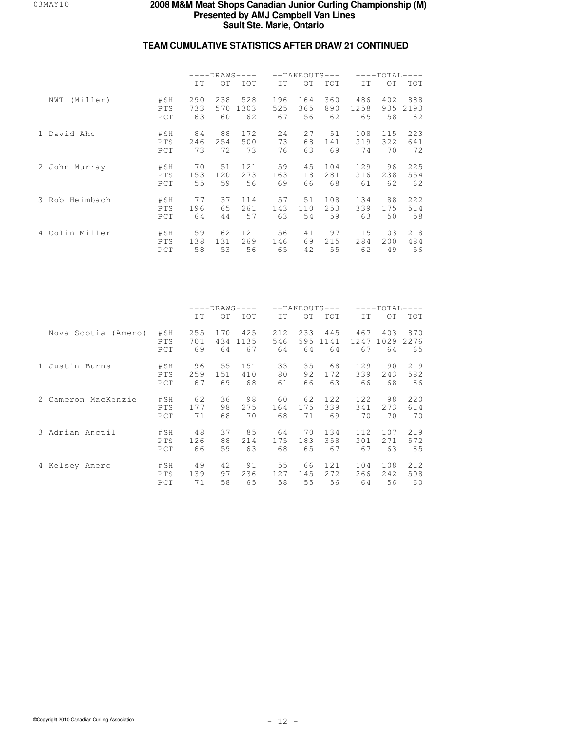# 2008 M&M Meat Shops Canadian Junior Curling Championship (M)
## Presented by AMJ Campbell Van Lines
## Sault Ste. Marie, Ontario

### TEAM CUMULATIVE STATISTICS AFTER DRAW 21 CONTINUED

| | | DRAWS | | | TAKEOUTS | | | TOTAL | | |
|---|---|---|---|---|---|---|---|---|---|---|
| | | IT | OT | TOT | IT | OT | TOT | IT | OT | TOT |
| NWT (Miller) | #SH | 290 | 238 | 528 | 196 | 164 | 360 | 486 | 402 | 888 |
| | PTS | 733 | 570 | 1303 | 525 | 365 | 890 | 1258 | 935 | 2193 |
| | PCT | 63 | 60 | 62 | 67 | 56 | 62 | 65 | 58 | 62 |
| 1 David Aho | #SH | 84 | 88 | 172 | 24 | 27 | 51 | 108 | 115 | 223 |
| | PTS | 246 | 254 | 500 | 73 | 68 | 141 | 319 | 322 | 641 |
| | PCT | 73 | 72 | 73 | 76 | 63 | 69 | 74 | 70 | 72 |
| 2 John Murray | #SH | 70 | 51 | 121 | 59 | 45 | 104 | 129 | 96 | 225 |
| | PTS | 153 | 120 | 273 | 163 | 118 | 281 | 316 | 238 | 554 |
| | PCT | 55 | 59 | 56 | 69 | 66 | 68 | 61 | 62 | 62 |
| 3 Rob Heimbach | #SH | 77 | 37 | 114 | 57 | 51 | 108 | 134 | 88 | 222 |
| | PTS | 196 | 65 | 261 | 143 | 110 | 253 | 339 | 175 | 514 |
| | PCT | 64 | 44 | 57 | 63 | 54 | 59 | 63 | 50 | 58 |
| 4 Colin Miller | #SH | 59 | 62 | 121 | 56 | 41 | 97 | 115 | 103 | 218 |
| | PTS | 138 | 131 | 269 | 146 | 69 | 215 | 284 | 200 | 484 |
| | PCT | 58 | 53 | 56 | 65 | 42 | 55 | 62 | 49 | 56 |

| | | DRAWS | | | TAKEOUTS | | | TOTAL | | |
|---|---|---|---|---|---|---|---|---|---|---|
| | | IT | OT | TOT | IT | OT | TOT | IT | OT | TOT |
| Nova Scotia (Amero) | #SH | 255 | 170 | 425 | 212 | 233 | 445 | 467 | 403 | 870 |
| | PTS | 701 | 434 | 1135 | 546 | 595 | 1141 | 1247 | 1029 | 2276 |
| | PCT | 69 | 64 | 67 | 64 | 64 | 64 | 67 | 64 | 65 |
| 1 Justin Burns | #SH | 96 | 55 | 151 | 33 | 35 | 68 | 129 | 90 | 219 |
| | PTS | 259 | 151 | 410 | 80 | 92 | 172 | 339 | 243 | 582 |
| | PCT | 67 | 69 | 68 | 61 | 66 | 63 | 66 | 68 | 66 |
| 2 Cameron MacKenzie | #SH | 62 | 36 | 98 | 60 | 62 | 122 | 122 | 98 | 220 |
| | PTS | 177 | 98 | 275 | 164 | 175 | 339 | 341 | 273 | 614 |
| | PCT | 71 | 68 | 70 | 68 | 71 | 69 | 70 | 70 | 70 |
| 3 Adrian Anctil | #SH | 48 | 37 | 85 | 64 | 70 | 134 | 112 | 107 | 219 |
| | PTS | 126 | 88 | 214 | 175 | 183 | 358 | 301 | 271 | 572 |
| | PCT | 66 | 59 | 63 | 68 | 65 | 67 | 67 | 63 | 65 |
| 4 Kelsey Amero | #SH | 49 | 42 | 91 | 55 | 66 | 121 | 104 | 108 | 212 |
| | PTS | 139 | 97 | 236 | 127 | 145 | 272 | 266 | 242 | 508 |
| | PCT | 71 | 58 | 65 | 58 | 55 | 56 | 64 | 56 | 60 |

©Copyright 2010 Canadian Curling Association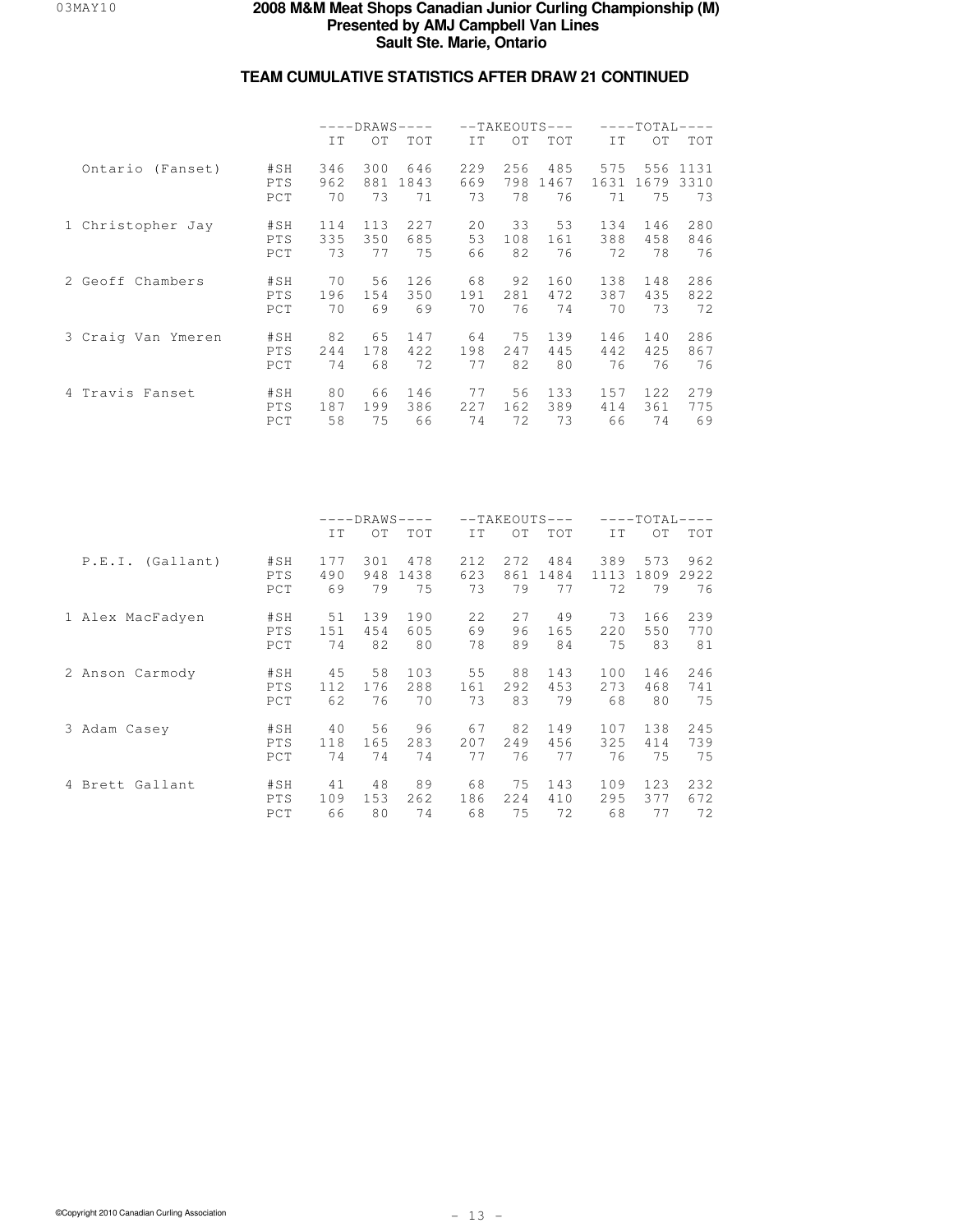# 2008 M&M Meat Shops Canadian Junior Curling Championship (M)
## Presented by AMJ Campbell Van Lines
## Sault Ste. Marie, Ontario

### TEAM CUMULATIVE STATISTICS AFTER DRAW 21 CONTINUED

| | | DRAWS | | | TAKEOUTS | | | TOTAL | | |
|---|---|---|---|---|---|---|---|---|---|---|
| | | IT | OT | TOT | IT | OT | TOT | IT | OT | TOT |
| Ontario (Fanset) | #SH | 346 | 300 | 646 | 229 | 256 | 485 | 575 | 556 | 1131 |
| | PTS | 962 | 881 | 1843 | 669 | 798 | 1467 | 1631 | 1679 | 3310 |
| | PCT | 70 | 73 | 71 | 73 | 78 | 76 | 71 | 75 | 73 |
| 1 Christopher Jay | #SH | 114 | 113 | 227 | 20 | 33 | 53 | 134 | 146 | 280 |
| | PTS | 335 | 350 | 685 | 53 | 108 | 161 | 388 | 458 | 846 |
| | PCT | 73 | 77 | 75 | 66 | 82 | 76 | 72 | 78 | 76 |
| 2 Geoff Chambers | #SH | 70 | 56 | 126 | 68 | 92 | 160 | 138 | 148 | 286 |
| | PTS | 196 | 154 | 350 | 191 | 281 | 472 | 387 | 435 | 822 |
| | PCT | 70 | 69 | 69 | 70 | 76 | 74 | 70 | 73 | 72 |
| 3 Craig Van Ymeren | #SH | 82 | 65 | 147 | 64 | 75 | 139 | 146 | 140 | 286 |
| | PTS | 244 | 178 | 422 | 198 | 247 | 445 | 442 | 425 | 867 |
| | PCT | 74 | 68 | 72 | 77 | 82 | 80 | 76 | 76 | 76 |
| 4 Travis Fanset | #SH | 80 | 66 | 146 | 77 | 56 | 133 | 157 | 122 | 279 |
| | PTS | 187 | 199 | 386 | 227 | 162 | 389 | 414 | 361 | 775 |
| | PCT | 58 | 75 | 66 | 74 | 72 | 73 | 66 | 74 | 69 |

| | | DRAWS | | | TAKEOUTS | | | TOTAL | | |
|---|---|---|---|---|---|---|---|---|---|---|
| | | IT | OT | TOT | IT | OT | TOT | IT | OT | TOT |
| P.E.I. (Gallant) | #SH | 177 | 301 | 478 | 212 | 272 | 484 | 389 | 573 | 962 |
| | PTS | 490 | 948 | 1438 | 623 | 861 | 1484 | 1113 | 1809 | 2922 |
| | PCT | 69 | 79 | 75 | 73 | 79 | 77 | 72 | 79 | 76 |
| 1 Alex MacFadyen | #SH | 51 | 139 | 190 | 22 | 27 | 49 | 73 | 166 | 239 |
| | PTS | 151 | 454 | 605 | 69 | 96 | 165 | 220 | 550 | 770 |
| | PCT | 74 | 82 | 80 | 78 | 89 | 84 | 75 | 83 | 81 |
| 2 Anson Carmody | #SH | 45 | 58 | 103 | 55 | 88 | 143 | 100 | 146 | 246 |
| | PTS | 112 | 176 | 288 | 161 | 292 | 453 | 273 | 468 | 741 |
| | PCT | 62 | 76 | 70 | 73 | 83 | 79 | 68 | 80 | 75 |
| 3 Adam Casey | #SH | 40 | 56 | 96 | 67 | 82 | 149 | 107 | 138 | 245 |
| | PTS | 118 | 165 | 283 | 207 | 249 | 456 | 325 | 414 | 739 |
| | PCT | 74 | 74 | 74 | 77 | 76 | 77 | 76 | 75 | 75 |
| 4 Brett Gallant | #SH | 41 | 48 | 89 | 68 | 75 | 143 | 109 | 123 | 232 |
| | PTS | 109 | 153 | 262 | 186 | 224 | 410 | 295 | 377 | 672 |
| | PCT | 66 | 80 | 74 | 68 | 75 | 72 | 68 | 77 | 72 |

©Copyright 2010 Canadian Curling Association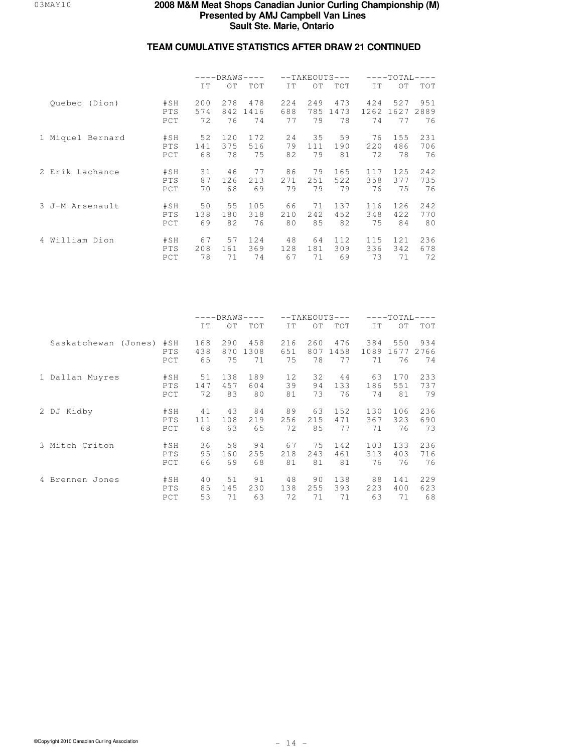# 2008 M&M Meat Shops Canadian Junior Curling Championship (M)

**Presented by AMJ Campbell Van Lines**

**Sault Ste. Marie, Ontario**

## TEAM CUMULATIVE STATISTICS AFTER DRAW 21 CONTINUED

| | | DRAWS | | | TAKEOUTS | | | TOTAL | | |
|---|---|---|---|---|---|---|---|---|---|---|
| | | IT | OT | TOT | IT | OT | TOT | IT | OT | TOT |
| Quebec (Dion) | #SH | 200 | 278 | 478 | 224 | 249 | 473 | 424 | 527 | 951 |
| | PTS | 574 | 842 | 1416 | 688 | 785 | 1473 | 1262 | 1627 | 2889 |
| | PCT | 72 | 76 | 74 | 77 | 79 | 78 | 74 | 77 | 76 |
| 1 Miquel Bernard | #SH | 52 | 120 | 172 | 24 | 35 | 59 | 76 | 155 | 231 |
| | PTS | 141 | 375 | 516 | 79 | 111 | 190 | 220 | 486 | 706 |
| | PCT | 68 | 78 | 75 | 82 | 79 | 81 | 72 | 78 | 76 |
| 2 Erik Lachance | #SH | 31 | 46 | 77 | 86 | 79 | 165 | 117 | 125 | 242 |
| | PTS | 87 | 126 | 213 | 271 | 251 | 522 | 358 | 377 | 735 |
| | PCT | 70 | 68 | 69 | 79 | 79 | 79 | 76 | 75 | 76 |
| 3 J-M Arsenault | #SH | 50 | 55 | 105 | 66 | 71 | 137 | 116 | 126 | 242 |
| | PTS | 138 | 180 | 318 | 210 | 242 | 452 | 348 | 422 | 770 |
| | PCT | 69 | 82 | 76 | 80 | 85 | 82 | 75 | 84 | 80 |
| 4 William Dion | #SH | 67 | 57 | 124 | 48 | 64 | 112 | 115 | 121 | 236 |
| | PTS | 208 | 161 | 369 | 128 | 181 | 309 | 336 | 342 | 678 |
| | PCT | 78 | 71 | 74 | 67 | 71 | 69 | 73 | 71 | 72 |

| | | DRAWS | | | TAKEOUTS | | | TOTAL | | |
|---|---|---|---|---|---|---|---|---|---|---|
| | | IT | OT | TOT | IT | OT | TOT | IT | OT | TOT |
| Saskatchewan (Jones) | #SH | 168 | 290 | 458 | 216 | 260 | 476 | 384 | 550 | 934 |
| | PTS | 438 | 870 | 1308 | 651 | 807 | 1458 | 1089 | 1677 | 2766 |
| | PCT | 65 | 75 | 71 | 75 | 78 | 77 | 71 | 76 | 74 |
| 1 Dallan Muyres | #SH | 51 | 138 | 189 | 12 | 32 | 44 | 63 | 170 | 233 |
| | PTS | 147 | 457 | 604 | 39 | 94 | 133 | 186 | 551 | 737 |
| | PCT | 72 | 83 | 80 | 81 | 73 | 76 | 74 | 81 | 79 |
| 2 DJ Kidby | #SH | 41 | 43 | 84 | 89 | 63 | 152 | 130 | 106 | 236 |
| | PTS | 111 | 108 | 219 | 256 | 215 | 471 | 367 | 323 | 690 |
| | PCT | 68 | 63 | 65 | 72 | 85 | 77 | 71 | 76 | 73 |
| 3 Mitch Criton | #SH | 36 | 58 | 94 | 67 | 75 | 142 | 103 | 133 | 236 |
| | PTS | 95 | 160 | 255 | 218 | 243 | 461 | 313 | 403 | 716 |
| | PCT | 66 | 69 | 68 | 81 | 81 | 81 | 76 | 76 | 76 |
| 4 Brennen Jones | #SH | 40 | 51 | 91 | 48 | 90 | 138 | 88 | 141 | 229 |
| | PTS | 85 | 145 | 230 | 138 | 255 | 393 | 223 | 400 | 623 |
| | PCT | 53 | 71 | 63 | 72 | 71 | 71 | 63 | 71 | 68 |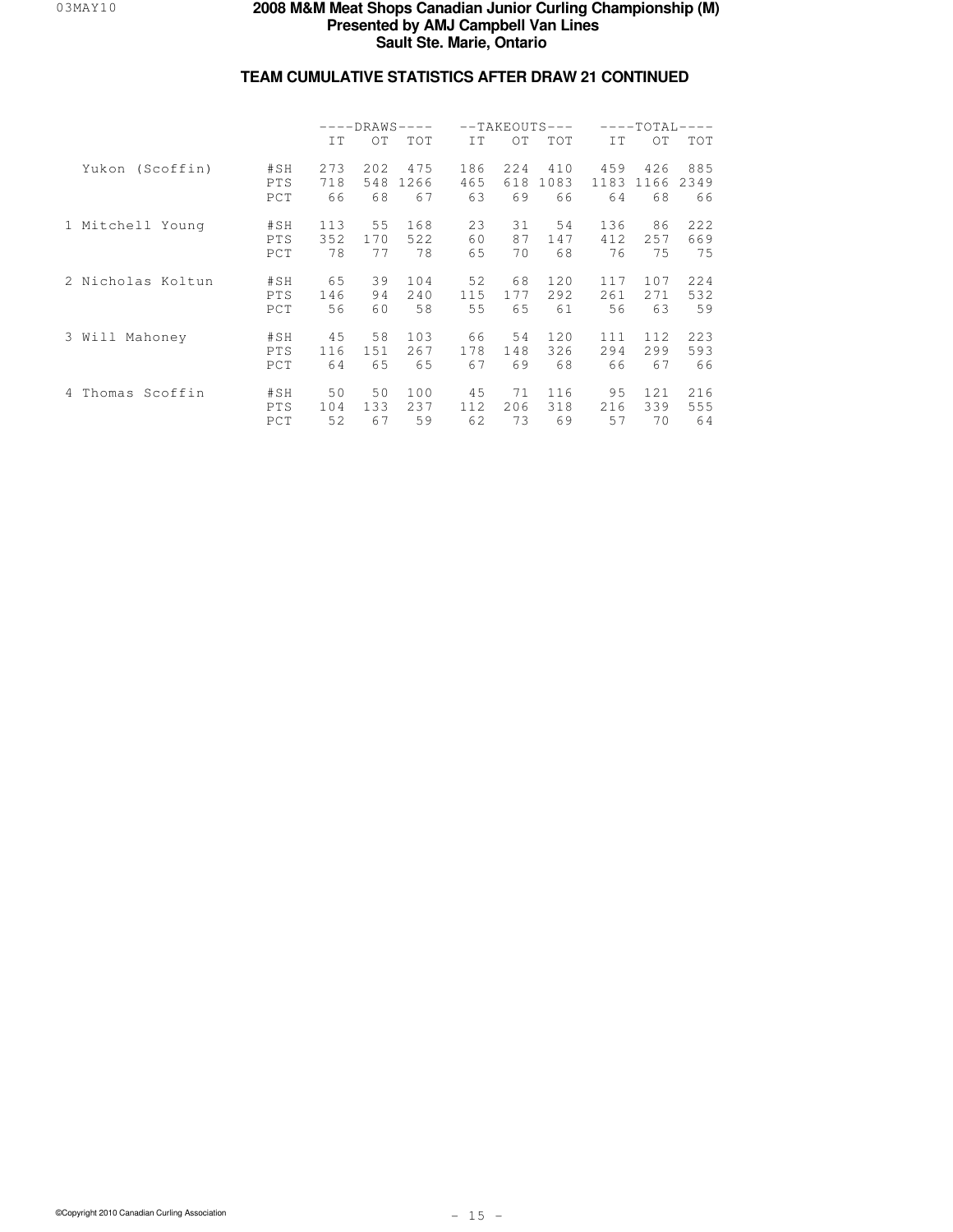# 2008 M&M Meat Shops Canadian Junior Curling Championship (M)
## Presented by AMJ Campbell Van Lines
## Sault Ste. Marie, Ontario

### TEAM CUMULATIVE STATISTICS AFTER DRAW 21 CONTINUED

| | | DRAWS | | | TAKEOUTS | | | TOTAL | | |
|---|---|---|---|---|---|---|---|---|---|---|
| | | IT | OT | TOT | IT | OT | TOT | IT | OT | TOT |
| Yukon (Scoffin) | #SH | 273 | 202 | 475 | 186 | 224 | 410 | 459 | 426 | 885 |
| | PTS | 718 | 548 | 1266 | 465 | 618 | 1083 | 1183 | 1166 | 2349 |
| | PCT | 66 | 68 | 67 | 63 | 69 | 66 | 64 | 68 | 66 |
| 1 Mitchell Young | #SH | 113 | 55 | 168 | 23 | 31 | 54 | 136 | 86 | 222 |
| | PTS | 352 | 170 | 522 | 60 | 87 | 147 | 412 | 257 | 669 |
| | PCT | 78 | 77 | 78 | 65 | 70 | 68 | 76 | 75 | 75 |
| 2 Nicholas Koltun | #SH | 65 | 39 | 104 | 52 | 68 | 120 | 117 | 107 | 224 |
| | PTS | 146 | 94 | 240 | 115 | 177 | 292 | 261 | 271 | 532 |
| | PCT | 56 | 60 | 58 | 55 | 65 | 61 | 56 | 63 | 59 |
| 3 Will Mahoney | #SH | 45 | 58 | 103 | 66 | 54 | 120 | 111 | 112 | 223 |
| | PTS | 116 | 151 | 267 | 178 | 148 | 326 | 294 | 299 | 593 |
| | PCT | 64 | 65 | 65 | 67 | 69 | 68 | 66 | 67 | 66 |
| 4 Thomas Scoffin | #SH | 50 | 50 | 100 | 45 | 71 | 116 | 95 | 121 | 216 |
| | PTS | 104 | 133 | 237 | 112 | 206 | 318 | 216 | 339 | 555 |
| | PCT | 52 | 67 | 59 | 62 | 73 | 69 | 57 | 70 | 64 |

©Copyright 2010 Canadian Curling Association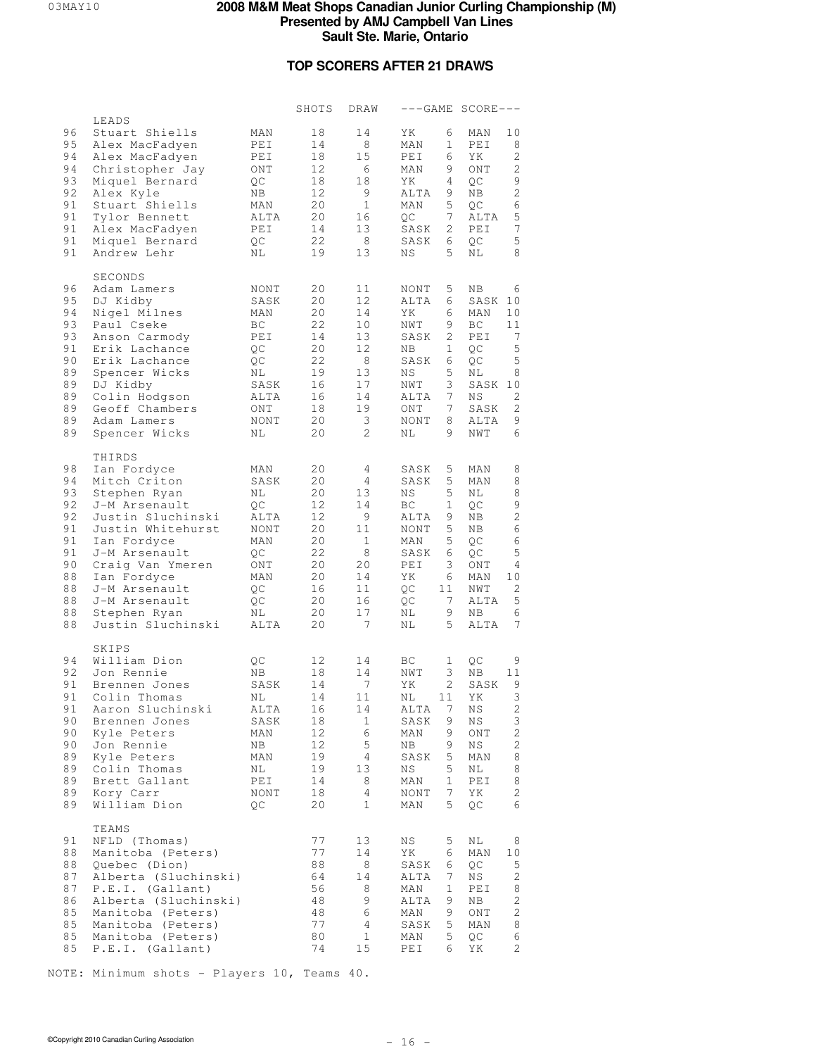# 2008 M&M Meat Shops Canadian Junior Curling Championship (M)
## Presented by AMJ Campbell Van Lines
## Sault Ste. Marie, Ontario

### TOP SCORERS AFTER 21 DRAWS

| % | Name | Team | SHOTS | DRAW | ---GAME | SCORE--- | | |
|---|---|---|---|---|---|---|---|---|
| | **LEADS** | | | | | | | |
| 96 | Stuart Shiells | MAN | 18 | 14 | YK 6 | | MAN 10 | |
| 95 | Alex MacFadyen | PEI | 14 | 8 | MAN 1 | | PEI 8 | |
| 94 | Alex MacFadyen | PEI | 18 | 15 | PEI 6 | | YK 2 | |
| 94 | Christopher Jay | ONT | 12 | 6 | MAN 9 | | ONT 2 | |
| 93 | Miquel Bernard | QC | 18 | 18 | YK 4 | | QC 9 | |
| 92 | Alex Kyle | NB | 12 | 9 | ALTA 9 | | NB 2 | |
| 91 | Stuart Shiells | MAN | 20 | 1 | MAN 5 | | QC 6 | |
| 91 | Tylor Bennett | ALTA | 20 | 16 | QC 7 | | ALTA 5 | |
| 91 | Alex MacFadyen | PEI | 14 | 13 | SASK 2 | | PEI 7 | |
| 91 | Miquel Bernard | QC | 22 | 8 | SASK 6 | | QC 5 | |
| 91 | Andrew Lehr | NL | 19 | 13 | NS 5 | | NL 8 | |
| | **SECONDS** | | | | | | | |
| 96 | Adam Lamers | NONT | 20 | 11 | NONT 5 | | NB 6 | |
| 95 | DJ Kidby | SASK | 20 | 12 | ALTA 6 | | SASK 10 | |
| 94 | Nigel Milnes | MAN | 20 | 14 | YK 6 | | MAN 10 | |
| 93 | Paul Cseke | BC | 22 | 10 | NWT 9 | | BC 11 | |
| 93 | Anson Carmody | PEI | 14 | 13 | SASK 2 | | PEI 7 | |
| 91 | Erik Lachance | QC | 20 | 12 | NB 1 | | QC 5 | |
| 90 | Erik Lachance | QC | 22 | 8 | SASK 6 | | QC 5 | |
| 89 | Spencer Wicks | NL | 19 | 13 | NS 5 | | NL 8 | |
| 89 | DJ Kidby | SASK | 16 | 17 | NWT 3 | | SASK 10 | |
| 89 | Colin Hodgson | ALTA | 16 | 14 | ALTA 7 | | NS 2 | |
| 89 | Geoff Chambers | ONT | 18 | 19 | ONT 7 | | SASK 2 | |
| 89 | Adam Lamers | NONT | 20 | 3 | NONT 8 | | ALTA 9 | |
| 89 | Spencer Wicks | NL | 20 | 2 | NL 9 | | NWT 6 | |
| | **THIRDS** | | | | | | | |
| 98 | Ian Fordyce | MAN | 20 | 4 | SASK 5 | | MAN 8 | |
| 94 | Mitch Criton | SASK | 20 | 4 | SASK 5 | | MAN 8 | |
| 93 | Stephen Ryan | NL | 20 | 13 | NS 5 | | NL 8 | |
| 92 | J-M Arsenault | QC | 12 | 14 | BC 1 | | QC 9 | |
| 92 | Justin Sluchinski | ALTA | 12 | 9 | ALTA 9 | | NB 2 | |
| 91 | Justin Whitehurst | NONT | 20 | 11 | NONT 5 | | NB 6 | |
| 91 | Ian Fordyce | MAN | 20 | 1 | MAN 5 | | QC 6 | |
| 91 | J-M Arsenault | QC | 22 | 8 | SASK 6 | | QC 5 | |
| 90 | Craig Van Ymeren | ONT | 20 | 20 | PEI 3 | | ONT 4 | |
| 88 | Ian Fordyce | MAN | 20 | 14 | YK 6 | | MAN 10 | |
| 88 | J-M Arsenault | QC | 16 | 11 | QC 11 | | NWT 2 | |
| 88 | J-M Arsenault | QC | 20 | 16 | QC 7 | | ALTA 5 | |
| 88 | Stephen Ryan | NL | 20 | 17 | NL 9 | | NB 6 | |
| 88 | Justin Sluchinski | ALTA | 20 | 7 | NL 5 | | ALTA 7 | |
| | **SKIPS** | | | | | | | |
| 94 | William Dion | QC | 12 | 14 | BC 1 | | QC 9 | |
| 92 | Jon Rennie | NB | 18 | 14 | NWT 3 | | NB 11 | |
| 91 | Brennen Jones | SASK | 14 | 7 | YK 2 | | SASK 9 | |
| 91 | Colin Thomas | NL | 14 | 11 | NL 11 | | YK 3 | |
| 91 | Aaron Sluchinski | ALTA | 16 | 14 | ALTA 7 | | NS 2 | |
| 90 | Brennen Jones | SASK | 18 | 1 | SASK 9 | | NS 3 | |
| 90 | Kyle Peters | MAN | 12 | 6 | MAN 9 | | ONT 2 | |
| 90 | Jon Rennie | NB | 12 | 5 | NB 9 | | NS 2 | |
| 89 | Kyle Peters | MAN | 19 | 4 | SASK 5 | | MAN 8 | |
| 89 | Colin Thomas | NL | 19 | 13 | NS 5 | | NL 8 | |
| 89 | Brett Gallant | PEI | 14 | 8 | MAN 1 | | PEI 8 | |
| 89 | Kory Carr | NONT | 18 | 4 | NONT 7 | | YK 2 | |
| 89 | William Dion | QC | 20 | 1 | MAN 5 | | QC 6 | |
| | **TEAMS** | | | | | | | |
| 91 | NFLD (Thomas) | | 77 | 13 | NS 5 | | NL 8 | |
| 88 | Manitoba (Peters) | | 77 | 14 | YK 6 | | MAN 10 | |
| 88 | Quebec (Dion) | | 88 | 8 | SASK 6 | | QC 5 | |
| 87 | Alberta (Sluchinski) | | 64 | 14 | ALTA 7 | | NS 2 | |
| 87 | P.E.I. (Gallant) | | 56 | 8 | MAN 1 | | PEI 8 | |
| 86 | Alberta (Sluchinski) | | 48 | 9 | ALTA 9 | | NB 2 | |
| 85 | Manitoba (Peters) | | 48 | 6 | MAN 9 | | ONT 2 | |
| 85 | Manitoba (Peters) | | 77 | 4 | SASK 5 | | MAN 8 | |
| 85 | Manitoba (Peters) | | 80 | 1 | MAN 5 | | QC 6 | |
| 85 | P.E.I. (Gallant) | | 74 | 15 | PEI 6 | | YK 2 | |

NOTE: Minimum shots - Players 10, Teams 40.

©Copyright 2010 Canadian Curling Association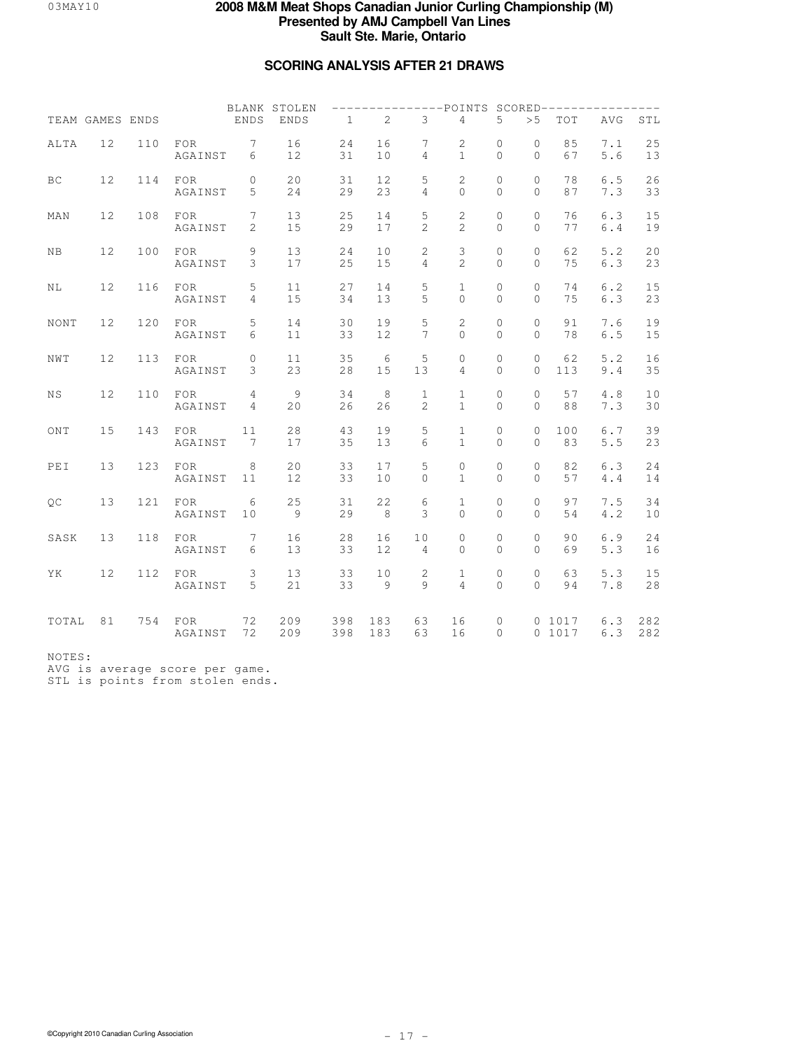# 2008 M&M Meat Shops Canadian Junior Curling Championship (M)
**Presented by AMJ Campbell Van Lines**
**Sault Ste. Marie, Ontario**

## SCORING ANALYSIS AFTER 21 DRAWS

| TEAM | GAMES | ENDS | | BLANK ENDS | STOLEN ENDS | 1 | 2 | 3 | 4 | 5 | >5 | TOT | AVG | STL |
|---|---|---|---|---|---|---|---|---|---|---|---|---|---|---|
| | | | | | | POINTS SCORED | | | | | | | | |
| ALTA | 12 | 110 | FOR | 7 | 16 | 24 | 16 | 7 | 2 | 0 | 0 | 85 | 7.1 | 25 |
| | | | AGAINST | 6 | 12 | 31 | 10 | 4 | 1 | 0 | 0 | 67 | 5.6 | 13 |
| BC | 12 | 114 | FOR | 0 | 20 | 31 | 12 | 5 | 2 | 0 | 0 | 78 | 6.5 | 26 |
| | | | AGAINST | 5 | 24 | 29 | 23 | 4 | 0 | 0 | 0 | 87 | 7.3 | 33 |
| MAN | 12 | 108 | FOR | 7 | 13 | 25 | 14 | 5 | 2 | 0 | 0 | 76 | 6.3 | 15 |
| | | | AGAINST | 2 | 15 | 29 | 17 | 2 | 2 | 0 | 0 | 77 | 6.4 | 19 |
| NB | 12 | 100 | FOR | 9 | 13 | 24 | 10 | 2 | 3 | 0 | 0 | 62 | 5.2 | 20 |
| | | | AGAINST | 3 | 17 | 25 | 15 | 4 | 2 | 0 | 0 | 75 | 6.3 | 23 |
| NL | 12 | 116 | FOR | 5 | 11 | 27 | 14 | 5 | 1 | 0 | 0 | 74 | 6.2 | 15 |
| | | | AGAINST | 4 | 15 | 34 | 13 | 5 | 0 | 0 | 0 | 75 | 6.3 | 23 |
| NONT | 12 | 120 | FOR | 5 | 14 | 30 | 19 | 5 | 2 | 0 | 0 | 91 | 7.6 | 19 |
| | | | AGAINST | 6 | 11 | 33 | 12 | 7 | 0 | 0 | 0 | 78 | 6.5 | 15 |
| NWT | 12 | 113 | FOR | 0 | 11 | 35 | 6 | 5 | 0 | 0 | 0 | 62 | 5.2 | 16 |
| | | | AGAINST | 3 | 23 | 28 | 15 | 13 | 4 | 0 | 0 | 113 | 9.4 | 35 |
| NS | 12 | 110 | FOR | 4 | 9 | 34 | 8 | 1 | 1 | 0 | 0 | 57 | 4.8 | 10 |
| | | | AGAINST | 4 | 20 | 26 | 26 | 2 | 1 | 0 | 0 | 88 | 7.3 | 30 |
| ONT | 15 | 143 | FOR | 11 | 28 | 43 | 19 | 5 | 1 | 0 | 0 | 100 | 6.7 | 39 |
| | | | AGAINST | 7 | 17 | 35 | 13 | 6 | 1 | 0 | 0 | 83 | 5.5 | 23 |
| PEI | 13 | 123 | FOR | 8 | 20 | 33 | 17 | 5 | 0 | 0 | 0 | 82 | 6.3 | 24 |
| | | | AGAINST | 11 | 12 | 33 | 10 | 0 | 1 | 0 | 0 | 57 | 4.4 | 14 |
| QC | 13 | 121 | FOR | 6 | 25 | 31 | 22 | 6 | 1 | 0 | 0 | 97 | 7.5 | 34 |
| | | | AGAINST | 10 | 9 | 29 | 8 | 3 | 0 | 0 | 0 | 54 | 4.2 | 10 |
| SASK | 13 | 118 | FOR | 7 | 16 | 28 | 16 | 10 | 0 | 0 | 0 | 90 | 6.9 | 24 |
| | | | AGAINST | 6 | 13 | 33 | 12 | 4 | 0 | 0 | 0 | 69 | 5.3 | 16 |
| YK | 12 | 112 | FOR | 3 | 13 | 33 | 10 | 2 | 1 | 0 | 0 | 63 | 5.3 | 15 |
| | | | AGAINST | 5 | 21 | 33 | 9 | 9 | 4 | 0 | 0 | 94 | 7.8 | 28 |
| TOTAL | 81 | 754 | FOR | 72 | 209 | 398 | 183 | 63 | 16 | 0 | 0 | 1017 | 6.3 | 282 |
| | | | AGAINST | 72 | 209 | 398 | 183 | 63 | 16 | 0 | 0 | 1017 | 6.3 | 282 |

NOTES:
AVG is average score per game.
STL is points from stolen ends.

©Copyright 2010 Canadian Curling Association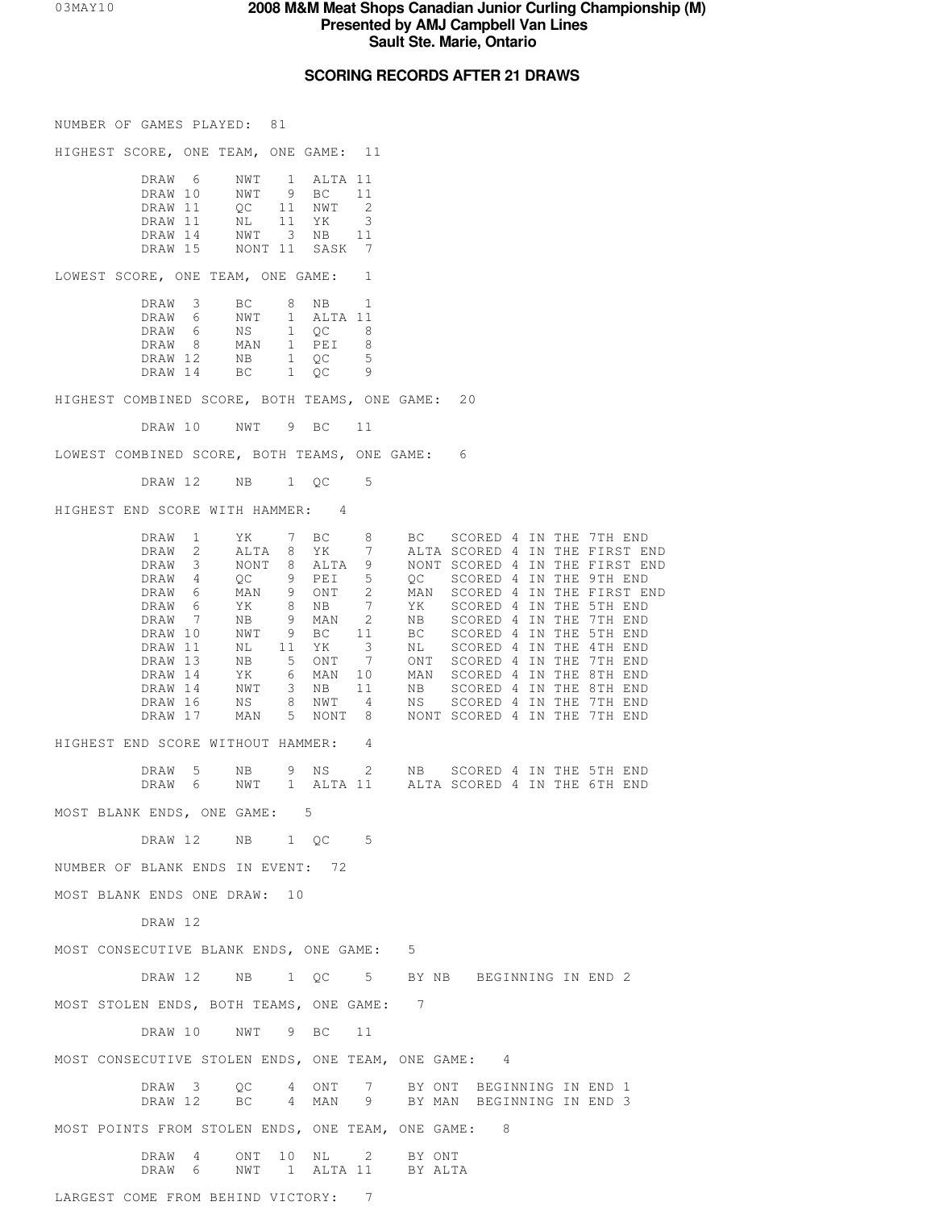# 2008 M&M Meat Shops Canadian Junior Curling Championship (M)

**Presented by AMJ Campbell Van Lines**

**Sault Ste. Marie, Ontario**

## SCORING RECORDS AFTER 21 DRAWS

NUMBER OF GAMES PLAYED: 81

HIGHEST SCORE, ONE TEAM, ONE GAME: 11

| Draw | Team | Score | Team | Score |
|---|---|---|---|---|
| DRAW 6 | NWT | 1 | ALTA | 11 |
| DRAW 10 | NWT | 9 | BC | 11 |
| DRAW 11 | QC | 11 | NWT | 2 |
| DRAW 11 | NL | 11 | YK | 3 |
| DRAW 14 | NWT | 3 | NB | 11 |
| DRAW 15 | NONT | 11 | SASK | 7 |

LOWEST SCORE, ONE TEAM, ONE GAME: 1

| Draw | Team | Score | Team | Score |
|---|---|---|---|---|
| DRAW 3 | BC | 8 | NB | 1 |
| DRAW 6 | NWT | 1 | ALTA | 11 |
| DRAW 6 | NS | 1 | QC | 8 |
| DRAW 8 | MAN | 1 | PEI | 8 |
| DRAW 12 | NB | 1 | QC | 5 |
| DRAW 14 | BC | 1 | QC | 9 |

HIGHEST COMBINED SCORE, BOTH TEAMS, ONE GAME: 20

| Draw | Team | Score | Team | Score |
|---|---|---|---|---|
| DRAW 10 | NWT | 9 | BC | 11 |

LOWEST COMBINED SCORE, BOTH TEAMS, ONE GAME: 6

| Draw | Team | Score | Team | Score |
|---|---|---|---|---|
| DRAW 12 | NB | 1 | QC | 5 |

HIGHEST END SCORE WITH HAMMER: 4

| Draw | Team | Score | Team | Score | Details |
|---|---|---|---|---|---|
| DRAW 1 | YK | 7 | BC | 8 | BC SCORED 4 IN THE 7TH END |
| DRAW 2 | ALTA | 8 | YK | 7 | ALTA SCORED 4 IN THE FIRST END |
| DRAW 3 | NONT | 8 | ALTA | 9 | NONT SCORED 4 IN THE FIRST END |
| DRAW 4 | QC | 9 | PEI | 5 | QC SCORED 4 IN THE 9TH END |
| DRAW 6 | MAN | 9 | ONT | 2 | MAN SCORED 4 IN THE FIRST END |
| DRAW 6 | YK | 8 | NB | 7 | YK SCORED 4 IN THE 5TH END |
| DRAW 7 | NB | 9 | MAN | 2 | NB SCORED 4 IN THE 7TH END |
| DRAW 10 | NWT | 9 | BC | 11 | BC SCORED 4 IN THE 5TH END |
| DRAW 11 | NL | 11 | YK | 3 | NL SCORED 4 IN THE 4TH END |
| DRAW 13 | NB | 5 | ONT | 7 | ONT SCORED 4 IN THE 7TH END |
| DRAW 14 | YK | 6 | MAN | 10 | MAN SCORED 4 IN THE 8TH END |
| DRAW 14 | NWT | 3 | NB | 11 | NB SCORED 4 IN THE 8TH END |
| DRAW 16 | NS | 8 | NWT | 4 | NS SCORED 4 IN THE 7TH END |
| DRAW 17 | MAN | 5 | NONT | 8 | NONT SCORED 4 IN THE 7TH END |

HIGHEST END SCORE WITHOUT HAMMER: 4

| Draw | Team | Score | Team | Score | Details |
|---|---|---|---|---|---|
| DRAW 5 | NB | 9 | NS | 2 | NB SCORED 4 IN THE 5TH END |
| DRAW 6 | NWT | 1 | ALTA | 11 | ALTA SCORED 4 IN THE 6TH END |

MOST BLANK ENDS, ONE GAME: 5

| Draw | Team | Score | Team | Score |
|---|---|---|---|---|
| DRAW 12 | NB | 1 | QC | 5 |

NUMBER OF BLANK ENDS IN EVENT: 72

MOST BLANK ENDS ONE DRAW: 10

DRAW 12

MOST CONSECUTIVE BLANK ENDS, ONE GAME: 5

| Draw | Team | Score | Team | Score | Details |
|---|---|---|---|---|---|
| DRAW 12 | NB | 1 | QC | 5 | BY NB BEGINNING IN END 2 |

MOST STOLEN ENDS, BOTH TEAMS, ONE GAME: 7

| Draw | Team | Score | Team | Score |
|---|---|---|---|---|
| DRAW 10 | NWT | 9 | BC | 11 |

MOST CONSECUTIVE STOLEN ENDS, ONE TEAM, ONE GAME: 4

| Draw | Team | Score | Team | Score | Details |
|---|---|---|---|---|---|
| DRAW 3 | QC | 4 | ONT | 7 | BY ONT BEGINNING IN END 1 |
| DRAW 12 | BC | 4 | MAN | 9 | BY MAN BEGINNING IN END 3 |

MOST POINTS FROM STOLEN ENDS, ONE TEAM, ONE GAME: 8

| Draw | Team | Score | Team | Score | Details |
|---|---|---|---|---|---|
| DRAW 4 | ONT | 10 | NL | 2 | BY ONT |
| DRAW 6 | NWT | 1 | ALTA | 11 | BY ALTA |

LARGEST COME FROM BEHIND VICTORY: 7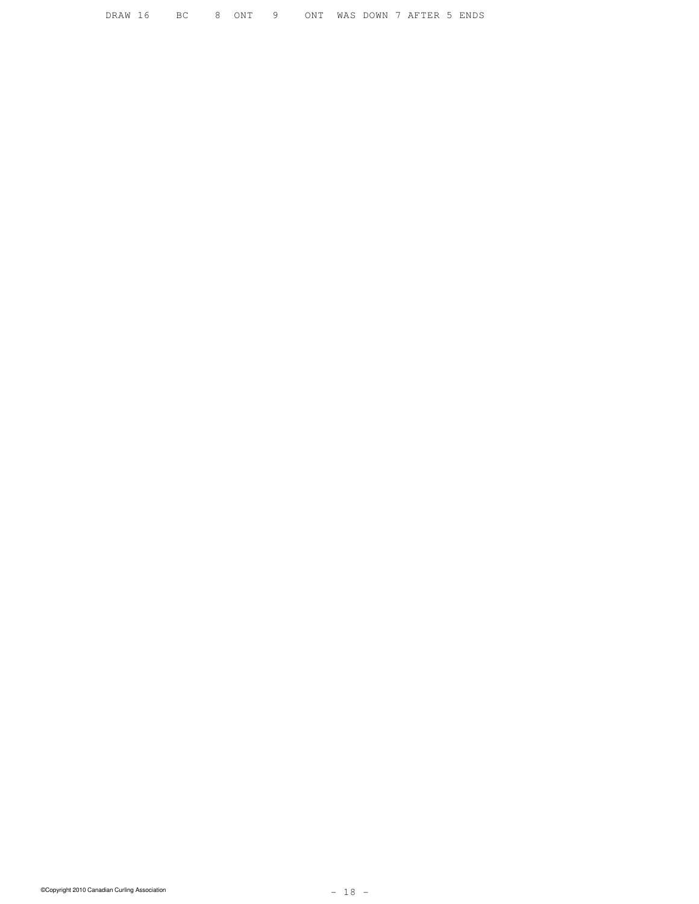DRAW 16    BC    8  ONT    9    ONT  WAS DOWN 7 AFTER 5 ENDS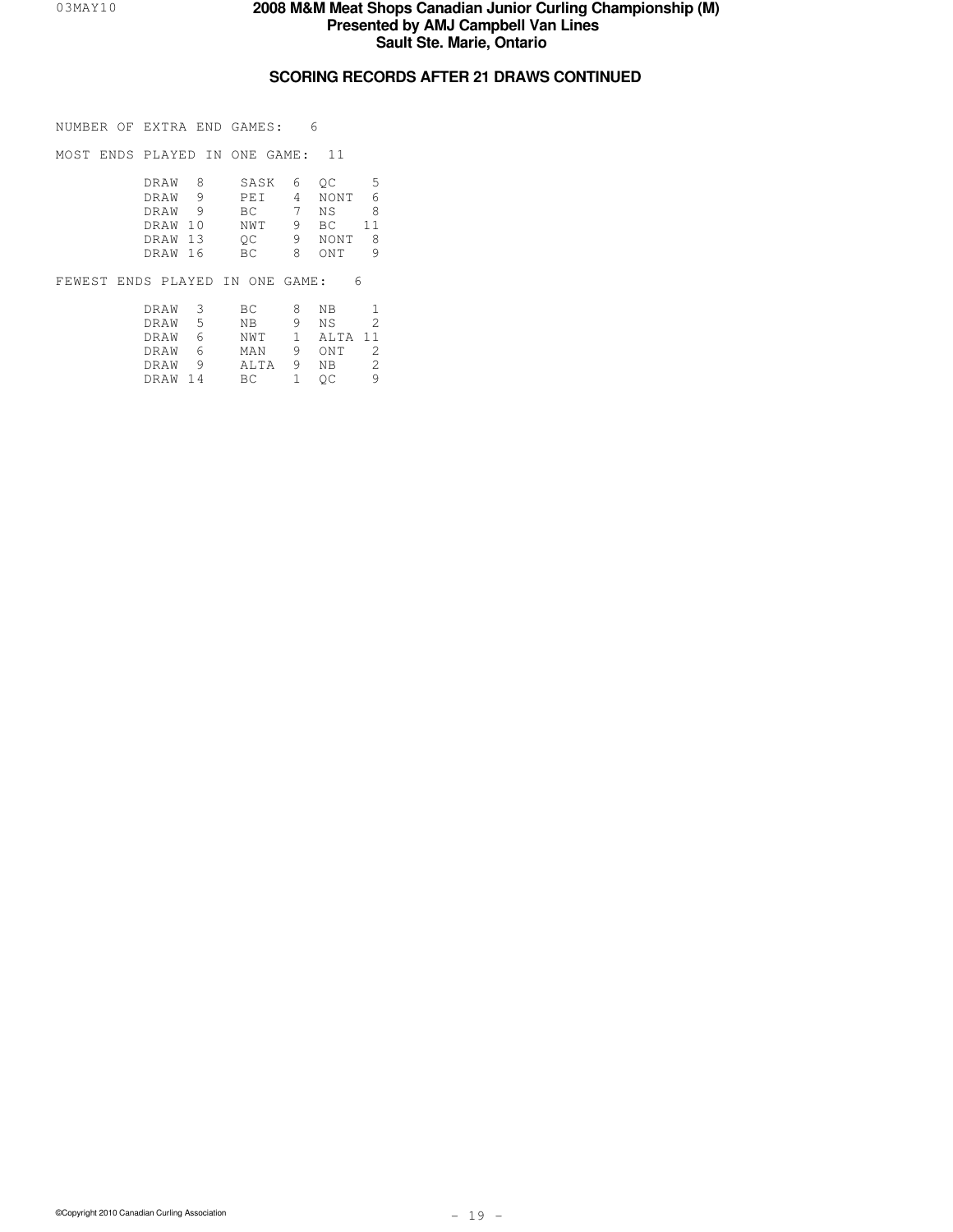# 2008 M&M Meat Shops Canadian Junior Curling Championship (M)
## Presented by AMJ Campbell Van Lines
## Sault Ste. Marie, Ontario

### SCORING RECORDS AFTER 21 DRAWS CONTINUED

NUMBER OF EXTRA END GAMES: 6

MOST ENDS PLAYED IN ONE GAME: 11

| Draw | Team | Score | Team | Score |
|---|---|---|---|---|
| DRAW 8 | SASK | 6 | QC | 5 |
| DRAW 9 | PEI | 4 | NONT | 6 |
| DRAW 9 | BC | 7 | NS | 8 |
| DRAW 10 | NWT | 9 | BC | 11 |
| DRAW 13 | QC | 9 | NONT | 8 |
| DRAW 16 | BC | 8 | ONT | 9 |

FEWEST ENDS PLAYED IN ONE GAME: 6

| Draw | Team | Score | Team | Score |
|---|---|---|---|---|
| DRAW 3 | BC | 8 | NB | 1 |
| DRAW 5 | NB | 9 | NS | 2 |
| DRAW 6 | NWT | 1 | ALTA | 11 |
| DRAW 6 | MAN | 9 | ONT | 2 |
| DRAW 9 | ALTA | 9 | NB | 2 |
| DRAW 14 | BC | 1 | QC | 9 |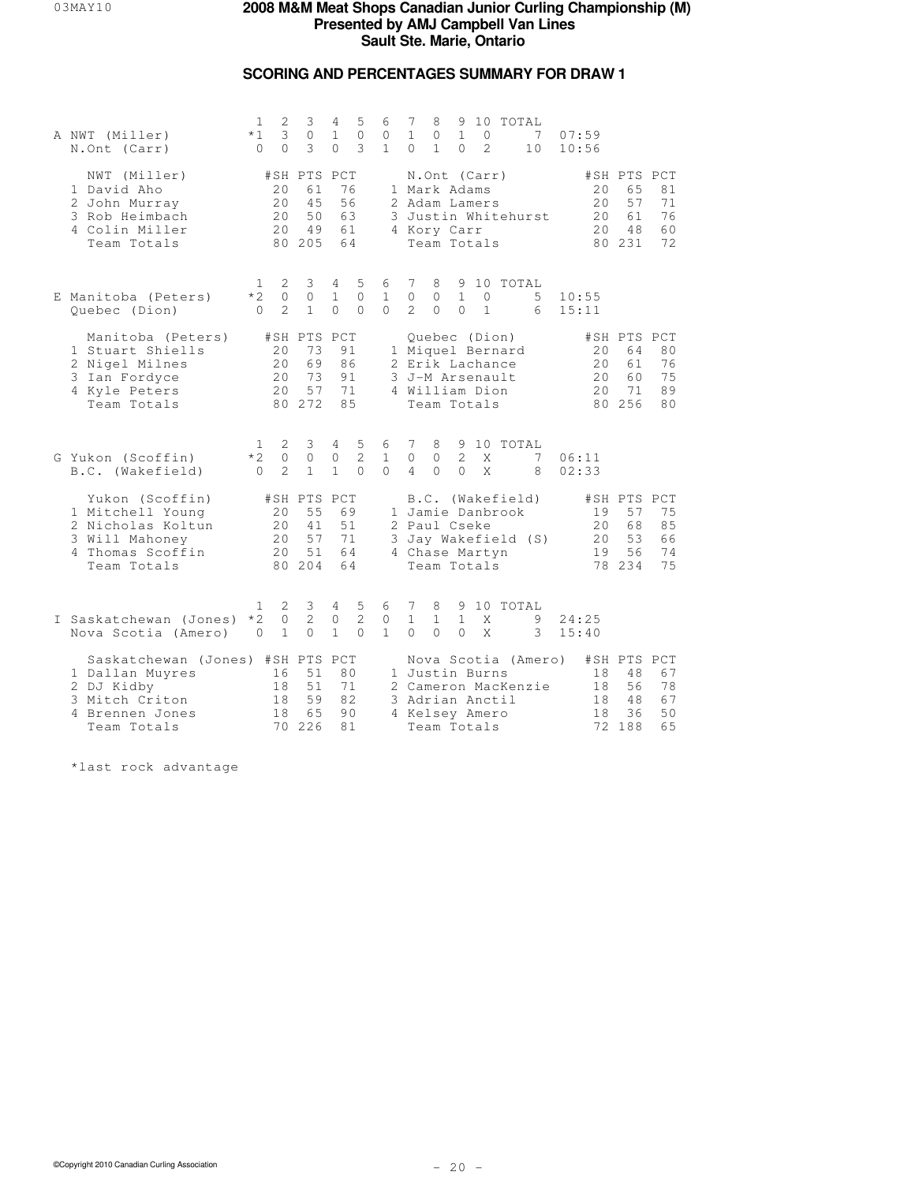# 2008 M&M Meat Shops Canadian Junior Curling Championship (M)

**Presented by AMJ Campbell Van Lines**

**Sault Ste. Marie, Ontario**

## SCORING AND PERCENTAGES SUMMARY FOR DRAW 1

| Sheet | Team | 1 | 2 | 3 | 4 | 5 | 6 | 7 | 8 | 9 | 10 | TOTAL | Time |
|---|---|---|---|---|---|---|---|---|---|---|---|---|---|
| A | NWT (Miller) | *1 | 3 | 0 | 1 | 0 | 0 | 1 | 0 | 1 | 0 | 7 | 07:59 |
| | N.Ont (Carr) | 0 | 0 | 3 | 0 | 3 | 1 | 0 | 1 | 0 | 2 | 10 | 10:56 |

| NWT (Miller) | #SH | PTS | PCT | N.Ont (Carr) | #SH | PTS | PCT |
|---|---|---|---|---|---|---|---|
| 1 David Aho | 20 | 61 | 76 | 1 Mark Adams | 20 | 65 | 81 |
| 2 John Murray | 20 | 45 | 56 | 2 Adam Lamers | 20 | 57 | 71 |
| 3 Rob Heimbach | 20 | 50 | 63 | 3 Justin Whitehurst | 20 | 61 | 76 |
| 4 Colin Miller | 20 | 49 | 61 | 4 Kory Carr | 20 | 48 | 60 |
| Team Totals | 80 | 205 | 64 | Team Totals | 80 | 231 | 72 |

| Sheet | Team | 1 | 2 | 3 | 4 | 5 | 6 | 7 | 8 | 9 | 10 | TOTAL | Time |
|---|---|---|---|---|---|---|---|---|---|---|---|---|---|
| E | Manitoba (Peters) | *2 | 0 | 0 | 1 | 0 | 1 | 0 | 0 | 1 | 0 | 5 | 10:55 |
| | Quebec (Dion) | 0 | 2 | 1 | 0 | 0 | 0 | 2 | 0 | 0 | 1 | 6 | 15:11 |

| Manitoba (Peters) | #SH | PTS | PCT | Quebec (Dion) | #SH | PTS | PCT |
|---|---|---|---|---|---|---|---|
| 1 Stuart Shiells | 20 | 73 | 91 | 1 Miquel Bernard | 20 | 64 | 80 |
| 2 Nigel Milnes | 20 | 69 | 86 | 2 Erik Lachance | 20 | 61 | 76 |
| 3 Ian Fordyce | 20 | 73 | 91 | 3 J-M Arsenault | 20 | 60 | 75 |
| 4 Kyle Peters | 20 | 57 | 71 | 4 William Dion | 20 | 71 | 89 |
| Team Totals | 80 | 272 | 85 | Team Totals | 80 | 256 | 80 |

| Sheet | Team | 1 | 2 | 3 | 4 | 5 | 6 | 7 | 8 | 9 | 10 | TOTAL | Time |
|---|---|---|---|---|---|---|---|---|---|---|---|---|---|
| G | Yukon (Scoffin) | *2 | 0 | 0 | 0 | 2 | 1 | 0 | 0 | 2 | X | 7 | 06:11 |
| | B.C. (Wakefield) | 0 | 2 | 1 | 1 | 0 | 0 | 4 | 0 | 0 | X | 8 | 02:33 |

| Yukon (Scoffin) | #SH | PTS | PCT | B.C. (Wakefield) | #SH | PTS | PCT |
|---|---|---|---|---|---|---|---|
| 1 Mitchell Young | 20 | 55 | 69 | 1 Jamie Danbrook | 19 | 57 | 75 |
| 2 Nicholas Koltun | 20 | 41 | 51 | 2 Paul Cseke | 20 | 68 | 85 |
| 3 Will Mahoney | 20 | 57 | 71 | 3 Jay Wakefield (S) | 20 | 53 | 66 |
| 4 Thomas Scoffin | 20 | 51 | 64 | 4 Chase Martyn | 19 | 56 | 74 |
| Team Totals | 80 | 204 | 64 | Team Totals | 78 | 234 | 75 |

| Sheet | Team | 1 | 2 | 3 | 4 | 5 | 6 | 7 | 8 | 9 | 10 | TOTAL | Time |
|---|---|---|---|---|---|---|---|---|---|---|---|---|---|
| I | Saskatchewan (Jones) | *2 | 0 | 2 | 0 | 2 | 0 | 1 | 1 | 1 | X | 9 | 24:25 |
| | Nova Scotia (Amero) | 0 | 1 | 0 | 1 | 0 | 1 | 0 | 0 | 0 | X | 3 | 15:40 |

| Saskatchewan (Jones) | #SH | PTS | PCT | Nova Scotia (Amero) | #SH | PTS | PCT |
|---|---|---|---|---|---|---|---|
| 1 Dallan Muyres | 16 | 51 | 80 | 1 Justin Burns | 18 | 48 | 67 |
| 2 DJ Kidby | 18 | 51 | 71 | 2 Cameron MacKenzie | 18 | 56 | 78 |
| 3 Mitch Criton | 18 | 59 | 82 | 3 Adrian Anctil | 18 | 48 | 67 |
| 4 Brennen Jones | 18 | 65 | 90 | 4 Kelsey Amero | 18 | 36 | 50 |
| Team Totals | 70 | 226 | 81 | Team Totals | 72 | 188 | 65 |

*last rock advantage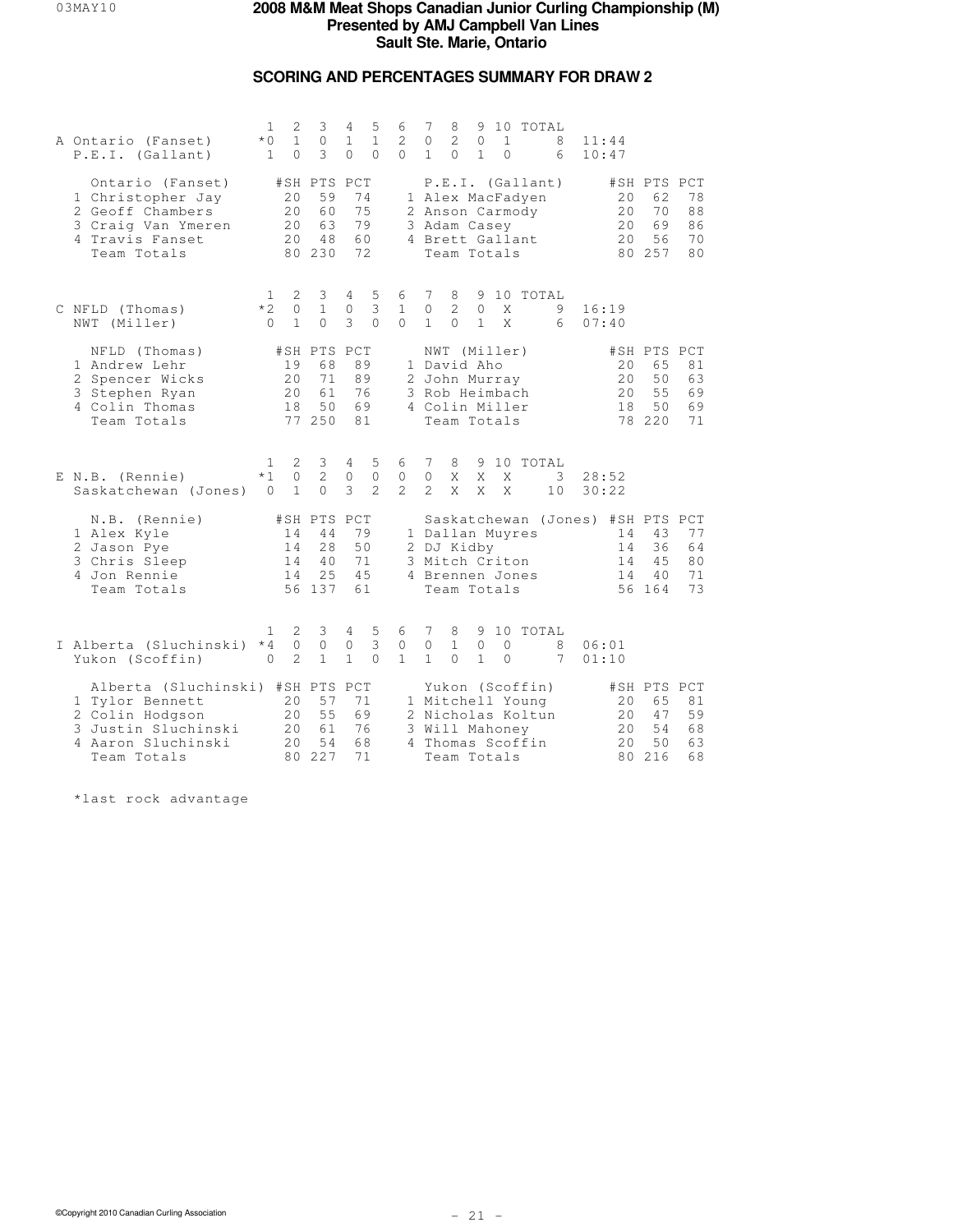# 2008 M&M Meat Shops Canadian Junior Curling Championship (M)
## Presented by AMJ Campbell Van Lines
## Sault Ste. Marie, Ontario

### SCORING AND PERCENTAGES SUMMARY FOR DRAW 2

| | Team | 1 | 2 | 3 | 4 | 5 | 6 | 7 | 8 | 9 | 10 | TOTAL | Time |
|---|---|---|---|---|---|---|---|---|---|---|---|---|---|
| A | Ontario (Fanset) | *0 | 1 | 0 | 1 | 1 | 2 | 0 | 2 | 0 | 1 | 8 | 11:44 |
| | P.E.I. (Gallant) | 1 | 0 | 3 | 0 | 0 | 0 | 1 | 0 | 1 | 0 | 6 | 10:47 |

| Ontario (Fanset) | #SH | PTS | PCT | P.E.I. (Gallant) | #SH | PTS | PCT |
|---|---|---|---|---|---|---|---|
| 1 Christopher Jay | 20 | 59 | 74 | 1 Alex MacFadyen | 20 | 62 | 78 |
| 2 Geoff Chambers | 20 | 60 | 75 | 2 Anson Carmody | 20 | 70 | 88 |
| 3 Craig Van Ymeren | 20 | 63 | 79 | 3 Adam Casey | 20 | 69 | 86 |
| 4 Travis Fanset | 20 | 48 | 60 | 4 Brett Gallant | 20 | 56 | 70 |
| Team Totals | 80 | 230 | 72 | Team Totals | 80 | 257 | 80 |

| | Team | 1 | 2 | 3 | 4 | 5 | 6 | 7 | 8 | 9 | 10 | TOTAL | Time |
|---|---|---|---|---|---|---|---|---|---|---|---|---|---|
| C | NFLD (Thomas) | *2 | 0 | 1 | 0 | 3 | 1 | 0 | 2 | 0 | X | 9 | 16:19 |
| | NWT (Miller) | 0 | 1 | 0 | 3 | 0 | 0 | 1 | 0 | 1 | X | 6 | 07:40 |

| NFLD (Thomas) | #SH | PTS | PCT | NWT (Miller) | #SH | PTS | PCT |
|---|---|---|---|---|---|---|---|
| 1 Andrew Lehr | 19 | 68 | 89 | 1 David Aho | 20 | 65 | 81 |
| 2 Spencer Wicks | 20 | 71 | 89 | 2 John Murray | 20 | 50 | 63 |
| 3 Stephen Ryan | 20 | 61 | 76 | 3 Rob Heimbach | 20 | 55 | 69 |
| 4 Colin Thomas | 18 | 50 | 69 | 4 Colin Miller | 18 | 50 | 69 |
| Team Totals | 77 | 250 | 81 | Team Totals | 78 | 220 | 71 |

| | Team | 1 | 2 | 3 | 4 | 5 | 6 | 7 | 8 | 9 | 10 | TOTAL | Time |
|---|---|---|---|---|---|---|---|---|---|---|---|---|---|
| E | N.B. (Rennie) | *1 | 0 | 2 | 0 | 0 | 0 | 0 | X | X | X | 3 | 28:52 |
| | Saskatchewan (Jones) | 0 | 1 | 0 | 3 | 2 | 2 | 2 | X | X | X | 10 | 30:22 |

| N.B. (Rennie) | #SH | PTS | PCT | Saskatchewan (Jones) | #SH | PTS | PCT |
|---|---|---|---|---|---|---|---|
| 1 Alex Kyle | 14 | 44 | 79 | 1 Dallan Muyres | 14 | 43 | 77 |
| 2 Jason Pye | 14 | 28 | 50 | 2 DJ Kidby | 14 | 36 | 64 |
| 3 Chris Sleep | 14 | 40 | 71 | 3 Mitch Criton | 14 | 45 | 80 |
| 4 Jon Rennie | 14 | 25 | 45 | 4 Brennen Jones | 14 | 40 | 71 |
| Team Totals | 56 | 137 | 61 | Team Totals | 56 | 164 | 73 |

| | Team | 1 | 2 | 3 | 4 | 5 | 6 | 7 | 8 | 9 | 10 | TOTAL | Time |
|---|---|---|---|---|---|---|---|---|---|---|---|---|---|
| I | Alberta (Sluchinski) | *4 | 0 | 0 | 0 | 3 | 0 | 0 | 1 | 0 | 0 | 8 | 06:01 |
| | Yukon (Scoffin) | 0 | 2 | 1 | 1 | 0 | 1 | 1 | 0 | 1 | 0 | 7 | 01:10 |

| Alberta (Sluchinski) | #SH | PTS | PCT | Yukon (Scoffin) | #SH | PTS | PCT |
|---|---|---|---|---|---|---|---|
| 1 Tylor Bennett | 20 | 57 | 71 | 1 Mitchell Young | 20 | 65 | 81 |
| 2 Colin Hodgson | 20 | 55 | 69 | 2 Nicholas Koltun | 20 | 47 | 59 |
| 3 Justin Sluchinski | 20 | 61 | 76 | 3 Will Mahoney | 20 | 54 | 68 |
| 4 Aaron Sluchinski | 20 | 54 | 68 | 4 Thomas Scoffin | 20 | 50 | 63 |
| Team Totals | 80 | 227 | 71 | Team Totals | 80 | 216 | 68 |

*last rock advantage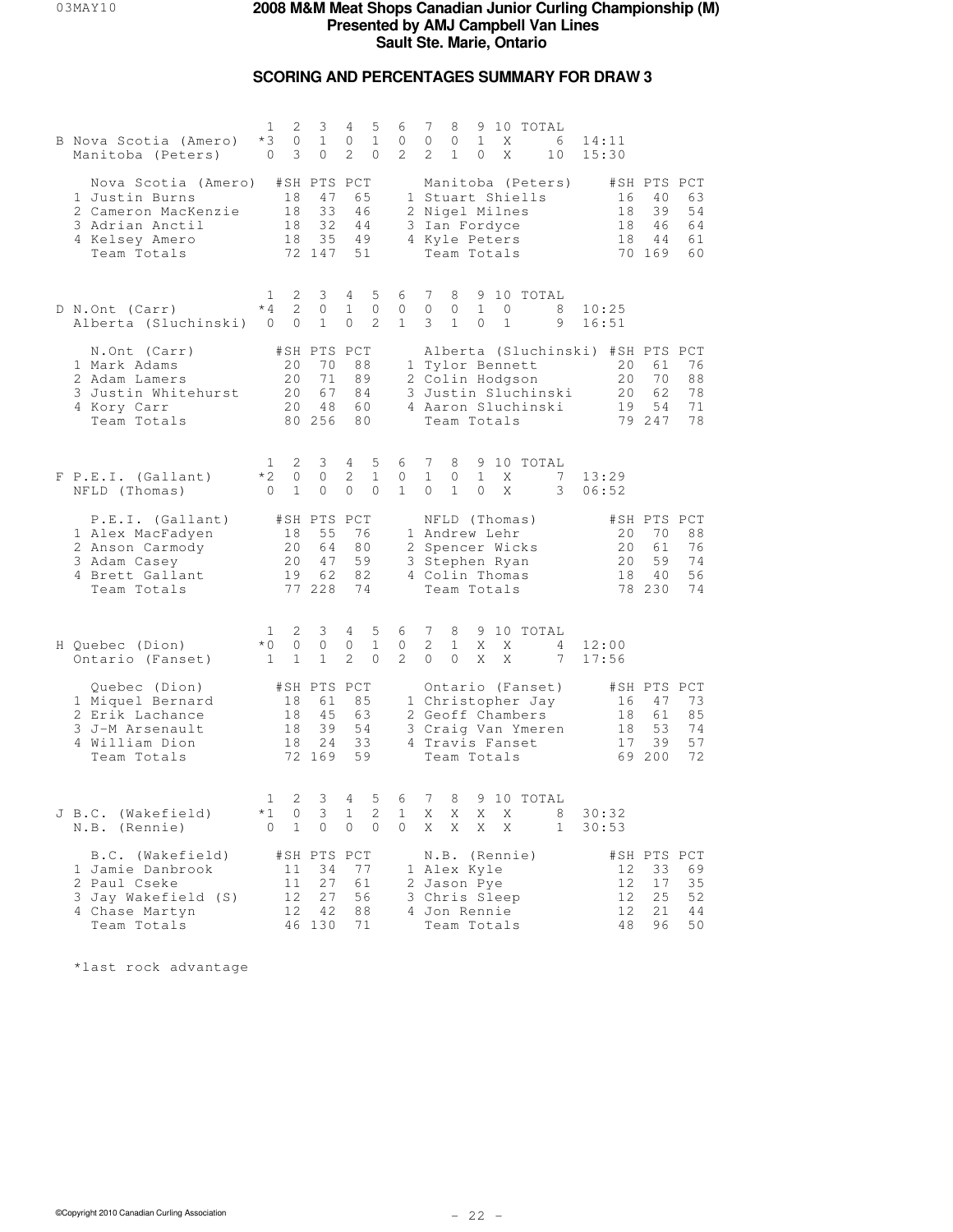# 2008 M&M Meat Shops Canadian Junior Curling Championship (M)
## Presented by AMJ Campbell Van Lines
## Sault Ste. Marie, Ontario

### SCORING AND PERCENTAGES SUMMARY FOR DRAW 3

| Sheet | Team | 1 | 2 | 3 | 4 | 5 | 6 | 7 | 8 | 9 | 10 | TOTAL | Time |
|---|---|---|---|---|---|---|---|---|---|---|---|---|---|
| B | Nova Scotia (Amero) | *3 | 0 | 1 | 0 | 1 | 0 | 0 | 0 | 1 | X | 6 | 14:11 |
| | Manitoba (Peters) | 0 | 3 | 0 | 2 | 0 | 2 | 2 | 1 | 0 | X | 10 | 15:30 |

| Nova Scotia (Amero) | #SH | PTS | PCT | Manitoba (Peters) | #SH | PTS | PCT |
|---|---|---|---|---|---|---|---|
| 1 Justin Burns | 18 | 47 | 65 | 1 Stuart Shiells | 16 | 40 | 63 |
| 2 Cameron MacKenzie | 18 | 33 | 46 | 2 Nigel Milnes | 18 | 39 | 54 |
| 3 Adrian Anctil | 18 | 32 | 44 | 3 Ian Fordyce | 18 | 46 | 64 |
| 4 Kelsey Amero | 18 | 35 | 49 | 4 Kyle Peters | 18 | 44 | 61 |
| Team Totals | 72 | 147 | 51 | Team Totals | 70 | 169 | 60 |

| Sheet | Team | 1 | 2 | 3 | 4 | 5 | 6 | 7 | 8 | 9 | 10 | TOTAL | Time |
|---|---|---|---|---|---|---|---|---|---|---|---|---|---|
| D | N.Ont (Carr) | *4 | 2 | 0 | 1 | 0 | 0 | 0 | 0 | 1 | 0 | 8 | 10:25 |
| | Alberta (Sluchinski) | 0 | 0 | 1 | 0 | 2 | 1 | 3 | 1 | 0 | 1 | 9 | 16:51 |

| N.Ont (Carr) | #SH | PTS | PCT | Alberta (Sluchinski) | #SH | PTS | PCT |
|---|---|---|---|---|---|---|---|
| 1 Mark Adams | 20 | 70 | 88 | 1 Tylor Bennett | 20 | 61 | 76 |
| 2 Adam Lamers | 20 | 71 | 89 | 2 Colin Hodgson | 20 | 70 | 88 |
| 3 Justin Whitehurst | 20 | 67 | 84 | 3 Justin Sluchinski | 20 | 62 | 78 |
| 4 Kory Carr | 20 | 48 | 60 | 4 Aaron Sluchinski | 19 | 54 | 71 |
| Team Totals | 80 | 256 | 80 | Team Totals | 79 | 247 | 78 |

| Sheet | Team | 1 | 2 | 3 | 4 | 5 | 6 | 7 | 8 | 9 | 10 | TOTAL | Time |
|---|---|---|---|---|---|---|---|---|---|---|---|---|---|
| F | P.E.I. (Gallant) | *2 | 0 | 0 | 2 | 1 | 0 | 1 | 0 | 1 | X | 7 | 13:29 |
| | NFLD (Thomas) | 0 | 1 | 0 | 0 | 0 | 1 | 0 | 1 | 0 | X | 3 | 06:52 |

| P.E.I. (Gallant) | #SH | PTS | PCT | NFLD (Thomas) | #SH | PTS | PCT |
|---|---|---|---|---|---|---|---|
| 1 Alex MacFadyen | 18 | 55 | 76 | 1 Andrew Lehr | 20 | 70 | 88 |
| 2 Anson Carmody | 20 | 64 | 80 | 2 Spencer Wicks | 20 | 61 | 76 |
| 3 Adam Casey | 20 | 47 | 59 | 3 Stephen Ryan | 20 | 59 | 74 |
| 4 Brett Gallant | 19 | 62 | 82 | 4 Colin Thomas | 18 | 40 | 56 |
| Team Totals | 77 | 228 | 74 | Team Totals | 78 | 230 | 74 |

| Sheet | Team | 1 | 2 | 3 | 4 | 5 | 6 | 7 | 8 | 9 | 10 | TOTAL | Time |
|---|---|---|---|---|---|---|---|---|---|---|---|---|---|
| H | Quebec (Dion) | *0 | 0 | 0 | 0 | 1 | 0 | 2 | 1 | X | X | 4 | 12:00 |
| | Ontario (Fanset) | 1 | 1 | 1 | 2 | 0 | 2 | 0 | 0 | X | X | 7 | 17:56 |

| Quebec (Dion) | #SH | PTS | PCT | Ontario (Fanset) | #SH | PTS | PCT |
|---|---|---|---|---|---|---|---|
| 1 Miquel Bernard | 18 | 61 | 85 | 1 Christopher Jay | 16 | 47 | 73 |
| 2 Erik Lachance | 18 | 45 | 63 | 2 Geoff Chambers | 18 | 61 | 85 |
| 3 J-M Arsenault | 18 | 39 | 54 | 3 Craig Van Ymeren | 18 | 53 | 74 |
| 4 William Dion | 18 | 24 | 33 | 4 Travis Fanset | 17 | 39 | 57 |
| Team Totals | 72 | 169 | 59 | Team Totals | 69 | 200 | 72 |

| Sheet | Team | 1 | 2 | 3 | 4 | 5 | 6 | 7 | 8 | 9 | 10 | TOTAL | Time |
|---|---|---|---|---|---|---|---|---|---|---|---|---|---|
| J | B.C. (Wakefield) | *1 | 0 | 3 | 1 | 2 | 1 | X | X | X | X | 8 | 30:32 |
| | N.B. (Rennie) | 0 | 1 | 0 | 0 | 0 | 0 | X | X | X | X | 1 | 30:53 |

| B.C. (Wakefield) | #SH | PTS | PCT | N.B. (Rennie) | #SH | PTS | PCT |
|---|---|---|---|---|---|---|---|
| 1 Jamie Danbrook | 11 | 34 | 77 | 1 Alex Kyle | 12 | 33 | 69 |
| 2 Paul Cseke | 11 | 27 | 61 | 2 Jason Pye | 12 | 17 | 35 |
| 3 Jay Wakefield (S) | 12 | 27 | 56 | 3 Chris Sleep | 12 | 25 | 52 |
| 4 Chase Martyn | 12 | 42 | 88 | 4 Jon Rennie | 12 | 21 | 44 |
| Team Totals | 46 | 130 | 71 | Team Totals | 48 | 96 | 50 |

*last rock advantage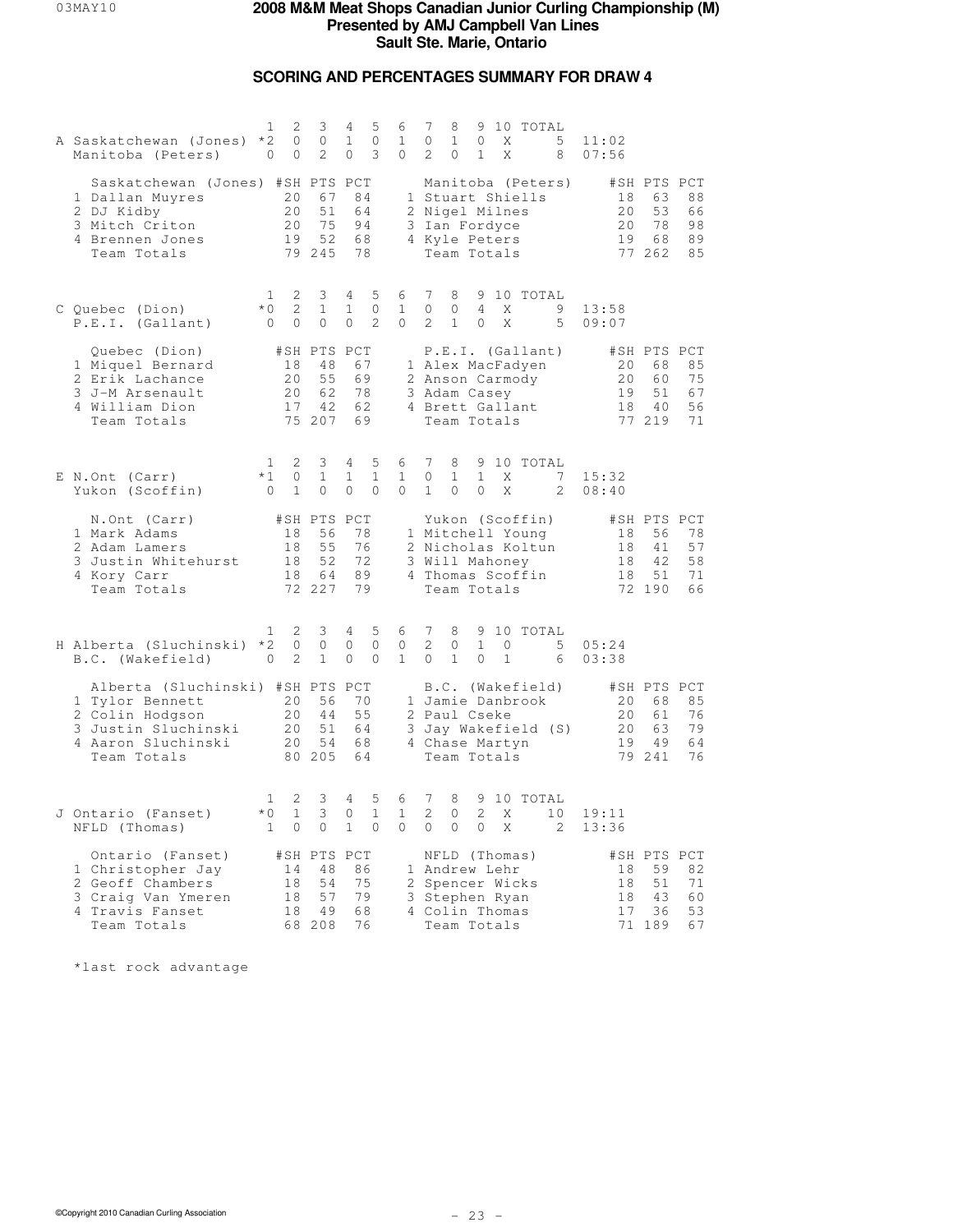# 2008 M&M Meat Shops Canadian Junior Curling Championship (M)
**Presented by AMJ Campbell Van Lines**
**Sault Ste. Marie, Ontario**

## SCORING AND PERCENTAGES SUMMARY FOR DRAW 4

| | Team | 1 | 2 | 3 | 4 | 5 | 6 | 7 | 8 | 9 | 10 | TOTAL | Time |
|---|---|---|---|---|---|---|---|---|---|---|---|---|---|
| A | Saskatchewan (Jones) | *2 | 0 | 0 | 1 | 0 | 1 | 0 | 1 | 0 | X | 5 | 11:02 |
| | Manitoba (Peters) | 0 | 0 | 2 | 0 | 3 | 0 | 2 | 0 | 1 | X | 8 | 07:56 |

| Saskatchewan (Jones) | #SH | PTS | PCT | Manitoba (Peters) | #SH | PTS | PCT |
|---|---|---|---|---|---|---|---|
| 1 Dallan Muyres | 20 | 67 | 84 | 1 Stuart Shiells | 18 | 63 | 88 |
| 2 DJ Kidby | 20 | 51 | 64 | 2 Nigel Milnes | 20 | 53 | 66 |
| 3 Mitch Criton | 20 | 75 | 94 | 3 Ian Fordyce | 20 | 78 | 98 |
| 4 Brennen Jones | 19 | 52 | 68 | 4 Kyle Peters | 19 | 68 | 89 |
| Team Totals | 79 | 245 | 78 | Team Totals | 77 | 262 | 85 |

| | Team | 1 | 2 | 3 | 4 | 5 | 6 | 7 | 8 | 9 | 10 | TOTAL | Time |
|---|---|---|---|---|---|---|---|---|---|---|---|---|---|
| C | Quebec (Dion) | *0 | 2 | 1 | 1 | 0 | 1 | 0 | 0 | 4 | X | 9 | 13:58 |
| | P.E.I. (Gallant) | 0 | 0 | 0 | 0 | 2 | 0 | 2 | 1 | 0 | X | 5 | 09:07 |

| Quebec (Dion) | #SH | PTS | PCT | P.E.I. (Gallant) | #SH | PTS | PCT |
|---|---|---|---|---|---|---|---|
| 1 Miquel Bernard | 18 | 48 | 67 | 1 Alex MacFadyen | 20 | 68 | 85 |
| 2 Erik Lachance | 20 | 55 | 69 | 2 Anson Carmody | 20 | 60 | 75 |
| 3 J-M Arsenault | 20 | 62 | 78 | 3 Adam Casey | 19 | 51 | 67 |
| 4 William Dion | 17 | 42 | 62 | 4 Brett Gallant | 18 | 40 | 56 |
| Team Totals | 75 | 207 | 69 | Team Totals | 77 | 219 | 71 |

| | Team | 1 | 2 | 3 | 4 | 5 | 6 | 7 | 8 | 9 | 10 | TOTAL | Time |
|---|---|---|---|---|---|---|---|---|---|---|---|---|---|
| E | N.Ont (Carr) | *1 | 0 | 1 | 1 | 1 | 1 | 0 | 1 | 1 | X | 7 | 15:32 |
| | Yukon (Scoffin) | 0 | 1 | 0 | 0 | 0 | 0 | 1 | 0 | 0 | X | 2 | 08:40 |

| N.Ont (Carr) | #SH | PTS | PCT | Yukon (Scoffin) | #SH | PTS | PCT |
|---|---|---|---|---|---|---|---|
| 1 Mark Adams | 18 | 56 | 78 | 1 Mitchell Young | 18 | 56 | 78 |
| 2 Adam Lamers | 18 | 55 | 76 | 2 Nicholas Koltun | 18 | 41 | 57 |
| 3 Justin Whitehurst | 18 | 52 | 72 | 3 Will Mahoney | 18 | 42 | 58 |
| 4 Kory Carr | 18 | 64 | 89 | 4 Thomas Scoffin | 18 | 51 | 71 |
| Team Totals | 72 | 227 | 79 | Team Totals | 72 | 190 | 66 |

| | Team | 1 | 2 | 3 | 4 | 5 | 6 | 7 | 8 | 9 | 10 | TOTAL | Time |
|---|---|---|---|---|---|---|---|---|---|---|---|---|---|
| H | Alberta (Sluchinski) | *2 | 0 | 0 | 0 | 0 | 0 | 2 | 0 | 1 | 0 | 5 | 05:24 |
| | B.C. (Wakefield) | 0 | 2 | 1 | 0 | 0 | 1 | 0 | 1 | 0 | 1 | 6 | 03:38 |

| Alberta (Sluchinski) | #SH | PTS | PCT | B.C. (Wakefield) | #SH | PTS | PCT |
|---|---|---|---|---|---|---|---|
| 1 Tylor Bennett | 20 | 56 | 70 | 1 Jamie Danbrook | 20 | 68 | 85 |
| 2 Colin Hodgson | 20 | 44 | 55 | 2 Paul Cseke | 20 | 61 | 76 |
| 3 Justin Sluchinski | 20 | 51 | 64 | 3 Jay Wakefield (S) | 20 | 63 | 79 |
| 4 Aaron Sluchinski | 20 | 54 | 68 | 4 Chase Martyn | 19 | 49 | 64 |
| Team Totals | 80 | 205 | 64 | Team Totals | 79 | 241 | 76 |

| | Team | 1 | 2 | 3 | 4 | 5 | 6 | 7 | 8 | 9 | 10 | TOTAL | Time |
|---|---|---|---|---|---|---|---|---|---|---|---|---|---|
| J | Ontario (Fanset) | *0 | 1 | 3 | 0 | 1 | 1 | 2 | 0 | 2 | X | 10 | 19:11 |
| | NFLD (Thomas) | 1 | 0 | 0 | 1 | 0 | 0 | 0 | 0 | 0 | X | 2 | 13:36 |

| Ontario (Fanset) | #SH | PTS | PCT | NFLD (Thomas) | #SH | PTS | PCT |
|---|---|---|---|---|---|---|---|
| 1 Christopher Jay | 14 | 48 | 86 | 1 Andrew Lehr | 18 | 59 | 82 |
| 2 Geoff Chambers | 18 | 54 | 75 | 2 Spencer Wicks | 18 | 51 | 71 |
| 3 Craig Van Ymeren | 18 | 57 | 79 | 3 Stephen Ryan | 18 | 43 | 60 |
| 4 Travis Fanset | 18 | 49 | 68 | 4 Colin Thomas | 17 | 36 | 53 |
| Team Totals | 68 | 208 | 76 | Team Totals | 71 | 189 | 67 |

*last rock advantage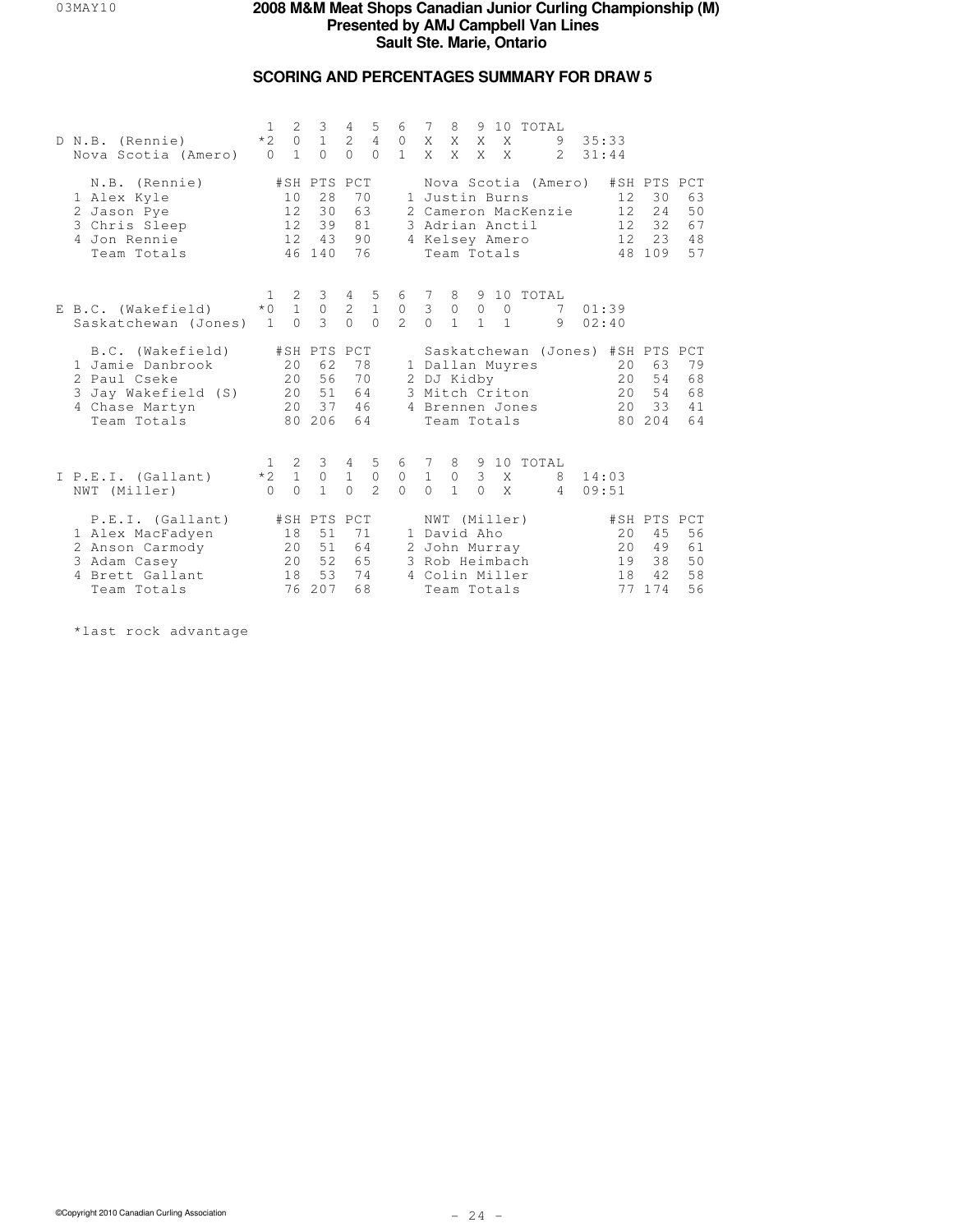# 2008 M&M Meat Shops Canadian Junior Curling Championship (M)

**Presented by AMJ Campbell Van Lines**

**Sault Ste. Marie, Ontario**

## SCORING AND PERCENTAGES SUMMARY FOR DRAW 5

| Sheet | Team | 1 | 2 | 3 | 4 | 5 | 6 | 7 | 8 | 9 | 10 | TOTAL | Time |
|---|---|---|---|---|---|---|---|---|---|---|---|---|---|
| D | N.B. (Rennie) | *2 | 0 | 1 | 2 | 4 | 0 | X | X | X | X | 9 | 35:33 |
| | Nova Scotia (Amero) | 0 | 1 | 0 | 0 | 0 | 1 | X | X | X | X | 2 | 31:44 |

| N.B. (Rennie) | #SH | PTS | PCT | Nova Scotia (Amero) | #SH | PTS | PCT |
|---|---|---|---|---|---|---|---|
| 1 Alex Kyle | 10 | 28 | 70 | 1 Justin Burns | 12 | 30 | 63 |
| 2 Jason Pye | 12 | 30 | 63 | 2 Cameron MacKenzie | 12 | 24 | 50 |
| 3 Chris Sleep | 12 | 39 | 81 | 3 Adrian Anctil | 12 | 32 | 67 |
| 4 Jon Rennie | 12 | 43 | 90 | 4 Kelsey Amero | 12 | 23 | 48 |
| Team Totals | 46 | 140 | 76 | Team Totals | 48 | 109 | 57 |

| Sheet | Team | 1 | 2 | 3 | 4 | 5 | 6 | 7 | 8 | 9 | 10 | TOTAL | Time |
|---|---|---|---|---|---|---|---|---|---|---|---|---|---|
| E | B.C. (Wakefield) | *0 | 1 | 0 | 2 | 1 | 0 | 3 | 0 | 0 | 0 | 7 | 01:39 |
| | Saskatchewan (Jones) | 1 | 0 | 3 | 0 | 0 | 2 | 0 | 1 | 1 | 1 | 9 | 02:40 |

| B.C. (Wakefield) | #SH | PTS | PCT | Saskatchewan (Jones) | #SH | PTS | PCT |
|---|---|---|---|---|---|---|---|
| 1 Jamie Danbrook | 20 | 62 | 78 | 1 Dallan Muyres | 20 | 63 | 79 |
| 2 Paul Cseke | 20 | 56 | 70 | 2 DJ Kidby | 20 | 54 | 68 |
| 3 Jay Wakefield (S) | 20 | 51 | 64 | 3 Mitch Criton | 20 | 54 | 68 |
| 4 Chase Martyn | 20 | 37 | 46 | 4 Brennen Jones | 20 | 33 | 41 |
| Team Totals | 80 | 206 | 64 | Team Totals | 80 | 204 | 64 |

| Sheet | Team | 1 | 2 | 3 | 4 | 5 | 6 | 7 | 8 | 9 | 10 | TOTAL | Time |
|---|---|---|---|---|---|---|---|---|---|---|---|---|---|
| I | P.E.I. (Gallant) | *2 | 1 | 0 | 1 | 0 | 0 | 1 | 0 | 3 | X | 8 | 14:03 |
| | NWT (Miller) | 0 | 0 | 1 | 0 | 2 | 0 | 0 | 1 | 0 | X | 4 | 09:51 |

| P.E.I. (Gallant) | #SH | PTS | PCT | NWT (Miller) | #SH | PTS | PCT |
|---|---|---|---|---|---|---|---|
| 1 Alex MacFadyen | 18 | 51 | 71 | 1 David Aho | 20 | 45 | 56 |
| 2 Anson Carmody | 20 | 51 | 64 | 2 John Murray | 20 | 49 | 61 |
| 3 Adam Casey | 20 | 52 | 65 | 3 Rob Heimbach | 19 | 38 | 50 |
| 4 Brett Gallant | 18 | 53 | 74 | 4 Colin Miller | 18 | 42 | 58 |
| Team Totals | 76 | 207 | 68 | Team Totals | 77 | 174 | 56 |

*last rock advantage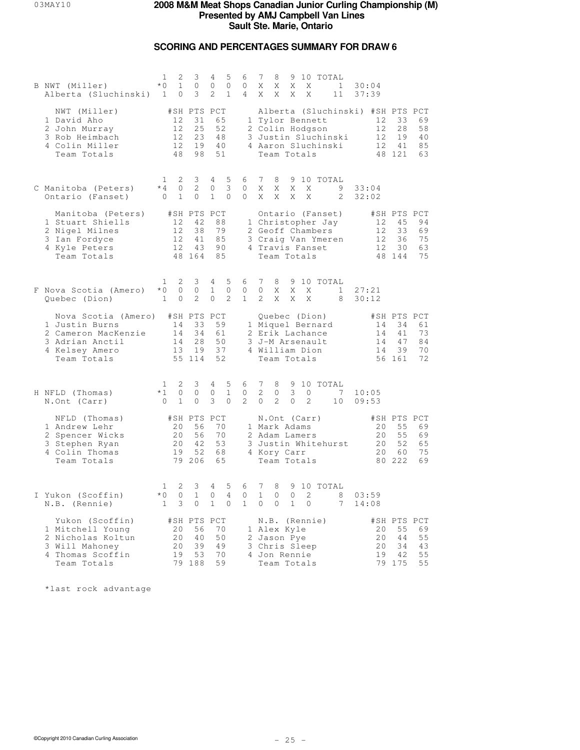# 2008 M&M Meat Shops Canadian Junior Curling Championship (M)
## Presented by AMJ Campbell Van Lines
## Sault Ste. Marie, Ontario

### SCORING AND PERCENTAGES SUMMARY FOR DRAW 6

| Sheet | Team | 1 | 2 | 3 | 4 | 5 | 6 | 7 | 8 | 9 | 10 | TOTAL | Time |
|---|---|---|---|---|---|---|---|---|---|---|---|---|---|
| B | NWT (Miller) | *0 | 1 | 0 | 0 | 0 | 0 | X | X | X | X | 1 | 30:04 |
| | Alberta (Sluchinski) | 1 | 0 | 3 | 2 | 1 | 4 | X | X | X | X | 11 | 37:39 |

| NWT (Miller) | #SH | PTS | PCT | Alberta (Sluchinski) | #SH | PTS | PCT |
|---|---|---|---|---|---|---|---|
| 1 David Aho | 12 | 31 | 65 | 1 Tylor Bennett | 12 | 33 | 69 |
| 2 John Murray | 12 | 25 | 52 | 2 Colin Hodgson | 12 | 28 | 58 |
| 3 Rob Heimbach | 12 | 23 | 48 | 3 Justin Sluchinski | 12 | 19 | 40 |
| 4 Colin Miller | 12 | 19 | 40 | 4 Aaron Sluchinski | 12 | 41 | 85 |
| Team Totals | 48 | 98 | 51 | Team Totals | 48 | 121 | 63 |

| Sheet | Team | 1 | 2 | 3 | 4 | 5 | 6 | 7 | 8 | 9 | 10 | TOTAL | Time |
|---|---|---|---|---|---|---|---|---|---|---|---|---|---|
| C | Manitoba (Peters) | *4 | 0 | 2 | 0 | 3 | 0 | X | X | X | X | 9 | 33:04 |
| | Ontario (Fanset) | 0 | 1 | 0 | 1 | 0 | 0 | X | X | X | X | 2 | 32:02 |

| Manitoba (Peters) | #SH | PTS | PCT | Ontario (Fanset) | #SH | PTS | PCT |
|---|---|---|---|---|---|---|---|
| 1 Stuart Shiells | 12 | 42 | 88 | 1 Christopher Jay | 12 | 45 | 94 |
| 2 Nigel Milnes | 12 | 38 | 79 | 2 Geoff Chambers | 12 | 33 | 69 |
| 3 Ian Fordyce | 12 | 41 | 85 | 3 Craig Van Ymeren | 12 | 36 | 75 |
| 4 Kyle Peters | 12 | 43 | 90 | 4 Travis Fanset | 12 | 30 | 63 |
| Team Totals | 48 | 164 | 85 | Team Totals | 48 | 144 | 75 |

| Sheet | Team | 1 | 2 | 3 | 4 | 5 | 6 | 7 | 8 | 9 | 10 | TOTAL | Time |
|---|---|---|---|---|---|---|---|---|---|---|---|---|---|
| F | Nova Scotia (Amero) | *0 | 0 | 0 | 1 | 0 | 0 | 0 | X | X | X | 1 | 27:21 |
| | Quebec (Dion) | 1 | 0 | 2 | 0 | 2 | 1 | 2 | X | X | X | 8 | 30:12 |

| Nova Scotia (Amero) | #SH | PTS | PCT | Quebec (Dion) | #SH | PTS | PCT |
|---|---|---|---|---|---|---|---|
| 1 Justin Burns | 14 | 33 | 59 | 1 Miquel Bernard | 14 | 34 | 61 |
| 2 Cameron MacKenzie | 14 | 34 | 61 | 2 Erik Lachance | 14 | 41 | 73 |
| 3 Adrian Anctil | 14 | 28 | 50 | 3 J-M Arsenault | 14 | 47 | 84 |
| 4 Kelsey Amero | 13 | 19 | 37 | 4 William Dion | 14 | 39 | 70 |
| Team Totals | 55 | 114 | 52 | Team Totals | 56 | 161 | 72 |

| Sheet | Team | 1 | 2 | 3 | 4 | 5 | 6 | 7 | 8 | 9 | 10 | TOTAL | Time |
|---|---|---|---|---|---|---|---|---|---|---|---|---|---|
| H | NFLD (Thomas) | *1 | 0 | 0 | 0 | 1 | 0 | 2 | 0 | 3 | 0 | 7 | 10:05 |
| | N.Ont (Carr) | 0 | 1 | 0 | 3 | 0 | 2 | 0 | 2 | 0 | 2 | 10 | 09:53 |

| NFLD (Thomas) | #SH | PTS | PCT | N.Ont (Carr) | #SH | PTS | PCT |
|---|---|---|---|---|---|---|---|
| 1 Andrew Lehr | 20 | 56 | 70 | 1 Mark Adams | 20 | 55 | 69 |
| 2 Spencer Wicks | 20 | 56 | 70 | 2 Adam Lamers | 20 | 55 | 69 |
| 3 Stephen Ryan | 20 | 42 | 53 | 3 Justin Whitehurst | 20 | 52 | 65 |
| 4 Colin Thomas | 19 | 52 | 68 | 4 Kory Carr | 20 | 60 | 75 |
| Team Totals | 79 | 206 | 65 | Team Totals | 80 | 222 | 69 |

| Sheet | Team | 1 | 2 | 3 | 4 | 5 | 6 | 7 | 8 | 9 | 10 | TOTAL | Time |
|---|---|---|---|---|---|---|---|---|---|---|---|---|---|
| I | Yukon (Scoffin) | *0 | 0 | 1 | 0 | 4 | 0 | 1 | 0 | 0 | 2 | 8 | 03:59 |
| | N.B. (Rennie) | 1 | 3 | 0 | 1 | 0 | 1 | 0 | 0 | 1 | 0 | 7 | 14:08 |

| Yukon (Scoffin) | #SH | PTS | PCT | N.B. (Rennie) | #SH | PTS | PCT |
|---|---|---|---|---|---|---|---|
| 1 Mitchell Young | 20 | 56 | 70 | 1 Alex Kyle | 20 | 55 | 69 |
| 2 Nicholas Koltun | 20 | 40 | 50 | 2 Jason Pye | 20 | 44 | 55 |
| 3 Will Mahoney | 20 | 39 | 49 | 3 Chris Sleep | 20 | 34 | 43 |
| 4 Thomas Scoffin | 19 | 53 | 70 | 4 Jon Rennie | 19 | 42 | 55 |
| Team Totals | 79 | 188 | 59 | Team Totals | 79 | 175 | 55 |

*last rock advantage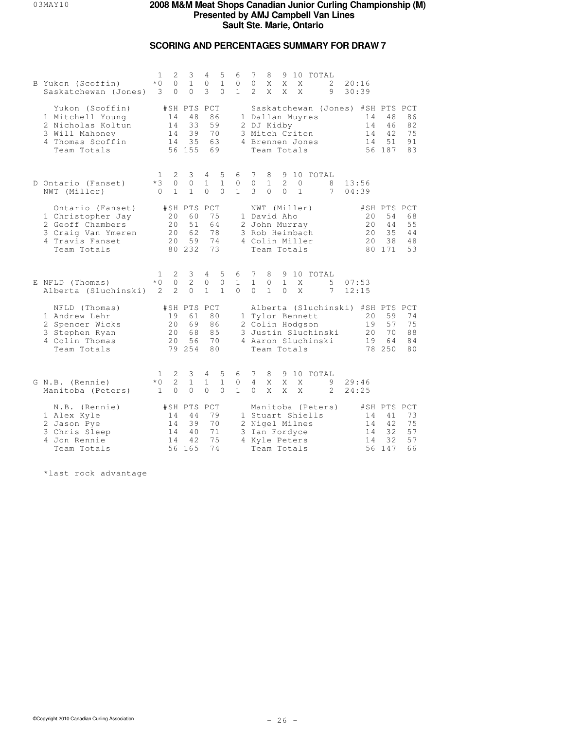# 2008 M&M Meat Shops Canadian Junior Curling Championship (M)
## Presented by AMJ Campbell Van Lines
## Sault Ste. Marie, Ontario

### SCORING AND PERCENTAGES SUMMARY FOR DRAW 7

| | Team | 1 | 2 | 3 | 4 | 5 | 6 | 7 | 8 | 9 | 10 | TOTAL | Time |
|---|---|---|---|---|---|---|---|---|---|---|---|---|---|
| B | Yukon (Scoffin) | *0 | 0 | 1 | 0 | 1 | 0 | 0 | X | X | X | 2 | 20:16 |
| | Saskatchewan (Jones) | 3 | 0 | 0 | 3 | 0 | 1 | 2 | X | X | X | 9 | 30:39 |

| Yukon (Scoffin) | #SH | PTS | PCT | Saskatchewan (Jones) | #SH | PTS | PCT |
|---|---|---|---|---|---|---|---|
| 1 Mitchell Young | 14 | 48 | 86 | 1 Dallan Muyres | 14 | 48 | 86 |
| 2 Nicholas Koltun | 14 | 33 | 59 | 2 DJ Kidby | 14 | 46 | 82 |
| 3 Will Mahoney | 14 | 39 | 70 | 3 Mitch Criton | 14 | 42 | 75 |
| 4 Thomas Scoffin | 14 | 35 | 63 | 4 Brennen Jones | 14 | 51 | 91 |
| Team Totals | 56 | 155 | 69 | Team Totals | 56 | 187 | 83 |

| | Team | 1 | 2 | 3 | 4 | 5 | 6 | 7 | 8 | 9 | 10 | TOTAL | Time |
|---|---|---|---|---|---|---|---|---|---|---|---|---|---|
| D | Ontario (Fanset) | *3 | 0 | 0 | 1 | 1 | 0 | 0 | 1 | 2 | 0 | 8 | 13:56 |
| | NWT (Miller) | 0 | 1 | 1 | 0 | 0 | 1 | 3 | 0 | 0 | 1 | 7 | 04:39 |

| Ontario (Fanset) | #SH | PTS | PCT | NWT (Miller) | #SH | PTS | PCT |
|---|---|---|---|---|---|---|---|
| 1 Christopher Jay | 20 | 60 | 75 | 1 David Aho | 20 | 54 | 68 |
| 2 Geoff Chambers | 20 | 51 | 64 | 2 John Murray | 20 | 44 | 55 |
| 3 Craig Van Ymeren | 20 | 62 | 78 | 3 Rob Heimbach | 20 | 35 | 44 |
| 4 Travis Fanset | 20 | 59 | 74 | 4 Colin Miller | 20 | 38 | 48 |
| Team Totals | 80 | 232 | 73 | Team Totals | 80 | 171 | 53 |

| | Team | 1 | 2 | 3 | 4 | 5 | 6 | 7 | 8 | 9 | 10 | TOTAL | Time |
|---|---|---|---|---|---|---|---|---|---|---|---|---|---|
| E | NFLD (Thomas) | *0 | 0 | 2 | 0 | 0 | 1 | 1 | 0 | 1 | X | 5 | 07:53 |
| | Alberta (Sluchinski) | 2 | 2 | 0 | 1 | 1 | 0 | 0 | 1 | 0 | X | 7 | 12:15 |

| NFLD (Thomas) | #SH | PTS | PCT | Alberta (Sluchinski) | #SH | PTS | PCT |
|---|---|---|---|---|---|---|---|
| 1 Andrew Lehr | 19 | 61 | 80 | 1 Tylor Bennett | 20 | 59 | 74 |
| 2 Spencer Wicks | 20 | 69 | 86 | 2 Colin Hodgson | 19 | 57 | 75 |
| 3 Stephen Ryan | 20 | 68 | 85 | 3 Justin Sluchinski | 20 | 70 | 88 |
| 4 Colin Thomas | 20 | 56 | 70 | 4 Aaron Sluchinski | 19 | 64 | 84 |
| Team Totals | 79 | 254 | 80 | Team Totals | 78 | 250 | 80 |

| | Team | 1 | 2 | 3 | 4 | 5 | 6 | 7 | 8 | 9 | 10 | TOTAL | Time |
|---|---|---|---|---|---|---|---|---|---|---|---|---|---|
| G | N.B. (Rennie) | *0 | 2 | 1 | 1 | 1 | 0 | 4 | X | X | X | 9 | 29:46 |
| | Manitoba (Peters) | 1 | 0 | 0 | 0 | 0 | 1 | 0 | X | X | X | 2 | 24:25 |

| N.B. (Rennie) | #SH | PTS | PCT | Manitoba (Peters) | #SH | PTS | PCT |
|---|---|---|---|---|---|---|---|
| 1 Alex Kyle | 14 | 44 | 79 | 1 Stuart Shiells | 14 | 41 | 73 |
| 2 Jason Pye | 14 | 39 | 70 | 2 Nigel Milnes | 14 | 42 | 75 |
| 3 Chris Sleep | 14 | 40 | 71 | 3 Ian Fordyce | 14 | 32 | 57 |
| 4 Jon Rennie | 14 | 42 | 75 | 4 Kyle Peters | 14 | 32 | 57 |
| Team Totals | 56 | 165 | 74 | Team Totals | 56 | 147 | 66 |

*last rock advantage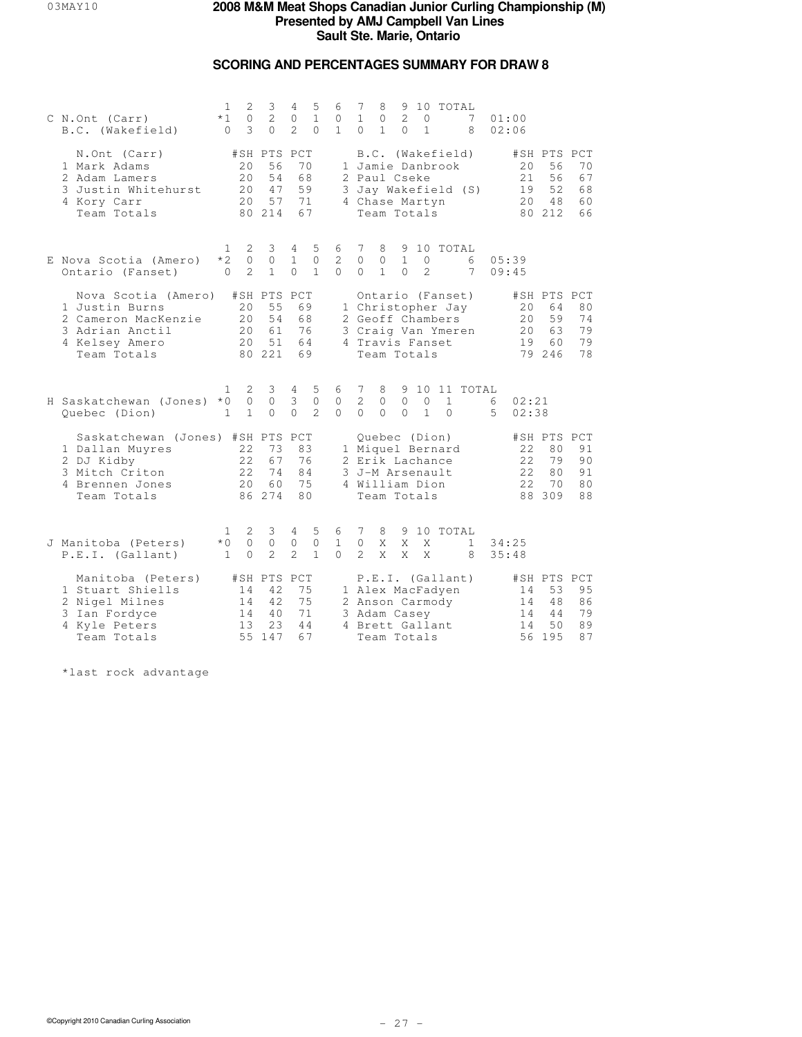# 2008 M&M Meat Shops Canadian Junior Curling Championship (M)
## Presented by AMJ Campbell Van Lines
## Sault Ste. Marie, Ontario

### SCORING AND PERCENTAGES SUMMARY FOR DRAW 8

| | Team | 1 | 2 | 3 | 4 | 5 | 6 | 7 | 8 | 9 | 10 | TOTAL | |
|---|---|---|---|---|---|---|---|---|---|---|---|---|---|
| C | N.Ont (Carr) | *1 | 0 | 2 | 0 | 1 | 0 | 1 | 0 | 2 | 0 | 7 | 01:00 |
| | B.C. (Wakefield) | 0 | 3 | 0 | 2 | 0 | 1 | 0 | 1 | 0 | 1 | 8 | 02:06 |

| N.Ont (Carr) | #SH | PTS | PCT | B.C. (Wakefield) | #SH | PTS | PCT |
|---|---|---|---|---|---|---|---|
| 1 Mark Adams | 20 | 56 | 70 | 1 Jamie Danbrook | 20 | 56 | 70 |
| 2 Adam Lamers | 20 | 54 | 68 | 2 Paul Cseke | 21 | 56 | 67 |
| 3 Justin Whitehurst | 20 | 47 | 59 | 3 Jay Wakefield (S) | 19 | 52 | 68 |
| 4 Kory Carr | 20 | 57 | 71 | 4 Chase Martyn | 20 | 48 | 60 |
| Team Totals | 80 | 214 | 67 | Team Totals | 80 | 212 | 66 |

| | Team | 1 | 2 | 3 | 4 | 5 | 6 | 7 | 8 | 9 | 10 | TOTAL | |
|---|---|---|---|---|---|---|---|---|---|---|---|---|---|
| E | Nova Scotia (Amero) | *2 | 0 | 0 | 1 | 0 | 2 | 0 | 0 | 1 | 0 | 6 | 05:39 |
| | Ontario (Fanset) | 0 | 2 | 1 | 0 | 1 | 0 | 0 | 1 | 0 | 2 | 7 | 09:45 |

| Nova Scotia (Amero) | #SH | PTS | PCT | Ontario (Fanset) | #SH | PTS | PCT |
|---|---|---|---|---|---|---|---|
| 1 Justin Burns | 20 | 55 | 69 | 1 Christopher Jay | 20 | 64 | 80 |
| 2 Cameron MacKenzie | 20 | 54 | 68 | 2 Geoff Chambers | 20 | 59 | 74 |
| 3 Adrian Anctil | 20 | 61 | 76 | 3 Craig Van Ymeren | 20 | 63 | 79 |
| 4 Kelsey Amero | 20 | 51 | 64 | 4 Travis Fanset | 19 | 60 | 79 |
| Team Totals | 80 | 221 | 69 | Team Totals | 79 | 246 | 78 |

| | Team | 1 | 2 | 3 | 4 | 5 | 6 | 7 | 8 | 9 | 10 | 11 | TOTAL | |
|---|---|---|---|---|---|---|---|---|---|---|---|---|---|---|
| H | Saskatchewan (Jones) | *0 | 0 | 0 | 3 | 0 | 0 | 2 | 0 | 0 | 0 | 1 | 6 | 02:21 |
| | Quebec (Dion) | 1 | 1 | 0 | 0 | 2 | 0 | 0 | 0 | 0 | 1 | 0 | 5 | 02:38 |

| Saskatchewan (Jones) | #SH | PTS | PCT | Quebec (Dion) | #SH | PTS | PCT |
|---|---|---|---|---|---|---|---|
| 1 Dallan Muyres | 22 | 73 | 83 | 1 Miquel Bernard | 22 | 80 | 91 |
| 2 DJ Kidby | 22 | 67 | 76 | 2 Erik Lachance | 22 | 79 | 90 |
| 3 Mitch Criton | 22 | 74 | 84 | 3 J-M Arsenault | 22 | 80 | 91 |
| 4 Brennen Jones | 20 | 60 | 75 | 4 William Dion | 22 | 70 | 80 |
| Team Totals | 86 | 274 | 80 | Team Totals | 88 | 309 | 88 |

| | Team | 1 | 2 | 3 | 4 | 5 | 6 | 7 | 8 | 9 | 10 | TOTAL | |
|---|---|---|---|---|---|---|---|---|---|---|---|---|---|
| J | Manitoba (Peters) | *0 | 0 | 0 | 0 | 0 | 1 | 0 | X | X | X | 1 | 34:25 |
| | P.E.I. (Gallant) | 1 | 0 | 2 | 2 | 1 | 0 | 2 | X | X | X | 8 | 35:48 |

| Manitoba (Peters) | #SH | PTS | PCT | P.E.I. (Gallant) | #SH | PTS | PCT |
|---|---|---|---|---|---|---|---|
| 1 Stuart Shiells | 14 | 42 | 75 | 1 Alex MacFadyen | 14 | 53 | 95 |
| 2 Nigel Milnes | 14 | 42 | 75 | 2 Anson Carmody | 14 | 48 | 86 |
| 3 Ian Fordyce | 14 | 40 | 71 | 3 Adam Casey | 14 | 44 | 79 |
| 4 Kyle Peters | 13 | 23 | 44 | 4 Brett Gallant | 14 | 50 | 89 |
| Team Totals | 55 | 147 | 67 | Team Totals | 56 | 195 | 87 |

*last rock advantage

©Copyright 2010 Canadian Curling Association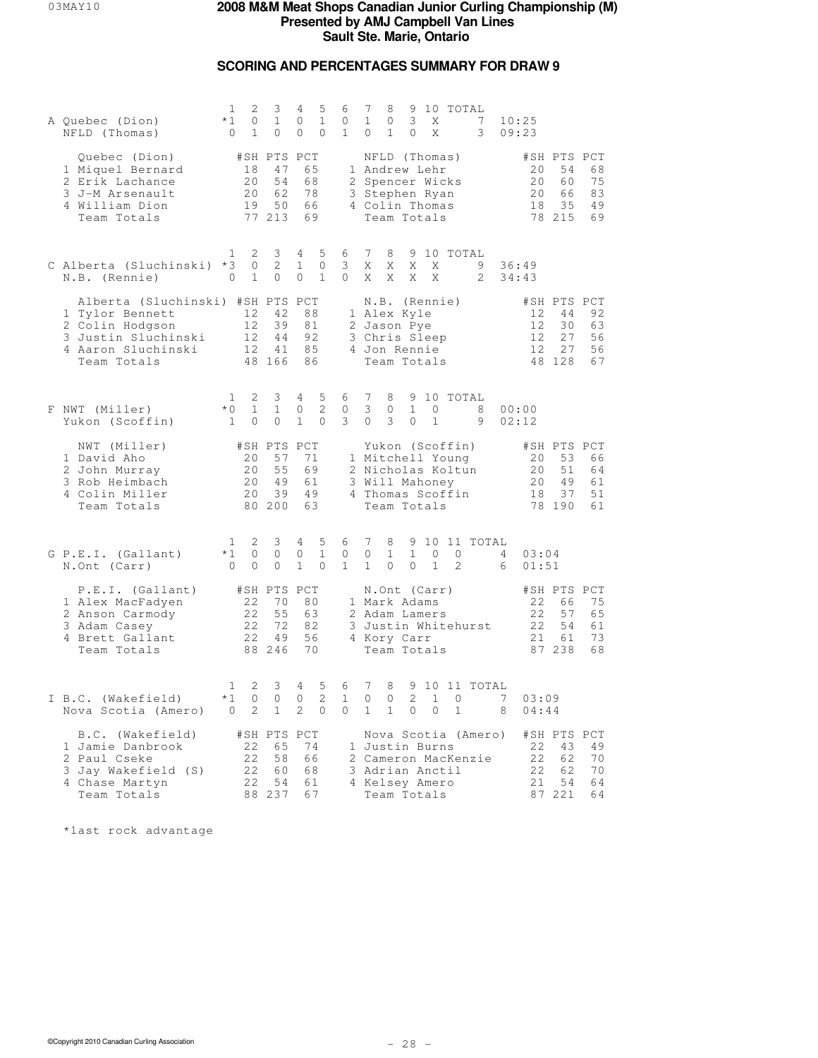# 2008 M&M Meat Shops Canadian Junior Curling Championship (M)
## Presented by AMJ Campbell Van Lines
## Sault Ste. Marie, Ontario

### SCORING AND PERCENTAGES SUMMARY FOR DRAW 9

| | | 1 | 2 | 3 | 4 | 5 | 6 | 7 | 8 | 9 | 10 | TOTAL | |
|---|---|---|---|---|---|---|---|---|---|---|---|---|---|
| A | Quebec (Dion) | *1 | 0 | 1 | 0 | 1 | 0 | 1 | 0 | 3 | X | 7 | 10:25 |
| | NFLD (Thomas) | 0 | 1 | 0 | 0 | 0 | 1 | 0 | 1 | 0 | X | 3 | 09:23 |

| Quebec (Dion) | #SH | PTS | PCT | NFLD (Thomas) | #SH | PTS | PCT |
|---|---|---|---|---|---|---|---|
| 1 Miquel Bernard | 18 | 47 | 65 | 1 Andrew Lehr | 20 | 54 | 68 |
| 2 Erik Lachance | 20 | 54 | 68 | 2 Spencer Wicks | 20 | 60 | 75 |
| 3 J-M Arsenault | 20 | 62 | 78 | 3 Stephen Ryan | 20 | 66 | 83 |
| 4 William Dion | 19 | 50 | 66 | 4 Colin Thomas | 18 | 35 | 49 |
| Team Totals | 77 | 213 | 69 | Team Totals | 78 | 215 | 69 |

| | | 1 | 2 | 3 | 4 | 5 | 6 | 7 | 8 | 9 | 10 | TOTAL | |
|---|---|---|---|---|---|---|---|---|---|---|---|---|---|
| C | Alberta (Sluchinski) | *3 | 0 | 2 | 1 | 0 | 3 | X | X | X | X | 9 | 36:49 |
| | N.B. (Rennie) | 0 | 1 | 0 | 0 | 1 | 0 | X | X | X | X | 2 | 34:43 |

| Alberta (Sluchinski) | #SH | PTS | PCT | N.B. (Rennie) | #SH | PTS | PCT |
|---|---|---|---|---|---|---|---|
| 1 Tylor Bennett | 12 | 42 | 88 | 1 Alex Kyle | 12 | 44 | 92 |
| 2 Colin Hodgson | 12 | 39 | 81 | 2 Jason Pye | 12 | 30 | 63 |
| 3 Justin Sluchinski | 12 | 44 | 92 | 3 Chris Sleep | 12 | 27 | 56 |
| 4 Aaron Sluchinski | 12 | 41 | 85 | 4 Jon Rennie | 12 | 27 | 56 |
| Team Totals | 48 | 166 | 86 | Team Totals | 48 | 128 | 67 |

| | | 1 | 2 | 3 | 4 | 5 | 6 | 7 | 8 | 9 | 10 | TOTAL | |
|---|---|---|---|---|---|---|---|---|---|---|---|---|---|
| F | NWT (Miller) | *0 | 1 | 1 | 0 | 2 | 0 | 3 | 0 | 1 | 0 | 8 | 00:00 |
| | Yukon (Scoffin) | 1 | 0 | 0 | 1 | 0 | 3 | 0 | 3 | 0 | 1 | 9 | 02:12 |

| NWT (Miller) | #SH | PTS | PCT | Yukon (Scoffin) | #SH | PTS | PCT |
|---|---|---|---|---|---|---|---|
| 1 David Aho | 20 | 57 | 71 | 1 Mitchell Young | 20 | 53 | 66 |
| 2 John Murray | 20 | 55 | 69 | 2 Nicholas Koltun | 20 | 51 | 64 |
| 3 Rob Heimbach | 20 | 49 | 61 | 3 Will Mahoney | 20 | 49 | 61 |
| 4 Colin Miller | 20 | 39 | 49 | 4 Thomas Scoffin | 18 | 37 | 51 |
| Team Totals | 80 | 200 | 63 | Team Totals | 78 | 190 | 61 |

| | | 1 | 2 | 3 | 4 | 5 | 6 | 7 | 8 | 9 | 10 | 11 | TOTAL | |
|---|---|---|---|---|---|---|---|---|---|---|---|---|---|---|
| G | P.E.I. (Gallant) | *1 | 0 | 0 | 0 | 1 | 0 | 0 | 1 | 1 | 0 | 0 | 4 | 03:04 |
| | N.Ont (Carr) | 0 | 0 | 0 | 1 | 0 | 1 | 1 | 0 | 0 | 1 | 2 | 6 | 01:51 |

| P.E.I. (Gallant) | #SH | PTS | PCT | N.Ont (Carr) | #SH | PTS | PCT |
|---|---|---|---|---|---|---|---|
| 1 Alex MacFadyen | 22 | 70 | 80 | 1 Mark Adams | 22 | 66 | 75 |
| 2 Anson Carmody | 22 | 55 | 63 | 2 Adam Lamers | 22 | 57 | 65 |
| 3 Adam Casey | 22 | 72 | 82 | 3 Justin Whitehurst | 22 | 54 | 61 |
| 4 Brett Gallant | 22 | 49 | 56 | 4 Kory Carr | 21 | 61 | 73 |
| Team Totals | 88 | 246 | 70 | Team Totals | 87 | 238 | 68 |

| | | 1 | 2 | 3 | 4 | 5 | 6 | 7 | 8 | 9 | 10 | 11 | TOTAL | |
|---|---|---|---|---|---|---|---|---|---|---|---|---|---|---|
| I | B.C. (Wakefield) | *1 | 0 | 0 | 0 | 2 | 1 | 0 | 0 | 2 | 1 | 0 | 7 | 03:09 |
| | Nova Scotia (Amero) | 0 | 2 | 1 | 2 | 0 | 0 | 1 | 1 | 0 | 0 | 1 | 8 | 04:44 |

| B.C. (Wakefield) | #SH | PTS | PCT | Nova Scotia (Amero) | #SH | PTS | PCT |
|---|---|---|---|---|---|---|---|
| 1 Jamie Danbrook | 22 | 65 | 74 | 1 Justin Burns | 22 | 43 | 49 |
| 2 Paul Cseke | 22 | 58 | 66 | 2 Cameron MacKenzie | 22 | 62 | 70 |
| 3 Jay Wakefield (S) | 22 | 60 | 68 | 3 Adrian Anctil | 22 | 62 | 70 |
| 4 Chase Martyn | 22 | 54 | 61 | 4 Kelsey Amero | 21 | 54 | 64 |
| Team Totals | 88 | 237 | 67 | Team Totals | 87 | 221 | 64 |

*last rock advantage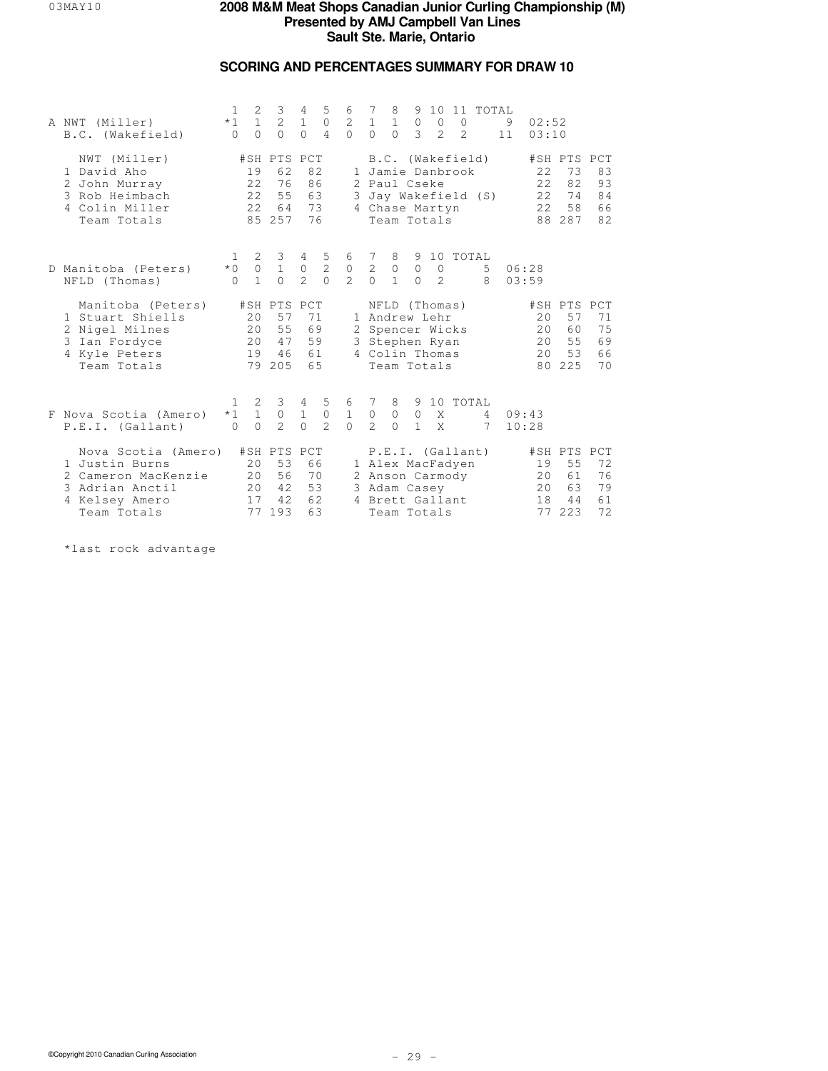# 2008 M&M Meat Shops Canadian Junior Curling Championship (M)

**Presented by AMJ Campbell Van Lines**

**Sault Ste. Marie, Ontario**

## SCORING AND PERCENTAGES SUMMARY FOR DRAW 10

| | 1 | 2 | 3 | 4 | 5 | 6 | 7 | 8 | 9 | 10 | 11 | TOTAL | |
|---|---|---|---|---|---|---|---|---|---|---|---|---|---|
| A NWT (Miller) | *1 | 1 | 2 | 1 | 0 | 2 | 1 | 1 | 0 | 0 | 0 | 9 | 02:52 |
| B.C. (Wakefield) | 0 | 0 | 0 | 0 | 4 | 0 | 0 | 0 | 3 | 2 | 2 | 11 | 03:10 |

| NWT (Miller) | #SH | PTS | PCT | B.C. (Wakefield) | #SH | PTS | PCT |
|---|---|---|---|---|---|---|---|
| 1 David Aho | 19 | 62 | 82 | 1 Jamie Danbrook | 22 | 73 | 83 |
| 2 John Murray | 22 | 76 | 86 | 2 Paul Cseke | 22 | 82 | 93 |
| 3 Rob Heimbach | 22 | 55 | 63 | 3 Jay Wakefield (S) | 22 | 74 | 84 |
| 4 Colin Miller | 22 | 64 | 73 | 4 Chase Martyn | 22 | 58 | 66 |
| Team Totals | 85 | 257 | 76 | Team Totals | 88 | 287 | 82 |

| | 1 | 2 | 3 | 4 | 5 | 6 | 7 | 8 | 9 | 10 | TOTAL | |
|---|---|---|---|---|---|---|---|---|---|---|---|---|
| D Manitoba (Peters) | *0 | 0 | 1 | 0 | 2 | 0 | 2 | 0 | 0 | 0 | 5 | 06:28 |
| NFLD (Thomas) | 0 | 1 | 0 | 2 | 0 | 2 | 0 | 1 | 0 | 2 | 8 | 03:59 |

| Manitoba (Peters) | #SH | PTS | PCT | NFLD (Thomas) | #SH | PTS | PCT |
|---|---|---|---|---|---|---|---|
| 1 Stuart Shiells | 20 | 57 | 71 | 1 Andrew Lehr | 20 | 57 | 71 |
| 2 Nigel Milnes | 20 | 55 | 69 | 2 Spencer Wicks | 20 | 60 | 75 |
| 3 Ian Fordyce | 20 | 47 | 59 | 3 Stephen Ryan | 20 | 55 | 69 |
| 4 Kyle Peters | 19 | 46 | 61 | 4 Colin Thomas | 20 | 53 | 66 |
| Team Totals | 79 | 205 | 65 | Team Totals | 80 | 225 | 70 |

| | 1 | 2 | 3 | 4 | 5 | 6 | 7 | 8 | 9 | 10 | TOTAL | |
|---|---|---|---|---|---|---|---|---|---|---|---|---|
| F Nova Scotia (Amero) | *1 | 1 | 0 | 1 | 0 | 1 | 0 | 0 | 0 | X | 4 | 09:43 |
| P.E.I. (Gallant) | 0 | 0 | 2 | 0 | 2 | 0 | 2 | 0 | 1 | X | 7 | 10:28 |

| Nova Scotia (Amero) | #SH | PTS | PCT | P.E.I. (Gallant) | #SH | PTS | PCT |
|---|---|---|---|---|---|---|---|
| 1 Justin Burns | 20 | 53 | 66 | 1 Alex MacFadyen | 19 | 55 | 72 |
| 2 Cameron MacKenzie | 20 | 56 | 70 | 2 Anson Carmody | 20 | 61 | 76 |
| 3 Adrian Anctil | 20 | 42 | 53 | 3 Adam Casey | 20 | 63 | 79 |
| 4 Kelsey Amero | 17 | 42 | 62 | 4 Brett Gallant | 18 | 44 | 61 |
| Team Totals | 77 | 193 | 63 | Team Totals | 77 | 223 | 72 |

*last rock advantage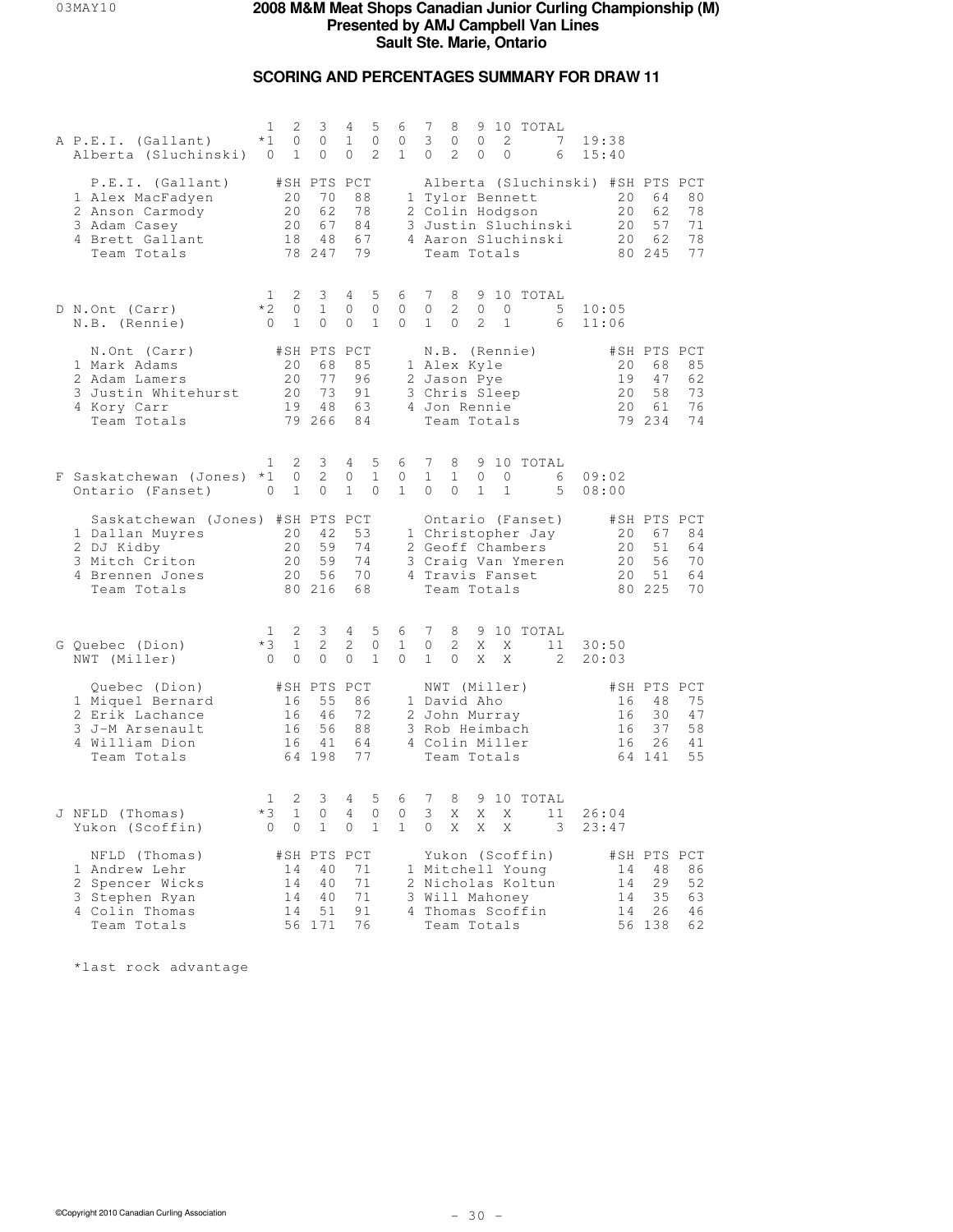# 2008 M&M Meat Shops Canadian Junior Curling Championship (M)
## Presented by AMJ Campbell Van Lines
## Sault Ste. Marie, Ontario

### SCORING AND PERCENTAGES SUMMARY FOR DRAW 11

| Sheet | Team | 1 | 2 | 3 | 4 | 5 | 6 | 7 | 8 | 9 | 10 | TOTAL | Time |
|---|---|---|---|---|---|---|---|---|---|---|---|---|---|
| A | P.E.I. (Gallant) | *1 | 0 | 0 | 1 | 0 | 0 | 3 | 0 | 0 | 2 | 7 | 19:38 |
| | Alberta (Sluchinski) | 0 | 1 | 0 | 0 | 2 | 1 | 0 | 2 | 0 | 0 | 6 | 15:40 |

| P.E.I. (Gallant) | #SH | PTS | PCT | Alberta (Sluchinski) | #SH | PTS | PCT |
|---|---|---|---|---|---|---|---|
| 1 Alex MacFadyen | 20 | 70 | 88 | 1 Tylor Bennett | 20 | 64 | 80 |
| 2 Anson Carmody | 20 | 62 | 78 | 2 Colin Hodgson | 20 | 62 | 78 |
| 3 Adam Casey | 20 | 67 | 84 | 3 Justin Sluchinski | 20 | 57 | 71 |
| 4 Brett Gallant | 18 | 48 | 67 | 4 Aaron Sluchinski | 20 | 62 | 78 |
| Team Totals | 78 | 247 | 79 | Team Totals | 80 | 245 | 77 |

| Sheet | Team | 1 | 2 | 3 | 4 | 5 | 6 | 7 | 8 | 9 | 10 | TOTAL | Time |
|---|---|---|---|---|---|---|---|---|---|---|---|---|---|
| D | N.Ont (Carr) | *2 | 0 | 1 | 0 | 0 | 0 | 0 | 2 | 0 | 0 | 5 | 10:05 |
| | N.B. (Rennie) | 0 | 1 | 0 | 0 | 1 | 0 | 1 | 0 | 2 | 1 | 6 | 11:06 |

| N.Ont (Carr) | #SH | PTS | PCT | N.B. (Rennie) | #SH | PTS | PCT |
|---|---|---|---|---|---|---|---|
| 1 Mark Adams | 20 | 68 | 85 | 1 Alex Kyle | 20 | 68 | 85 |
| 2 Adam Lamers | 20 | 77 | 96 | 2 Jason Pye | 19 | 47 | 62 |
| 3 Justin Whitehurst | 20 | 73 | 91 | 3 Chris Sleep | 20 | 58 | 73 |
| 4 Kory Carr | 19 | 48 | 63 | 4 Jon Rennie | 20 | 61 | 76 |
| Team Totals | 79 | 266 | 84 | Team Totals | 79 | 234 | 74 |

| Sheet | Team | 1 | 2 | 3 | 4 | 5 | 6 | 7 | 8 | 9 | 10 | TOTAL | Time |
|---|---|---|---|---|---|---|---|---|---|---|---|---|---|
| F | Saskatchewan (Jones) | *1 | 0 | 2 | 0 | 1 | 0 | 1 | 1 | 0 | 0 | 6 | 09:02 |
| | Ontario (Fanset) | 0 | 1 | 0 | 1 | 0 | 1 | 0 | 0 | 1 | 1 | 5 | 08:00 |

| Saskatchewan (Jones) | #SH | PTS | PCT | Ontario (Fanset) | #SH | PTS | PCT |
|---|---|---|---|---|---|---|---|
| 1 Dallan Muyres | 20 | 42 | 53 | 1 Christopher Jay | 20 | 67 | 84 |
| 2 DJ Kidby | 20 | 59 | 74 | 2 Geoff Chambers | 20 | 51 | 64 |
| 3 Mitch Criton | 20 | 59 | 74 | 3 Craig Van Ymeren | 20 | 56 | 70 |
| 4 Brennen Jones | 20 | 56 | 70 | 4 Travis Fanset | 20 | 51 | 64 |
| Team Totals | 80 | 216 | 68 | Team Totals | 80 | 225 | 70 |

| Sheet | Team | 1 | 2 | 3 | 4 | 5 | 6 | 7 | 8 | 9 | 10 | TOTAL | Time |
|---|---|---|---|---|---|---|---|---|---|---|---|---|---|
| G | Quebec (Dion) | *3 | 1 | 2 | 2 | 0 | 1 | 0 | 2 | X | X | 11 | 30:50 |
| | NWT (Miller) | 0 | 0 | 0 | 0 | 1 | 0 | 1 | 0 | X | X | 2 | 20:03 |

| Quebec (Dion) | #SH | PTS | PCT | NWT (Miller) | #SH | PTS | PCT |
|---|---|---|---|---|---|---|---|
| 1 Miquel Bernard | 16 | 55 | 86 | 1 David Aho | 16 | 48 | 75 |
| 2 Erik Lachance | 16 | 46 | 72 | 2 John Murray | 16 | 30 | 47 |
| 3 J-M Arsenault | 16 | 56 | 88 | 3 Rob Heimbach | 16 | 37 | 58 |
| 4 William Dion | 16 | 41 | 64 | 4 Colin Miller | 16 | 26 | 41 |
| Team Totals | 64 | 198 | 77 | Team Totals | 64 | 141 | 55 |

| Sheet | Team | 1 | 2 | 3 | 4 | 5 | 6 | 7 | 8 | 9 | 10 | TOTAL | Time |
|---|---|---|---|---|---|---|---|---|---|---|---|---|---|
| J | NFLD (Thomas) | *3 | 1 | 0 | 4 | 0 | 0 | 3 | X | X | X | 11 | 26:04 |
| | Yukon (Scoffin) | 0 | 0 | 1 | 0 | 1 | 1 | 0 | X | X | X | 3 | 23:47 |

| NFLD (Thomas) | #SH | PTS | PCT | Yukon (Scoffin) | #SH | PTS | PCT |
|---|---|---|---|---|---|---|---|
| 1 Andrew Lehr | 14 | 40 | 71 | 1 Mitchell Young | 14 | 48 | 86 |
| 2 Spencer Wicks | 14 | 40 | 71 | 2 Nicholas Koltun | 14 | 29 | 52 |
| 3 Stephen Ryan | 14 | 40 | 71 | 3 Will Mahoney | 14 | 35 | 63 |
| 4 Colin Thomas | 14 | 51 | 91 | 4 Thomas Scoffin | 14 | 26 | 46 |
| Team Totals | 56 | 171 | 76 | Team Totals | 56 | 138 | 62 |

*last rock advantage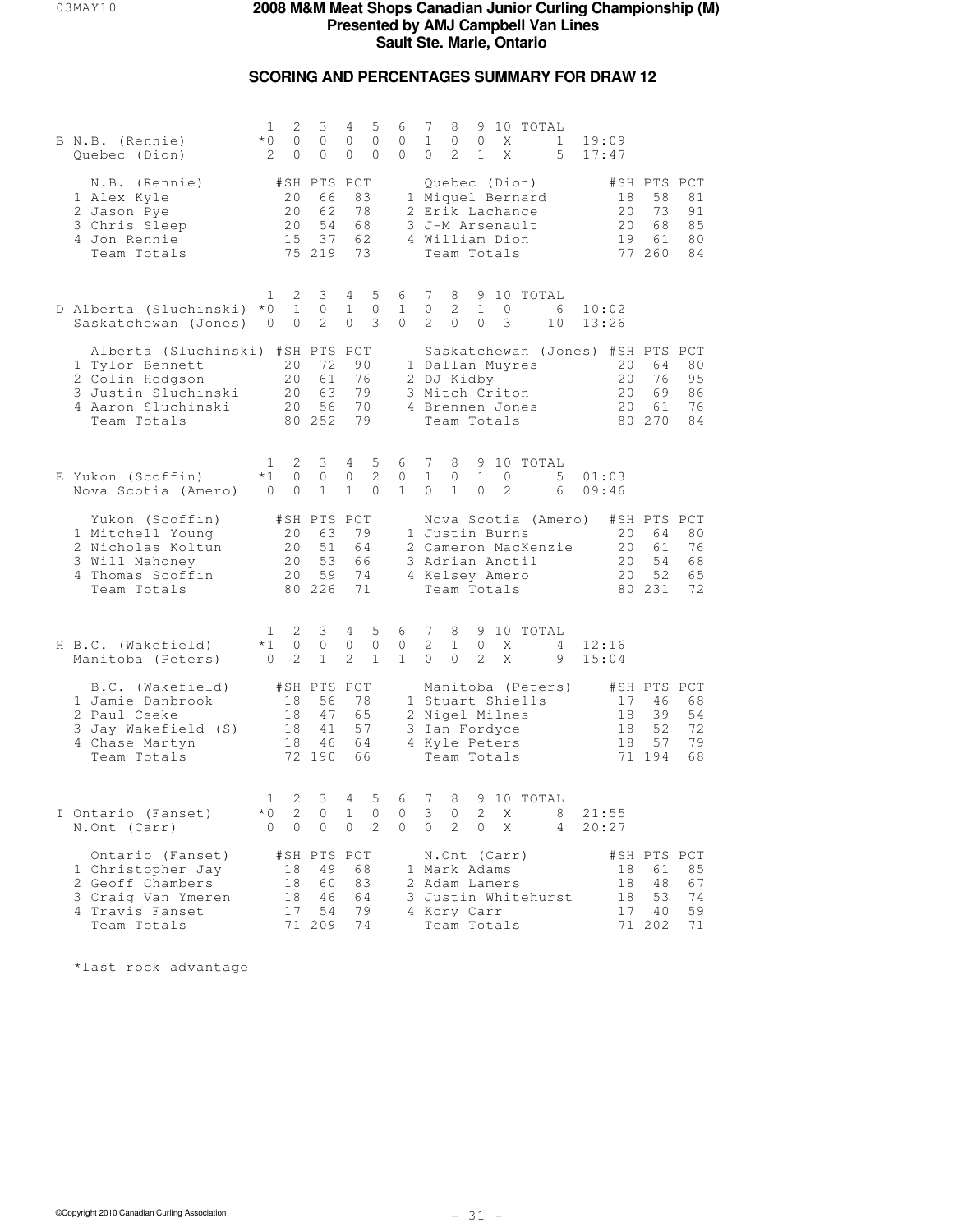# 2008 M&M Meat Shops Canadian Junior Curling Championship (M)
## Presented by AMJ Campbell Van Lines
## Sault Ste. Marie, Ontario

### SCORING AND PERCENTAGES SUMMARY FOR DRAW 12

| Sheet | Team | 1 | 2 | 3 | 4 | 5 | 6 | 7 | 8 | 9 | 10 | TOTAL | Time |
|---|---|---|---|---|---|---|---|---|---|---|---|---|---|
| B | N.B. (Rennie) | *0 | 0 | 0 | 0 | 0 | 0 | 1 | 0 | 0 | X | 1 | 19:09 |
| | Quebec (Dion) | 2 | 0 | 0 | 0 | 0 | 0 | 0 | 2 | 1 | X | 5 | 17:47 |

| N.B. (Rennie) | #SH | PTS | PCT | Quebec (Dion) | #SH | PTS | PCT |
|---|---|---|---|---|---|---|---|
| 1 Alex Kyle | 20 | 66 | 83 | 1 Miquel Bernard | 18 | 58 | 81 |
| 2 Jason Pye | 20 | 62 | 78 | 2 Erik Lachance | 20 | 73 | 91 |
| 3 Chris Sleep | 20 | 54 | 68 | 3 J-M Arsenault | 20 | 68 | 85 |
| 4 Jon Rennie | 15 | 37 | 62 | 4 William Dion | 19 | 61 | 80 |
| Team Totals | 75 | 219 | 73 | Team Totals | 77 | 260 | 84 |

| Sheet | Team | 1 | 2 | 3 | 4 | 5 | 6 | 7 | 8 | 9 | 10 | TOTAL | Time |
|---|---|---|---|---|---|---|---|---|---|---|---|---|---|
| D | Alberta (Sluchinski) | *0 | 1 | 0 | 1 | 0 | 1 | 0 | 2 | 1 | 0 | 6 | 10:02 |
| | Saskatchewan (Jones) | 0 | 0 | 2 | 0 | 3 | 0 | 2 | 0 | 0 | 3 | 10 | 13:26 |

| Alberta (Sluchinski) | #SH | PTS | PCT | Saskatchewan (Jones) | #SH | PTS | PCT |
|---|---|---|---|---|---|---|---|
| 1 Tylor Bennett | 20 | 72 | 90 | 1 Dallan Muyres | 20 | 64 | 80 |
| 2 Colin Hodgson | 20 | 61 | 76 | 2 DJ Kidby | 20 | 76 | 95 |
| 3 Justin Sluchinski | 20 | 63 | 79 | 3 Mitch Criton | 20 | 69 | 86 |
| 4 Aaron Sluchinski | 20 | 56 | 70 | 4 Brennen Jones | 20 | 61 | 76 |
| Team Totals | 80 | 252 | 79 | Team Totals | 80 | 270 | 84 |

| Sheet | Team | 1 | 2 | 3 | 4 | 5 | 6 | 7 | 8 | 9 | 10 | TOTAL | Time |
|---|---|---|---|---|---|---|---|---|---|---|---|---|---|
| E | Yukon (Scoffin) | *1 | 0 | 0 | 0 | 2 | 0 | 1 | 0 | 1 | 0 | 5 | 01:03 |
| | Nova Scotia (Amero) | 0 | 0 | 1 | 1 | 0 | 1 | 0 | 1 | 0 | 2 | 6 | 09:46 |

| Yukon (Scoffin) | #SH | PTS | PCT | Nova Scotia (Amero) | #SH | PTS | PCT |
|---|---|---|---|---|---|---|---|
| 1 Mitchell Young | 20 | 63 | 79 | 1 Justin Burns | 20 | 64 | 80 |
| 2 Nicholas Koltun | 20 | 51 | 64 | 2 Cameron MacKenzie | 20 | 61 | 76 |
| 3 Will Mahoney | 20 | 53 | 66 | 3 Adrian Anctil | 20 | 54 | 68 |
| 4 Thomas Scoffin | 20 | 59 | 74 | 4 Kelsey Amero | 20 | 52 | 65 |
| Team Totals | 80 | 226 | 71 | Team Totals | 80 | 231 | 72 |

| Sheet | Team | 1 | 2 | 3 | 4 | 5 | 6 | 7 | 8 | 9 | 10 | TOTAL | Time |
|---|---|---|---|---|---|---|---|---|---|---|---|---|---|
| H | B.C. (Wakefield) | *1 | 0 | 0 | 0 | 0 | 0 | 2 | 1 | 0 | X | 4 | 12:16 |
| | Manitoba (Peters) | 0 | 2 | 1 | 2 | 1 | 1 | 0 | 0 | 2 | X | 9 | 15:04 |

| B.C. (Wakefield) | #SH | PTS | PCT | Manitoba (Peters) | #SH | PTS | PCT |
|---|---|---|---|---|---|---|---|
| 1 Jamie Danbrook | 18 | 56 | 78 | 1 Stuart Shiells | 17 | 46 | 68 |
| 2 Paul Cseke | 18 | 47 | 65 | 2 Nigel Milnes | 18 | 39 | 54 |
| 3 Jay Wakefield (S) | 18 | 41 | 57 | 3 Ian Fordyce | 18 | 52 | 72 |
| 4 Chase Martyn | 18 | 46 | 64 | 4 Kyle Peters | 18 | 57 | 79 |
| Team Totals | 72 | 190 | 66 | Team Totals | 71 | 194 | 68 |

| Sheet | Team | 1 | 2 | 3 | 4 | 5 | 6 | 7 | 8 | 9 | 10 | TOTAL | Time |
|---|---|---|---|---|---|---|---|---|---|---|---|---|---|
| I | Ontario (Fanset) | *0 | 2 | 0 | 1 | 0 | 0 | 3 | 0 | 2 | X | 8 | 21:55 |
| | N.Ont (Carr) | 0 | 0 | 0 | 0 | 2 | 0 | 0 | 2 | 0 | X | 4 | 20:27 |

| Ontario (Fanset) | #SH | PTS | PCT | N.Ont (Carr) | #SH | PTS | PCT |
|---|---|---|---|---|---|---|---|
| 1 Christopher Jay | 18 | 49 | 68 | 1 Mark Adams | 18 | 61 | 85 |
| 2 Geoff Chambers | 18 | 60 | 83 | 2 Adam Lamers | 18 | 48 | 67 |
| 3 Craig Van Ymeren | 18 | 46 | 64 | 3 Justin Whitehurst | 18 | 53 | 74 |
| 4 Travis Fanset | 17 | 54 | 79 | 4 Kory Carr | 17 | 40 | 59 |
| Team Totals | 71 | 209 | 74 | Team Totals | 71 | 202 | 71 |

*last rock advantage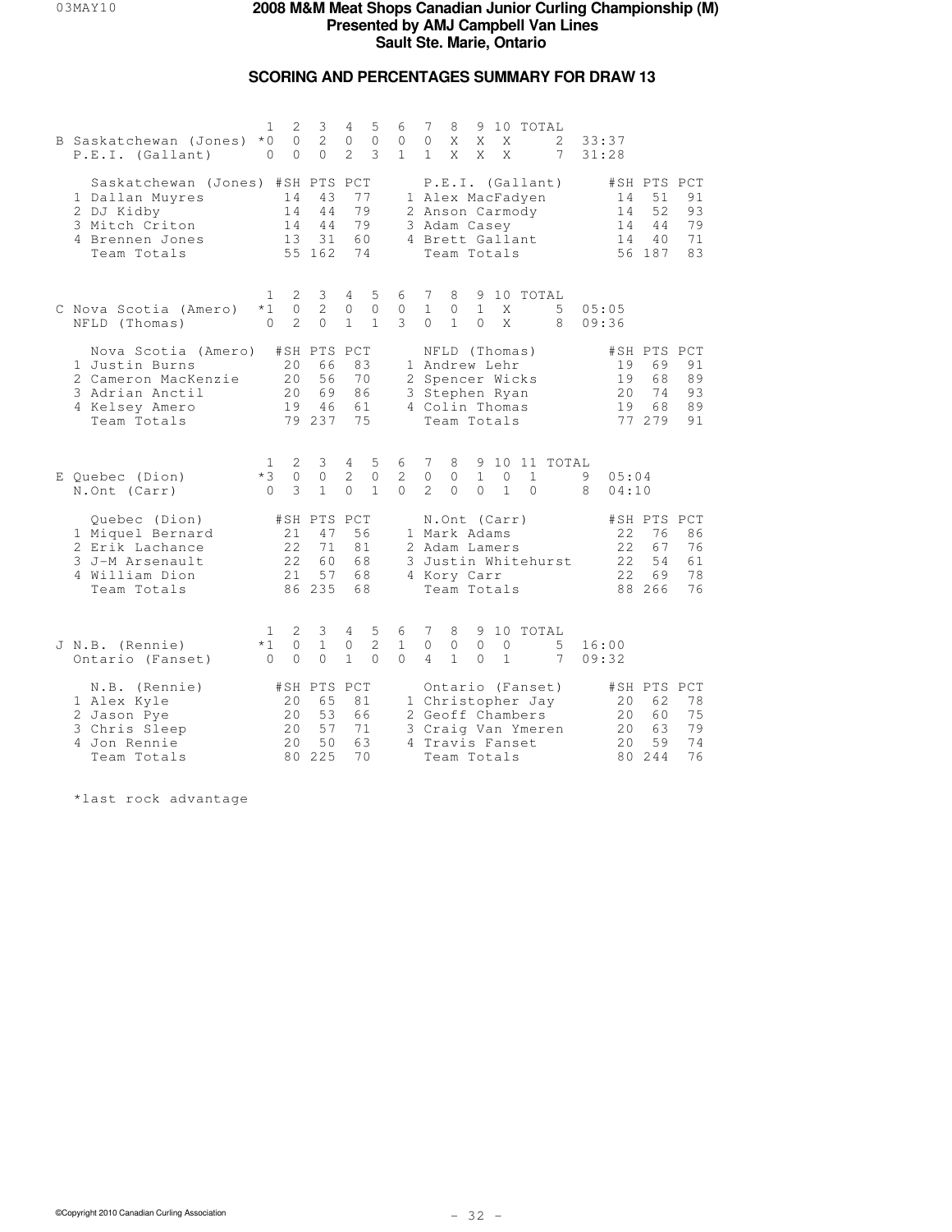# 2008 M&M Meat Shops Canadian Junior Curling Championship (M)
## Presented by AMJ Campbell Van Lines
## Sault Ste. Marie, Ontario

### SCORING AND PERCENTAGES SUMMARY FOR DRAW 13

| | | 1 | 2 | 3 | 4 | 5 | 6 | 7 | 8 | 9 | 10 | TOTAL | |
|---|---|---|---|---|---|---|---|---|---|---|---|---|---|
| B | Saskatchewan (Jones) | *0 | 0 | 2 | 0 | 0 | 0 | 0 | X | X | X | 2 | 33:37 |
| | P.E.I. (Gallant) | 0 | 0 | 0 | 2 | 3 | 1 | 1 | X | X | X | 7 | 31:28 |

| Saskatchewan (Jones) | #SH | PTS | PCT | P.E.I. (Gallant) | #SH | PTS | PCT |
|---|---|---|---|---|---|---|---|
| 1 Dallan Muyres | 14 | 43 | 77 | 1 Alex MacFadyen | 14 | 51 | 91 |
| 2 DJ Kidby | 14 | 44 | 79 | 2 Anson Carmody | 14 | 52 | 93 |
| 3 Mitch Criton | 14 | 44 | 79 | 3 Adam Casey | 14 | 44 | 79 |
| 4 Brennen Jones | 13 | 31 | 60 | 4 Brett Gallant | 14 | 40 | 71 |
| Team Totals | 55 | 162 | 74 | Team Totals | 56 | 187 | 83 |

| | | 1 | 2 | 3 | 4 | 5 | 6 | 7 | 8 | 9 | 10 | TOTAL | |
|---|---|---|---|---|---|---|---|---|---|---|---|---|---|
| C | Nova Scotia (Amero) | *1 | 0 | 2 | 0 | 0 | 0 | 1 | 0 | 1 | X | 5 | 05:05 |
| | NFLD (Thomas) | 0 | 2 | 0 | 1 | 1 | 3 | 0 | 1 | 0 | X | 8 | 09:36 |

| Nova Scotia (Amero) | #SH | PTS | PCT | NFLD (Thomas) | #SH | PTS | PCT |
|---|---|---|---|---|---|---|---|
| 1 Justin Burns | 20 | 66 | 83 | 1 Andrew Lehr | 19 | 69 | 91 |
| 2 Cameron MacKenzie | 20 | 56 | 70 | 2 Spencer Wicks | 19 | 68 | 89 |
| 3 Adrian Anctil | 20 | 69 | 86 | 3 Stephen Ryan | 20 | 74 | 93 |
| 4 Kelsey Amero | 19 | 46 | 61 | 4 Colin Thomas | 19 | 68 | 89 |
| Team Totals | 79 | 237 | 75 | Team Totals | 77 | 279 | 91 |

| | | 1 | 2 | 3 | 4 | 5 | 6 | 7 | 8 | 9 | 10 | 11 | TOTAL | |
|---|---|---|---|---|---|---|---|---|---|---|---|---|---|---|
| E | Quebec (Dion) | *3 | 0 | 0 | 2 | 0 | 2 | 0 | 0 | 1 | 0 | 1 | 9 | 05:04 |
| | N.Ont (Carr) | 0 | 3 | 1 | 0 | 1 | 0 | 2 | 0 | 0 | 1 | 0 | 8 | 04:10 |

| Quebec (Dion) | #SH | PTS | PCT | N.Ont (Carr) | #SH | PTS | PCT |
|---|---|---|---|---|---|---|---|
| 1 Miquel Bernard | 21 | 47 | 56 | 1 Mark Adams | 22 | 76 | 86 |
| 2 Erik Lachance | 22 | 71 | 81 | 2 Adam Lamers | 22 | 67 | 76 |
| 3 J-M Arsenault | 22 | 60 | 68 | 3 Justin Whitehurst | 22 | 54 | 61 |
| 4 William Dion | 21 | 57 | 68 | 4 Kory Carr | 22 | 69 | 78 |
| Team Totals | 86 | 235 | 68 | Team Totals | 88 | 266 | 76 |

| | | 1 | 2 | 3 | 4 | 5 | 6 | 7 | 8 | 9 | 10 | TOTAL | |
|---|---|---|---|---|---|---|---|---|---|---|---|---|---|
| J | N.B. (Rennie) | *1 | 0 | 1 | 0 | 2 | 1 | 0 | 0 | 0 | 0 | 5 | 16:00 |
| | Ontario (Fanset) | 0 | 0 | 0 | 1 | 0 | 0 | 4 | 1 | 0 | 1 | 7 | 09:32 |

| N.B. (Rennie) | #SH | PTS | PCT | Ontario (Fanset) | #SH | PTS | PCT |
|---|---|---|---|---|---|---|---|
| 1 Alex Kyle | 20 | 65 | 81 | 1 Christopher Jay | 20 | 62 | 78 |
| 2 Jason Pye | 20 | 53 | 66 | 2 Geoff Chambers | 20 | 60 | 75 |
| 3 Chris Sleep | 20 | 57 | 71 | 3 Craig Van Ymeren | 20 | 63 | 79 |
| 4 Jon Rennie | 20 | 50 | 63 | 4 Travis Fanset | 20 | 59 | 74 |
| Team Totals | 80 | 225 | 70 | Team Totals | 80 | 244 | 76 |

*last rock advantage

©Copyright 2010 Canadian Curling Association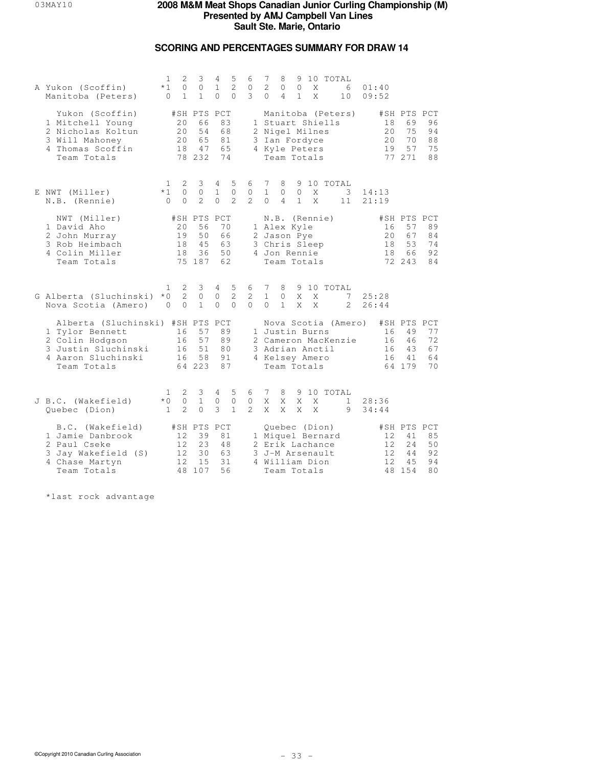# 2008 M&M Meat Shops Canadian Junior Curling Championship (M)
## Presented by AMJ Campbell Van Lines
## Sault Ste. Marie, Ontario

### SCORING AND PERCENTAGES SUMMARY FOR DRAW 14

| Sheet | Team | 1 | 2 | 3 | 4 | 5 | 6 | 7 | 8 | 9 | 10 | TOTAL | Time |
|---|---|---|---|---|---|---|---|---|---|---|---|---|---|
| A | Yukon (Scoffin) | *1 | 0 | 0 | 1 | 2 | 0 | 2 | 0 | 0 | X | 6 | 01:40 |
| | Manitoba (Peters) | 0 | 1 | 1 | 0 | 0 | 3 | 0 | 4 | 1 | X | 10 | 09:52 |

| Yukon (Scoffin) | #SH | PTS | PCT | Manitoba (Peters) | #SH | PTS | PCT |
|---|---|---|---|---|---|---|---|
| 1 Mitchell Young | 20 | 66 | 83 | 1 Stuart Shiells | 18 | 69 | 96 |
| 2 Nicholas Koltun | 20 | 54 | 68 | 2 Nigel Milnes | 20 | 75 | 94 |
| 3 Will Mahoney | 20 | 65 | 81 | 3 Ian Fordyce | 20 | 70 | 88 |
| 4 Thomas Scoffin | 18 | 47 | 65 | 4 Kyle Peters | 19 | 57 | 75 |
| Team Totals | 78 | 232 | 74 | Team Totals | 77 | 271 | 88 |

| Sheet | Team | 1 | 2 | 3 | 4 | 5 | 6 | 7 | 8 | 9 | 10 | TOTAL | Time |
|---|---|---|---|---|---|---|---|---|---|---|---|---|---|
| E | NWT (Miller) | *1 | 0 | 0 | 1 | 0 | 0 | 1 | 0 | 0 | X | 3 | 14:13 |
| | N.B. (Rennie) | 0 | 0 | 2 | 0 | 2 | 2 | 0 | 4 | 1 | X | 11 | 21:19 |

| NWT (Miller) | #SH | PTS | PCT | N.B. (Rennie) | #SH | PTS | PCT |
|---|---|---|---|---|---|---|---|
| 1 David Aho | 20 | 56 | 70 | 1 Alex Kyle | 16 | 57 | 89 |
| 2 John Murray | 19 | 50 | 66 | 2 Jason Pye | 20 | 67 | 84 |
| 3 Rob Heimbach | 18 | 45 | 63 | 3 Chris Sleep | 18 | 53 | 74 |
| 4 Colin Miller | 18 | 36 | 50 | 4 Jon Rennie | 18 | 66 | 92 |
| Team Totals | 75 | 187 | 62 | Team Totals | 72 | 243 | 84 |

| Sheet | Team | 1 | 2 | 3 | 4 | 5 | 6 | 7 | 8 | 9 | 10 | TOTAL | Time |
|---|---|---|---|---|---|---|---|---|---|---|---|---|---|
| G | Alberta (Sluchinski) | *0 | 2 | 0 | 0 | 2 | 2 | 1 | 0 | X | X | 7 | 25:28 |
| | Nova Scotia (Amero) | 0 | 0 | 1 | 0 | 0 | 0 | 0 | 1 | X | X | 2 | 26:44 |

| Alberta (Sluchinski) | #SH | PTS | PCT | Nova Scotia (Amero) | #SH | PTS | PCT |
|---|---|---|---|---|---|---|---|
| 1 Tylor Bennett | 16 | 57 | 89 | 1 Justin Burns | 16 | 49 | 77 |
| 2 Colin Hodgson | 16 | 57 | 89 | 2 Cameron MacKenzie | 16 | 46 | 72 |
| 3 Justin Sluchinski | 16 | 51 | 80 | 3 Adrian Anctil | 16 | 43 | 67 |
| 4 Aaron Sluchinski | 16 | 58 | 91 | 4 Kelsey Amero | 16 | 41 | 64 |
| Team Totals | 64 | 223 | 87 | Team Totals | 64 | 179 | 70 |

| Sheet | Team | 1 | 2 | 3 | 4 | 5 | 6 | 7 | 8 | 9 | 10 | TOTAL | Time |
|---|---|---|---|---|---|---|---|---|---|---|---|---|---|
| J | B.C. (Wakefield) | *0 | 0 | 1 | 0 | 0 | 0 | X | X | X | X | 1 | 28:36 |
| | Quebec (Dion) | 1 | 2 | 0 | 3 | 1 | 2 | X | X | X | X | 9 | 34:44 |

| B.C. (Wakefield) | #SH | PTS | PCT | Quebec (Dion) | #SH | PTS | PCT |
|---|---|---|---|---|---|---|---|
| 1 Jamie Danbrook | 12 | 39 | 81 | 1 Miquel Bernard | 12 | 41 | 85 |
| 2 Paul Cseke | 12 | 23 | 48 | 2 Erik Lachance | 12 | 24 | 50 |
| 3 Jay Wakefield (S) | 12 | 30 | 63 | 3 J-M Arsenault | 12 | 44 | 92 |
| 4 Chase Martyn | 12 | 15 | 31 | 4 William Dion | 12 | 45 | 94 |
| Team Totals | 48 | 107 | 56 | Team Totals | 48 | 154 | 80 |

*last rock advantage

©Copyright 2010 Canadian Curling Association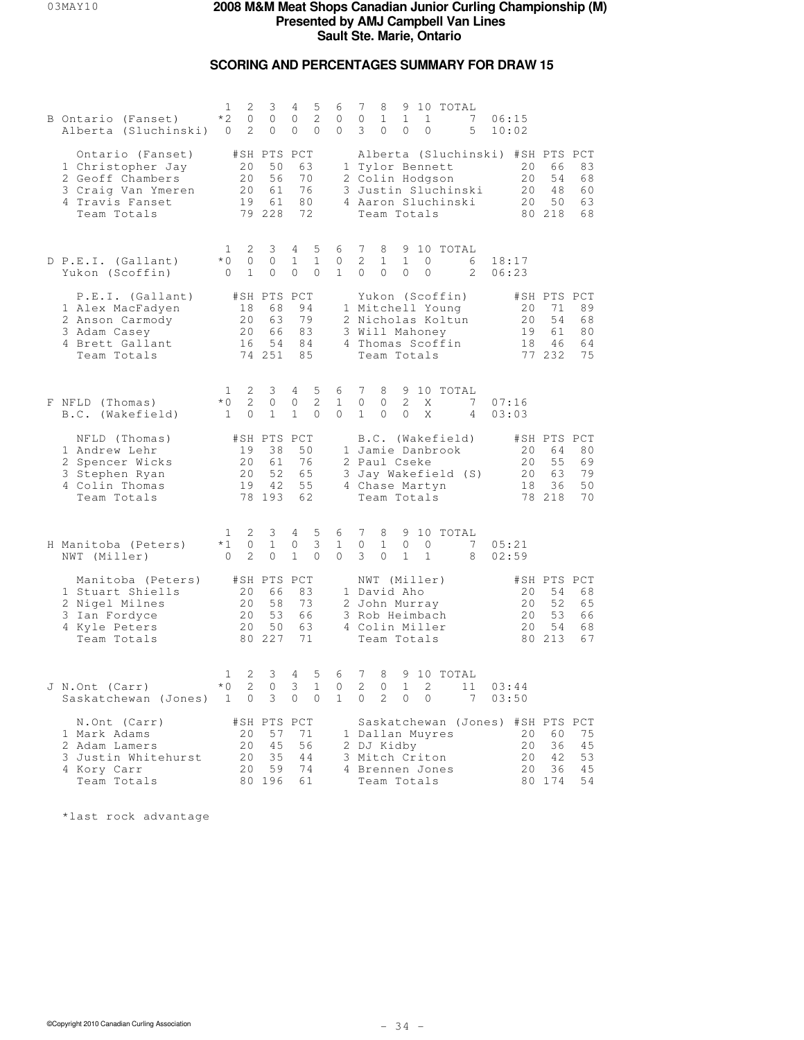# 2008 M&M Meat Shops Canadian Junior Curling Championship (M)
## Presented by AMJ Campbell Van Lines
## Sault Ste. Marie, Ontario

## SCORING AND PERCENTAGES SUMMARY FOR DRAW 15

| Sheet | Team | 1 | 2 | 3 | 4 | 5 | 6 | 7 | 8 | 9 | 10 | TOTAL | Time |
|---|---|---|---|---|---|---|---|---|---|---|---|---|---|
| B | Ontario (Fanset) | *2 | 0 | 0 | 0 | 2 | 0 | 0 | 1 | 1 | 1 | 7 | 06:15 |
| | Alberta (Sluchinski) | 0 | 2 | 0 | 0 | 0 | 0 | 3 | 0 | 0 | 0 | 5 | 10:02 |

| Ontario (Fanset) | #SH | PTS | PCT | Alberta (Sluchinski) | #SH | PTS | PCT |
|---|---|---|---|---|---|---|---|
| 1 Christopher Jay | 20 | 50 | 63 | 1 Tylor Bennett | 20 | 66 | 83 |
| 2 Geoff Chambers | 20 | 56 | 70 | 2 Colin Hodgson | 20 | 54 | 68 |
| 3 Craig Van Ymeren | 20 | 61 | 76 | 3 Justin Sluchinski | 20 | 48 | 60 |
| 4 Travis Fanset | 19 | 61 | 80 | 4 Aaron Sluchinski | 20 | 50 | 63 |
| Team Totals | 79 | 228 | 72 | Team Totals | 80 | 218 | 68 |

| Sheet | Team | 1 | 2 | 3 | 4 | 5 | 6 | 7 | 8 | 9 | 10 | TOTAL | Time |
|---|---|---|---|---|---|---|---|---|---|---|---|---|---|
| D | P.E.I. (Gallant) | *0 | 0 | 0 | 1 | 1 | 0 | 2 | 1 | 1 | 0 | 6 | 18:17 |
| | Yukon (Scoffin) | 0 | 1 | 0 | 0 | 0 | 1 | 0 | 0 | 0 | 0 | 2 | 06:23 |

| P.E.I. (Gallant) | #SH | PTS | PCT | Yukon (Scoffin) | #SH | PTS | PCT |
|---|---|---|---|---|---|---|---|
| 1 Alex MacFadyen | 18 | 68 | 94 | 1 Mitchell Young | 20 | 71 | 89 |
| 2 Anson Carmody | 20 | 63 | 79 | 2 Nicholas Koltun | 20 | 54 | 68 |
| 3 Adam Casey | 20 | 66 | 83 | 3 Will Mahoney | 19 | 61 | 80 |
| 4 Brett Gallant | 16 | 54 | 84 | 4 Thomas Scoffin | 18 | 46 | 64 |
| Team Totals | 74 | 251 | 85 | Team Totals | 77 | 232 | 75 |

| Sheet | Team | 1 | 2 | 3 | 4 | 5 | 6 | 7 | 8 | 9 | 10 | TOTAL | Time |
|---|---|---|---|---|---|---|---|---|---|---|---|---|---|
| F | NFLD (Thomas) | *0 | 2 | 0 | 0 | 2 | 1 | 0 | 0 | 2 | X | 7 | 07:16 |
| | B.C. (Wakefield) | 1 | 0 | 1 | 1 | 0 | 0 | 1 | 0 | 0 | X | 4 | 03:03 |

| NFLD (Thomas) | #SH | PTS | PCT | B.C. (Wakefield) | #SH | PTS | PCT |
|---|---|---|---|---|---|---|---|
| 1 Andrew Lehr | 19 | 38 | 50 | 1 Jamie Danbrook | 20 | 64 | 80 |
| 2 Spencer Wicks | 20 | 61 | 76 | 2 Paul Cseke | 20 | 55 | 69 |
| 3 Stephen Ryan | 20 | 52 | 65 | 3 Jay Wakefield (S) | 20 | 63 | 79 |
| 4 Colin Thomas | 19 | 42 | 55 | 4 Chase Martyn | 18 | 36 | 50 |
| Team Totals | 78 | 193 | 62 | Team Totals | 78 | 218 | 70 |

| Sheet | Team | 1 | 2 | 3 | 4 | 5 | 6 | 7 | 8 | 9 | 10 | TOTAL | Time |
|---|---|---|---|---|---|---|---|---|---|---|---|---|---|
| H | Manitoba (Peters) | *1 | 0 | 1 | 0 | 3 | 1 | 0 | 1 | 0 | 0 | 7 | 05:21 |
| | NWT (Miller) | 0 | 2 | 0 | 1 | 0 | 0 | 3 | 0 | 1 | 1 | 8 | 02:59 |

| Manitoba (Peters) | #SH | PTS | PCT | NWT (Miller) | #SH | PTS | PCT |
|---|---|---|---|---|---|---|---|
| 1 Stuart Shiells | 20 | 66 | 83 | 1 David Aho | 20 | 54 | 68 |
| 2 Nigel Milnes | 20 | 58 | 73 | 2 John Murray | 20 | 52 | 65 |
| 3 Ian Fordyce | 20 | 53 | 66 | 3 Rob Heimbach | 20 | 53 | 66 |
| 4 Kyle Peters | 20 | 50 | 63 | 4 Colin Miller | 20 | 54 | 68 |
| Team Totals | 80 | 227 | 71 | Team Totals | 80 | 213 | 67 |

| Sheet | Team | 1 | 2 | 3 | 4 | 5 | 6 | 7 | 8 | 9 | 10 | TOTAL | Time |
|---|---|---|---|---|---|---|---|---|---|---|---|---|---|
| J | N.Ont (Carr) | *0 | 2 | 0 | 3 | 1 | 0 | 2 | 0 | 1 | 2 | 11 | 03:44 |
| | Saskatchewan (Jones) | 1 | 0 | 3 | 0 | 0 | 1 | 0 | 2 | 0 | 0 | 7 | 03:50 |

| N.Ont (Carr) | #SH | PTS | PCT | Saskatchewan (Jones) | #SH | PTS | PCT |
|---|---|---|---|---|---|---|---|
| 1 Mark Adams | 20 | 57 | 71 | 1 Dallan Muyres | 20 | 60 | 75 |
| 2 Adam Lamers | 20 | 45 | 56 | 2 DJ Kidby | 20 | 36 | 45 |
| 3 Justin Whitehurst | 20 | 35 | 44 | 3 Mitch Criton | 20 | 42 | 53 |
| 4 Kory Carr | 20 | 59 | 74 | 4 Brennen Jones | 20 | 36 | 45 |
| Team Totals | 80 | 196 | 61 | Team Totals | 80 | 174 | 54 |

*last rock advantage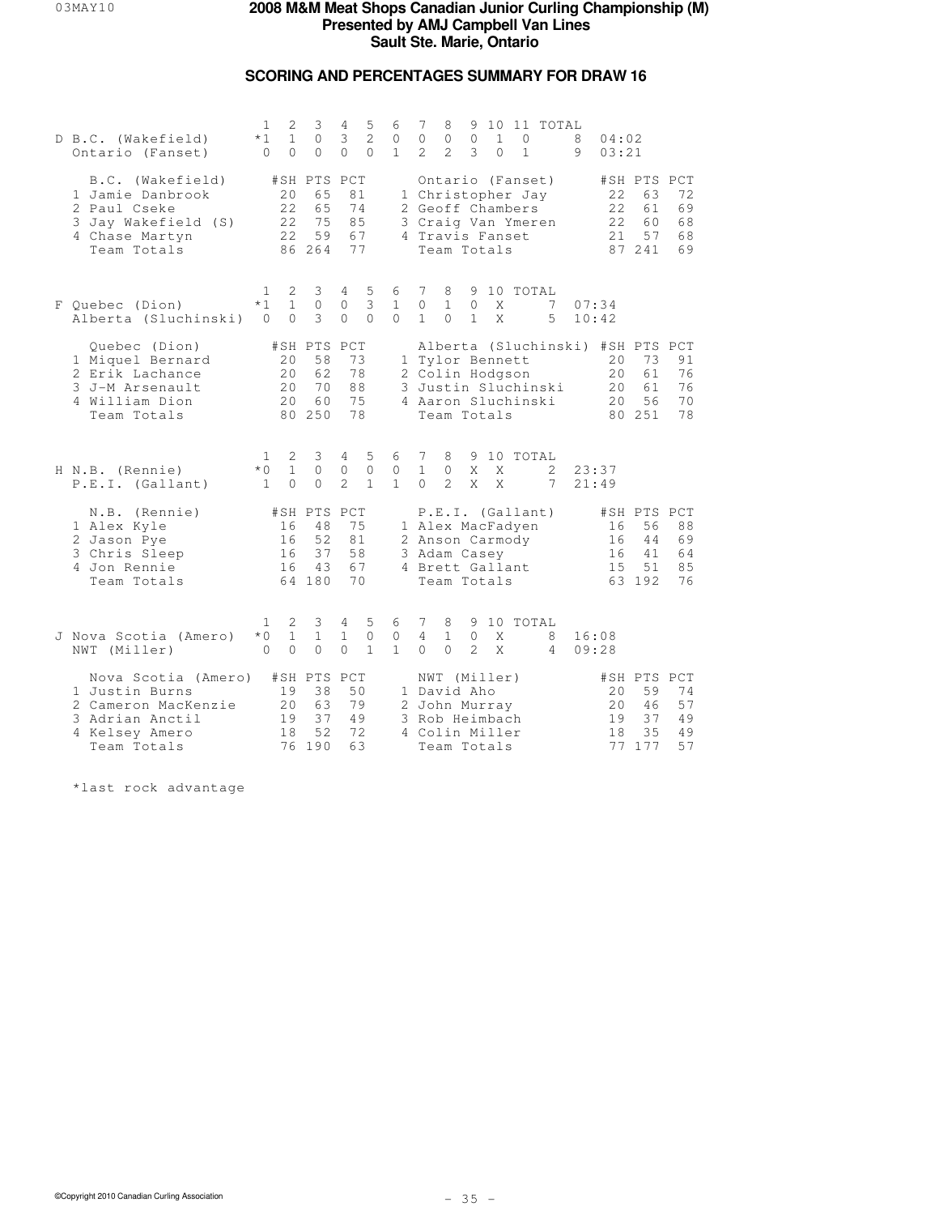# 2008 M&M Meat Shops Canadian Junior Curling Championship (M)
## Presented by AMJ Campbell Van Lines
## Sault Ste. Marie, Ontario

### SCORING AND PERCENTAGES SUMMARY FOR DRAW 16

| | Team | 1 | 2 | 3 | 4 | 5 | 6 | 7 | 8 | 9 | 10 | 11 | TOTAL | Time |
|---|---|---|---|---|---|---|---|---|---|---|---|---|---|---|
| D | B.C. (Wakefield) | *1 | 1 | 0 | 3 | 2 | 0 | 0 | 0 | 0 | 1 | 0 | 8 | 04:02 |
| | Ontario (Fanset) | 0 | 0 | 0 | 0 | 0 | 1 | 2 | 2 | 3 | 0 | 1 | 9 | 03:21 |

| B.C. (Wakefield) | #SH | PTS | PCT | Ontario (Fanset) | #SH | PTS | PCT |
|---|---|---|---|---|---|---|---|
| 1 Jamie Danbrook | 20 | 65 | 81 | 1 Christopher Jay | 22 | 63 | 72 |
| 2 Paul Cseke | 22 | 65 | 74 | 2 Geoff Chambers | 22 | 61 | 69 |
| 3 Jay Wakefield (S) | 22 | 75 | 85 | 3 Craig Van Ymeren | 22 | 60 | 68 |
| 4 Chase Martyn | 22 | 59 | 67 | 4 Travis Fanset | 21 | 57 | 68 |
| Team Totals | 86 | 264 | 77 | Team Totals | 87 | 241 | 69 |

| | Team | 1 | 2 | 3 | 4 | 5 | 6 | 7 | 8 | 9 | 10 | TOTAL | Time |
|---|---|---|---|---|---|---|---|---|---|---|---|---|---|
| F | Quebec (Dion) | *1 | 1 | 0 | 0 | 3 | 1 | 0 | 1 | 0 | X | 7 | 07:34 |
| | Alberta (Sluchinski) | 0 | 0 | 3 | 0 | 0 | 0 | 1 | 0 | 1 | X | 5 | 10:42 |

| Quebec (Dion) | #SH | PTS | PCT | Alberta (Sluchinski) | #SH | PTS | PCT |
|---|---|---|---|---|---|---|---|
| 1 Miquel Bernard | 20 | 58 | 73 | 1 Tylor Bennett | 20 | 73 | 91 |
| 2 Erik Lachance | 20 | 62 | 78 | 2 Colin Hodgson | 20 | 61 | 76 |
| 3 J-M Arsenault | 20 | 70 | 88 | 3 Justin Sluchinski | 20 | 61 | 76 |
| 4 William Dion | 20 | 60 | 75 | 4 Aaron Sluchinski | 20 | 56 | 70 |
| Team Totals | 80 | 250 | 78 | Team Totals | 80 | 251 | 78 |

| | Team | 1 | 2 | 3 | 4 | 5 | 6 | 7 | 8 | 9 | 10 | TOTAL | Time |
|---|---|---|---|---|---|---|---|---|---|---|---|---|---|
| H | N.B. (Rennie) | *0 | 1 | 0 | 0 | 0 | 0 | 1 | 0 | X | X | 2 | 23:37 |
| | P.E.I. (Gallant) | 1 | 0 | 0 | 2 | 1 | 1 | 0 | 2 | X | X | 7 | 21:49 |

| N.B. (Rennie) | #SH | PTS | PCT | P.E.I. (Gallant) | #SH | PTS | PCT |
|---|---|---|---|---|---|---|---|
| 1 Alex Kyle | 16 | 48 | 75 | 1 Alex MacFadyen | 16 | 56 | 88 |
| 2 Jason Pye | 16 | 52 | 81 | 2 Anson Carmody | 16 | 44 | 69 |
| 3 Chris Sleep | 16 | 37 | 58 | 3 Adam Casey | 16 | 41 | 64 |
| 4 Jon Rennie | 16 | 43 | 67 | 4 Brett Gallant | 15 | 51 | 85 |
| Team Totals | 64 | 180 | 70 | Team Totals | 63 | 192 | 76 |

| | Team | 1 | 2 | 3 | 4 | 5 | 6 | 7 | 8 | 9 | 10 | TOTAL | Time |
|---|---|---|---|---|---|---|---|---|---|---|---|---|---|
| J | Nova Scotia (Amero) | *0 | 1 | 1 | 1 | 0 | 0 | 4 | 1 | 0 | X | 8 | 16:08 |
| | NWT (Miller) | 0 | 0 | 0 | 0 | 1 | 1 | 0 | 0 | 2 | X | 4 | 09:28 |

| Nova Scotia (Amero) | #SH | PTS | PCT | NWT (Miller) | #SH | PTS | PCT |
|---|---|---|---|---|---|---|---|
| 1 Justin Burns | 19 | 38 | 50 | 1 David Aho | 20 | 59 | 74 |
| 2 Cameron MacKenzie | 20 | 63 | 79 | 2 John Murray | 20 | 46 | 57 |
| 3 Adrian Anctil | 19 | 37 | 49 | 3 Rob Heimbach | 19 | 37 | 49 |
| 4 Kelsey Amero | 18 | 52 | 72 | 4 Colin Miller | 18 | 35 | 49 |
| Team Totals | 76 | 190 | 63 | Team Totals | 77 | 177 | 57 |

*last rock advantage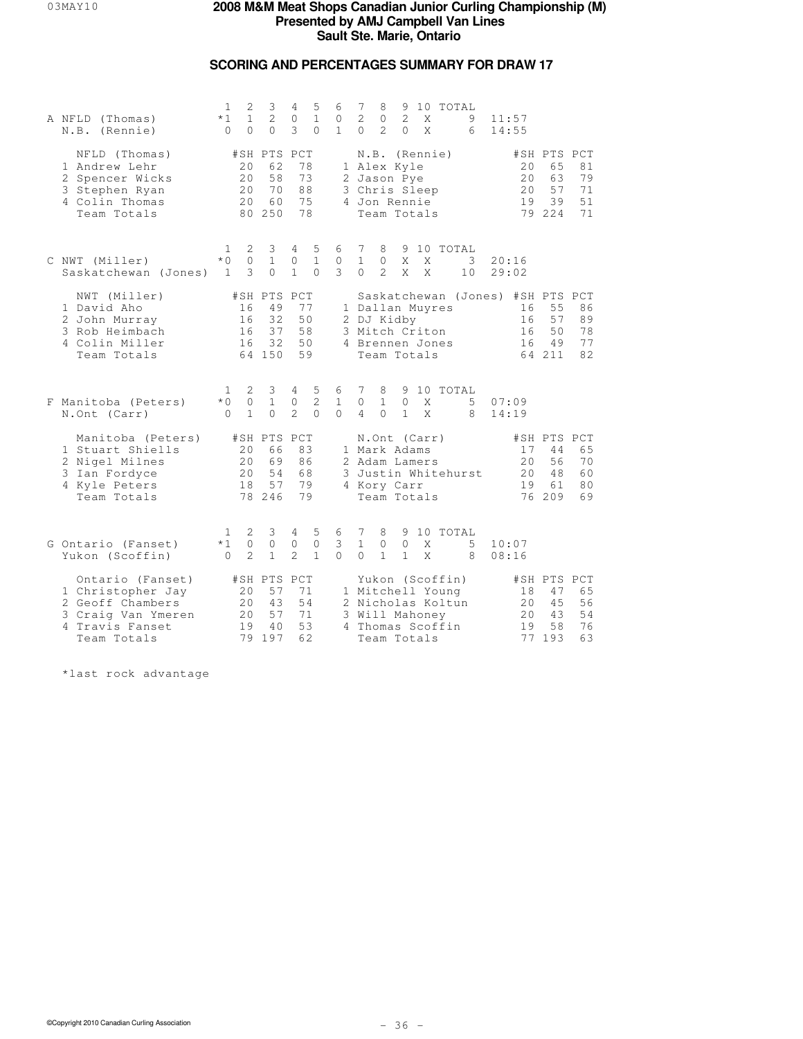# 2008 M&M Meat Shops Canadian Junior Curling Championship (M)
## Presented by AMJ Campbell Van Lines
## Sault Ste. Marie, Ontario

### SCORING AND PERCENTAGES SUMMARY FOR DRAW 17

| Sheet | Team | 1 | 2 | 3 | 4 | 5 | 6 | 7 | 8 | 9 | 10 | TOTAL | Time |
|---|---|---|---|---|---|---|---|---|---|---|---|---|---|
| A | NFLD (Thomas) | *1 | 1 | 2 | 0 | 1 | 0 | 2 | 0 | 2 | X | 9 | 11:57 |
| | N.B. (Rennie) | 0 | 0 | 0 | 3 | 0 | 1 | 0 | 2 | 0 | X | 6 | 14:55 |

| NFLD (Thomas) | #SH | PTS | PCT | N.B. (Rennie) | #SH | PTS | PCT |
|---|---|---|---|---|---|---|---|
| 1 Andrew Lehr | 20 | 62 | 78 | 1 Alex Kyle | 20 | 65 | 81 |
| 2 Spencer Wicks | 20 | 58 | 73 | 2 Jason Pye | 20 | 63 | 79 |
| 3 Stephen Ryan | 20 | 70 | 88 | 3 Chris Sleep | 20 | 57 | 71 |
| 4 Colin Thomas | 20 | 60 | 75 | 4 Jon Rennie | 19 | 39 | 51 |
| Team Totals | 80 | 250 | 78 | Team Totals | 79 | 224 | 71 |

| Sheet | Team | 1 | 2 | 3 | 4 | 5 | 6 | 7 | 8 | 9 | 10 | TOTAL | Time |
|---|---|---|---|---|---|---|---|---|---|---|---|---|---|
| C | NWT (Miller) | *0 | 0 | 1 | 0 | 1 | 0 | 1 | 0 | X | X | 3 | 20:16 |
| | Saskatchewan (Jones) | 1 | 3 | 0 | 1 | 0 | 3 | 0 | 2 | X | X | 10 | 29:02 |

| NWT (Miller) | #SH | PTS | PCT | Saskatchewan (Jones) | #SH | PTS | PCT |
|---|---|---|---|---|---|---|---|
| 1 David Aho | 16 | 49 | 77 | 1 Dallan Muyres | 16 | 55 | 86 |
| 2 John Murray | 16 | 32 | 50 | 2 DJ Kidby | 16 | 57 | 89 |
| 3 Rob Heimbach | 16 | 37 | 58 | 3 Mitch Criton | 16 | 50 | 78 |
| 4 Colin Miller | 16 | 32 | 50 | 4 Brennen Jones | 16 | 49 | 77 |
| Team Totals | 64 | 150 | 59 | Team Totals | 64 | 211 | 82 |

| Sheet | Team | 1 | 2 | 3 | 4 | 5 | 6 | 7 | 8 | 9 | 10 | TOTAL | Time |
|---|---|---|---|---|---|---|---|---|---|---|---|---|---|
| F | Manitoba (Peters) | *0 | 0 | 1 | 0 | 2 | 1 | 0 | 1 | 0 | X | 5 | 07:09 |
| | N.Ont (Carr) | 0 | 1 | 0 | 2 | 0 | 0 | 4 | 0 | 1 | X | 8 | 14:19 |

| Manitoba (Peters) | #SH | PTS | PCT | N.Ont (Carr) | #SH | PTS | PCT |
|---|---|---|---|---|---|---|---|
| 1 Stuart Shiells | 20 | 66 | 83 | 1 Mark Adams | 17 | 44 | 65 |
| 2 Nigel Milnes | 20 | 69 | 86 | 2 Adam Lamers | 20 | 56 | 70 |
| 3 Ian Fordyce | 20 | 54 | 68 | 3 Justin Whitehurst | 20 | 48 | 60 |
| 4 Kyle Peters | 18 | 57 | 79 | 4 Kory Carr | 19 | 61 | 80 |
| Team Totals | 78 | 246 | 79 | Team Totals | 76 | 209 | 69 |

| Sheet | Team | 1 | 2 | 3 | 4 | 5 | 6 | 7 | 8 | 9 | 10 | TOTAL | Time |
|---|---|---|---|---|---|---|---|---|---|---|---|---|---|
| G | Ontario (Fanset) | *1 | 0 | 0 | 0 | 0 | 3 | 1 | 0 | 0 | X | 5 | 10:07 |
| | Yukon (Scoffin) | 0 | 2 | 1 | 2 | 1 | 0 | 0 | 1 | 1 | X | 8 | 08:16 |

| Ontario (Fanset) | #SH | PTS | PCT | Yukon (Scoffin) | #SH | PTS | PCT |
|---|---|---|---|---|---|---|---|
| 1 Christopher Jay | 20 | 57 | 71 | 1 Mitchell Young | 18 | 47 | 65 |
| 2 Geoff Chambers | 20 | 43 | 54 | 2 Nicholas Koltun | 20 | 45 | 56 |
| 3 Craig Van Ymeren | 20 | 57 | 71 | 3 Will Mahoney | 20 | 43 | 54 |
| 4 Travis Fanset | 19 | 40 | 53 | 4 Thomas Scoffin | 19 | 58 | 76 |
| Team Totals | 79 | 197 | 62 | Team Totals | 77 | 193 | 63 |

*last rock advantage

©Copyright 2010 Canadian Curling Association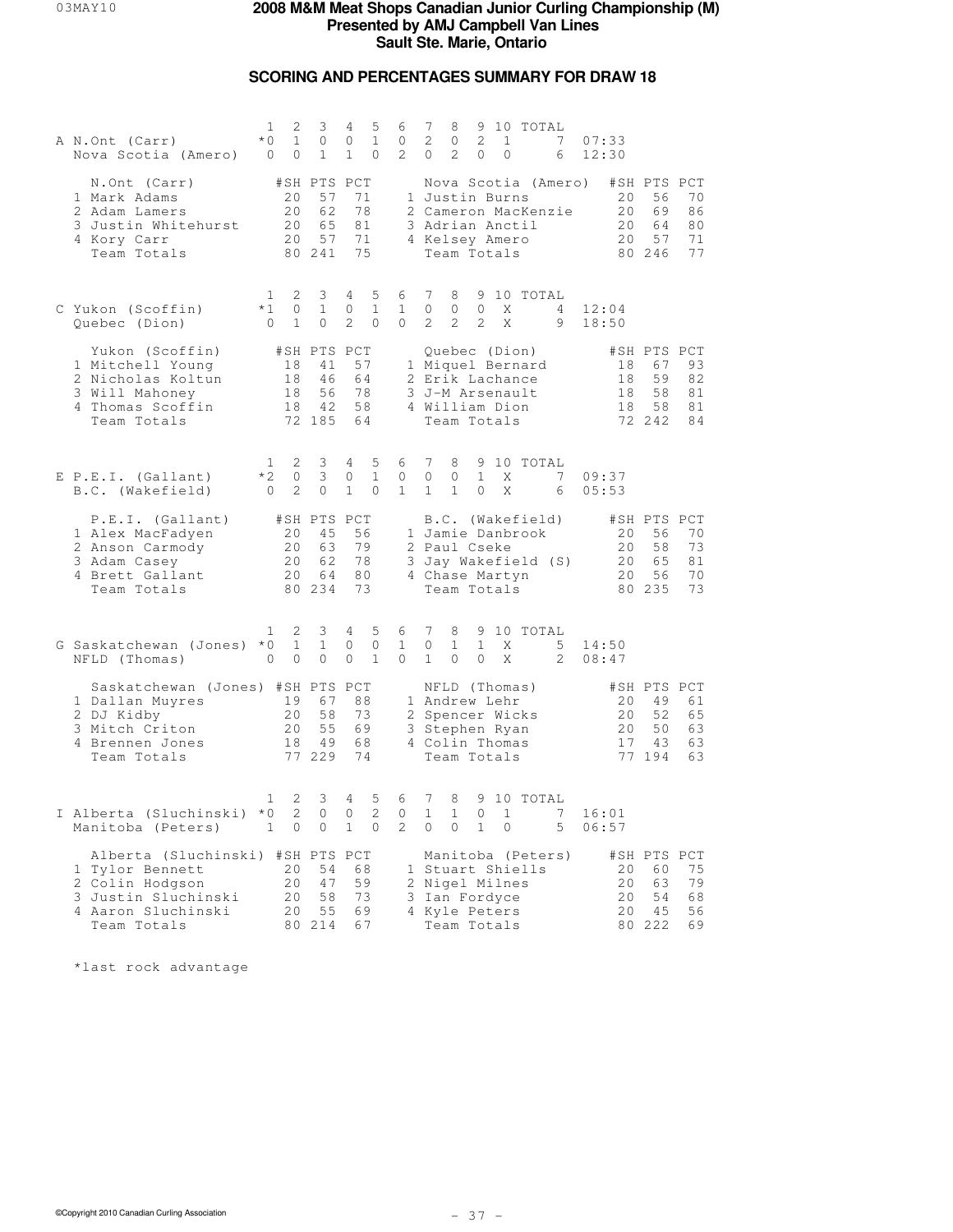# 2008 M&M Meat Shops Canadian Junior Curling Championship (M)
## Presented by AMJ Campbell Van Lines
## Sault Ste. Marie, Ontario

### SCORING AND PERCENTAGES SUMMARY FOR DRAW 18

| Sheet | Team | 1 | 2 | 3 | 4 | 5 | 6 | 7 | 8 | 9 | 10 | TOTAL | Time |
|---|---|---|---|---|---|---|---|---|---|---|---|---|---|
| A | N.Ont (Carr) | *0 | 1 | 0 | 0 | 1 | 0 | 2 | 0 | 2 | 1 | 7 | 07:33 |
| | Nova Scotia (Amero) | 0 | 0 | 1 | 1 | 0 | 2 | 0 | 2 | 0 | 0 | 6 | 12:30 |

| N.Ont (Carr) | #SH | PTS | PCT | Nova Scotia (Amero) | #SH | PTS | PCT |
|---|---|---|---|---|---|---|---|
| 1 Mark Adams | 20 | 57 | 71 | 1 Justin Burns | 20 | 56 | 70 |
| 2 Adam Lamers | 20 | 62 | 78 | 2 Cameron MacKenzie | 20 | 69 | 86 |
| 3 Justin Whitehurst | 20 | 65 | 81 | 3 Adrian Anctil | 20 | 64 | 80 |
| 4 Kory Carr | 20 | 57 | 71 | 4 Kelsey Amero | 20 | 57 | 71 |
| Team Totals | 80 | 241 | 75 | Team Totals | 80 | 246 | 77 |

| Sheet | Team | 1 | 2 | 3 | 4 | 5 | 6 | 7 | 8 | 9 | 10 | TOTAL | Time |
|---|---|---|---|---|---|---|---|---|---|---|---|---|---|
| C | Yukon (Scoffin) | *1 | 0 | 1 | 0 | 1 | 1 | 0 | 0 | 0 | X | 4 | 12:04 |
| | Quebec (Dion) | 0 | 1 | 0 | 2 | 0 | 0 | 2 | 2 | 2 | X | 9 | 18:50 |

| Yukon (Scoffin) | #SH | PTS | PCT | Quebec (Dion) | #SH | PTS | PCT |
|---|---|---|---|---|---|---|---|
| 1 Mitchell Young | 18 | 41 | 57 | 1 Miquel Bernard | 18 | 67 | 93 |
| 2 Nicholas Koltun | 18 | 46 | 64 | 2 Erik Lachance | 18 | 59 | 82 |
| 3 Will Mahoney | 18 | 56 | 78 | 3 J-M Arsenault | 18 | 58 | 81 |
| 4 Thomas Scoffin | 18 | 42 | 58 | 4 William Dion | 18 | 58 | 81 |
| Team Totals | 72 | 185 | 64 | Team Totals | 72 | 242 | 84 |

| Sheet | Team | 1 | 2 | 3 | 4 | 5 | 6 | 7 | 8 | 9 | 10 | TOTAL | Time |
|---|---|---|---|---|---|---|---|---|---|---|---|---|---|
| E | P.E.I. (Gallant) | *2 | 0 | 3 | 0 | 1 | 0 | 0 | 0 | 1 | X | 7 | 09:37 |
| | B.C. (Wakefield) | 0 | 2 | 0 | 1 | 0 | 1 | 1 | 1 | 0 | X | 6 | 05:53 |

| P.E.I. (Gallant) | #SH | PTS | PCT | B.C. (Wakefield) | #SH | PTS | PCT |
|---|---|---|---|---|---|---|---|
| 1 Alex MacFadyen | 20 | 45 | 56 | 1 Jamie Danbrook | 20 | 56 | 70 |
| 2 Anson Carmody | 20 | 63 | 79 | 2 Paul Cseke | 20 | 58 | 73 |
| 3 Adam Casey | 20 | 62 | 78 | 3 Jay Wakefield (S) | 20 | 65 | 81 |
| 4 Brett Gallant | 20 | 64 | 80 | 4 Chase Martyn | 20 | 56 | 70 |
| Team Totals | 80 | 234 | 73 | Team Totals | 80 | 235 | 73 |

| Sheet | Team | 1 | 2 | 3 | 4 | 5 | 6 | 7 | 8 | 9 | 10 | TOTAL | Time |
|---|---|---|---|---|---|---|---|---|---|---|---|---|---|
| G | Saskatchewan (Jones) | *0 | 1 | 1 | 0 | 0 | 1 | 0 | 1 | 1 | X | 5 | 14:50 |
| | NFLD (Thomas) | 0 | 0 | 0 | 0 | 1 | 0 | 1 | 0 | 0 | X | 2 | 08:47 |

| Saskatchewan (Jones) | #SH | PTS | PCT | NFLD (Thomas) | #SH | PTS | PCT |
|---|---|---|---|---|---|---|---|
| 1 Dallan Muyres | 19 | 67 | 88 | 1 Andrew Lehr | 20 | 49 | 61 |
| 2 DJ Kidby | 20 | 58 | 73 | 2 Spencer Wicks | 20 | 52 | 65 |
| 3 Mitch Criton | 20 | 55 | 69 | 3 Stephen Ryan | 20 | 50 | 63 |
| 4 Brennen Jones | 18 | 49 | 68 | 4 Colin Thomas | 17 | 43 | 63 |
| Team Totals | 77 | 229 | 74 | Team Totals | 77 | 194 | 63 |

| Sheet | Team | 1 | 2 | 3 | 4 | 5 | 6 | 7 | 8 | 9 | 10 | TOTAL | Time |
|---|---|---|---|---|---|---|---|---|---|---|---|---|---|
| I | Alberta (Sluchinski) | *0 | 2 | 0 | 0 | 2 | 0 | 1 | 1 | 0 | 1 | 7 | 16:01 |
| | Manitoba (Peters) | 1 | 0 | 0 | 1 | 0 | 2 | 0 | 0 | 1 | 0 | 5 | 06:57 |

| Alberta (Sluchinski) | #SH | PTS | PCT | Manitoba (Peters) | #SH | PTS | PCT |
|---|---|---|---|---|---|---|---|
| 1 Tylor Bennett | 20 | 54 | 68 | 1 Stuart Shiells | 20 | 60 | 75 |
| 2 Colin Hodgson | 20 | 47 | 59 | 2 Nigel Milnes | 20 | 63 | 79 |
| 3 Justin Sluchinski | 20 | 58 | 73 | 3 Ian Fordyce | 20 | 54 | 68 |
| 4 Aaron Sluchinski | 20 | 55 | 69 | 4 Kyle Peters | 20 | 45 | 56 |
| Team Totals | 80 | 214 | 67 | Team Totals | 80 | 222 | 69 |

*last rock advantage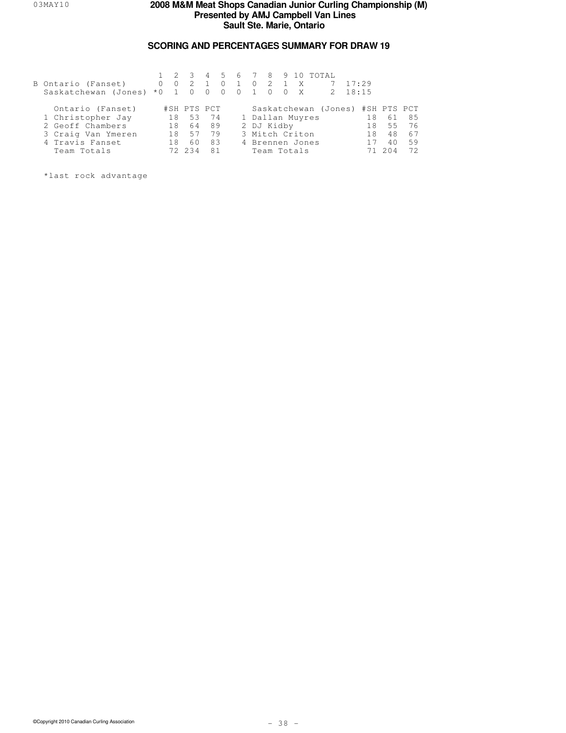# 2008 M&M Meat Shops Canadian Junior Curling Championship (M)
## Presented by AMJ Campbell Van Lines
## Sault Ste. Marie, Ontario

### SCORING AND PERCENTAGES SUMMARY FOR DRAW 19

| | 1 | 2 | 3 | 4 | 5 | 6 | 7 | 8 | 9 | 10 | TOTAL | |
|---|---|---|---|---|---|---|---|---|---|---|---|---|
| B Ontario (Fanset) | 0 | 0 | 2 | 1 | 0 | 1 | 0 | 2 | 1 | X | 7 | 17:29 |
| Saskatchewan (Jones) | *0 | 1 | 0 | 0 | 0 | 0 | 1 | 0 | 0 | X | 2 | 18:15 |

| Ontario (Fanset) | #SH | PTS | PCT |
|---|---|---|---|
| 1 Christopher Jay | 18 | 53 | 74 |
| 2 Geoff Chambers | 18 | 64 | 89 |
| 3 Craig Van Ymeren | 18 | 57 | 79 |
| 4 Travis Fanset | 18 | 60 | 83 |
| Team Totals | 72 | 234 | 81 |

| Saskatchewan (Jones) | #SH | PTS | PCT |
|---|---|---|---|
| 1 Dallan Muyres | 18 | 61 | 85 |
| 2 DJ Kidby | 18 | 55 | 76 |
| 3 Mitch Criton | 18 | 48 | 67 |
| 4 Brennen Jones | 17 | 40 | 59 |
| Team Totals | 71 | 204 | 72 |

*last rock advantage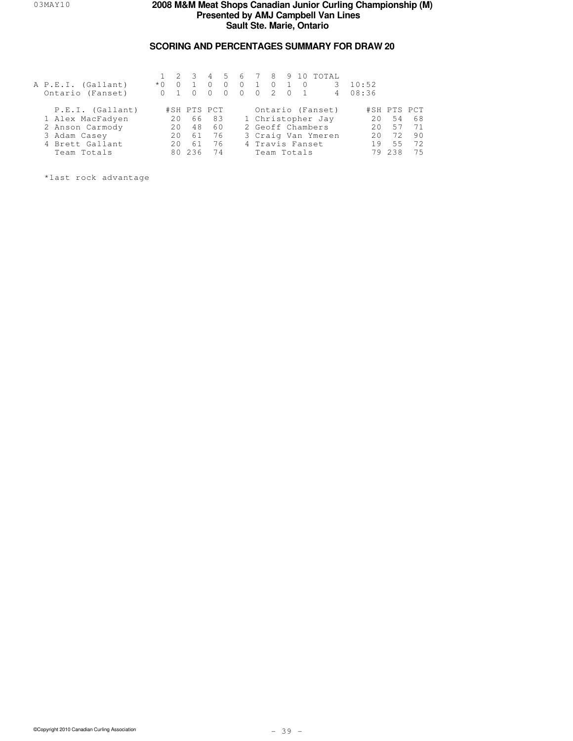# 2008 M&M Meat Shops Canadian Junior Curling Championship (M)
## Presented by AMJ Campbell Van Lines
## Sault Ste. Marie, Ontario

### SCORING AND PERCENTAGES SUMMARY FOR DRAW 20

| | 1 | 2 | 3 | 4 | 5 | 6 | 7 | 8 | 9 | 10 | TOTAL | |
|---|---|---|---|---|---|---|---|---|---|---|---|---|
| A P.E.I. (Gallant) | *0 | 0 | 1 | 0 | 0 | 0 | 1 | 0 | 1 | 0 | 3 | 10:52 |
| Ontario (Fanset) | 0 | 1 | 0 | 0 | 0 | 0 | 0 | 2 | 0 | 1 | 4 | 08:36 |

| P.E.I. (Gallant) | #SH | PTS | PCT | Ontario (Fanset) | #SH | PTS | PCT |
|---|---|---|---|---|---|---|---|
| 1 Alex MacFadyen | 20 | 66 | 83 | 1 Christopher Jay | 20 | 54 | 68 |
| 2 Anson Carmody | 20 | 48 | 60 | 2 Geoff Chambers | 20 | 57 | 71 |
| 3 Adam Casey | 20 | 61 | 76 | 3 Craig Van Ymeren | 20 | 72 | 90 |
| 4 Brett Gallant | 20 | 61 | 76 | 4 Travis Fanset | 19 | 55 | 72 |
| Team Totals | 80 | 236 | 74 | Team Totals | 79 | 238 | 75 |

*last rock advantage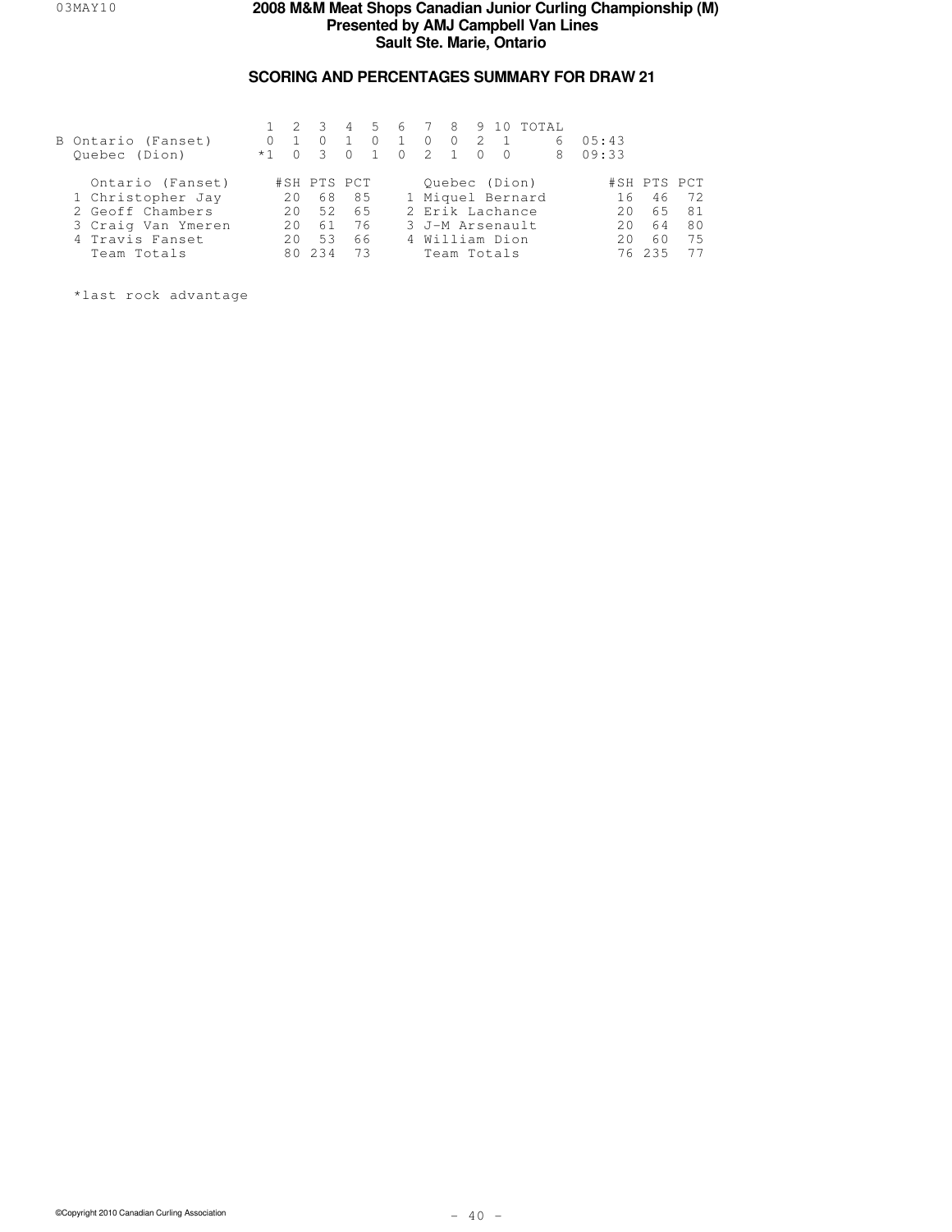# 2008 M&M Meat Shops Canadian Junior Curling Championship (M)
## Presented by AMJ Campbell Van Lines
## Sault Ste. Marie, Ontario

### SCORING AND PERCENTAGES SUMMARY FOR DRAW 21

| | 1 | 2 | 3 | 4 | 5 | 6 | 7 | 8 | 9 | 10 | TOTAL | |
|---|---|---|---|---|---|---|---|---|---|---|---|---|
| B Ontario (Fanset) | 0 | 1 | 0 | 1 | 0 | 1 | 0 | 0 | 2 | 1 | 6 | 05:43 |
| Quebec (Dion) | *1 | 0 | 3 | 0 | 1 | 0 | 2 | 1 | 0 | 0 | 8 | 09:33 |

| Ontario (Fanset) | #SH | PTS | PCT | Quebec (Dion) | #SH | PTS | PCT |
|---|---|---|---|---|---|---|---|
| 1 Christopher Jay | 20 | 68 | 85 | 1 Miquel Bernard | 16 | 46 | 72 |
| 2 Geoff Chambers | 20 | 52 | 65 | 2 Erik Lachance | 20 | 65 | 81 |
| 3 Craig Van Ymeren | 20 | 61 | 76 | 3 J-M Arsenault | 20 | 64 | 80 |
| 4 Travis Fanset | 20 | 53 | 66 | 4 William Dion | 20 | 60 | 75 |
| Team Totals | 80 | 234 | 73 | Team Totals | 76 | 235 | 77 |

*last rock advantage